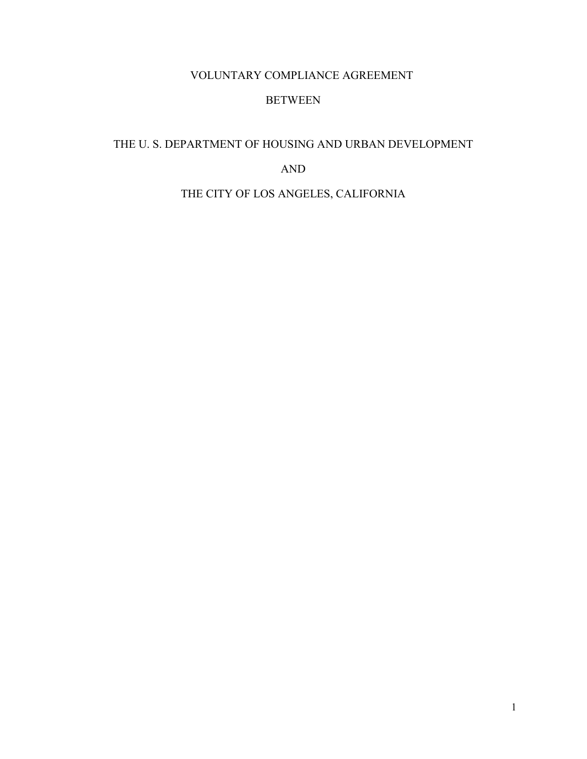# VOLUNTARY COMPLIANCE AGREEMENT

BETWEEN

THE U. S. DEPARTMENT OF HOUSING AND URBAN DEVELOPMENT

AND

THE CITY OF LOS ANGELES, CALIFORNIA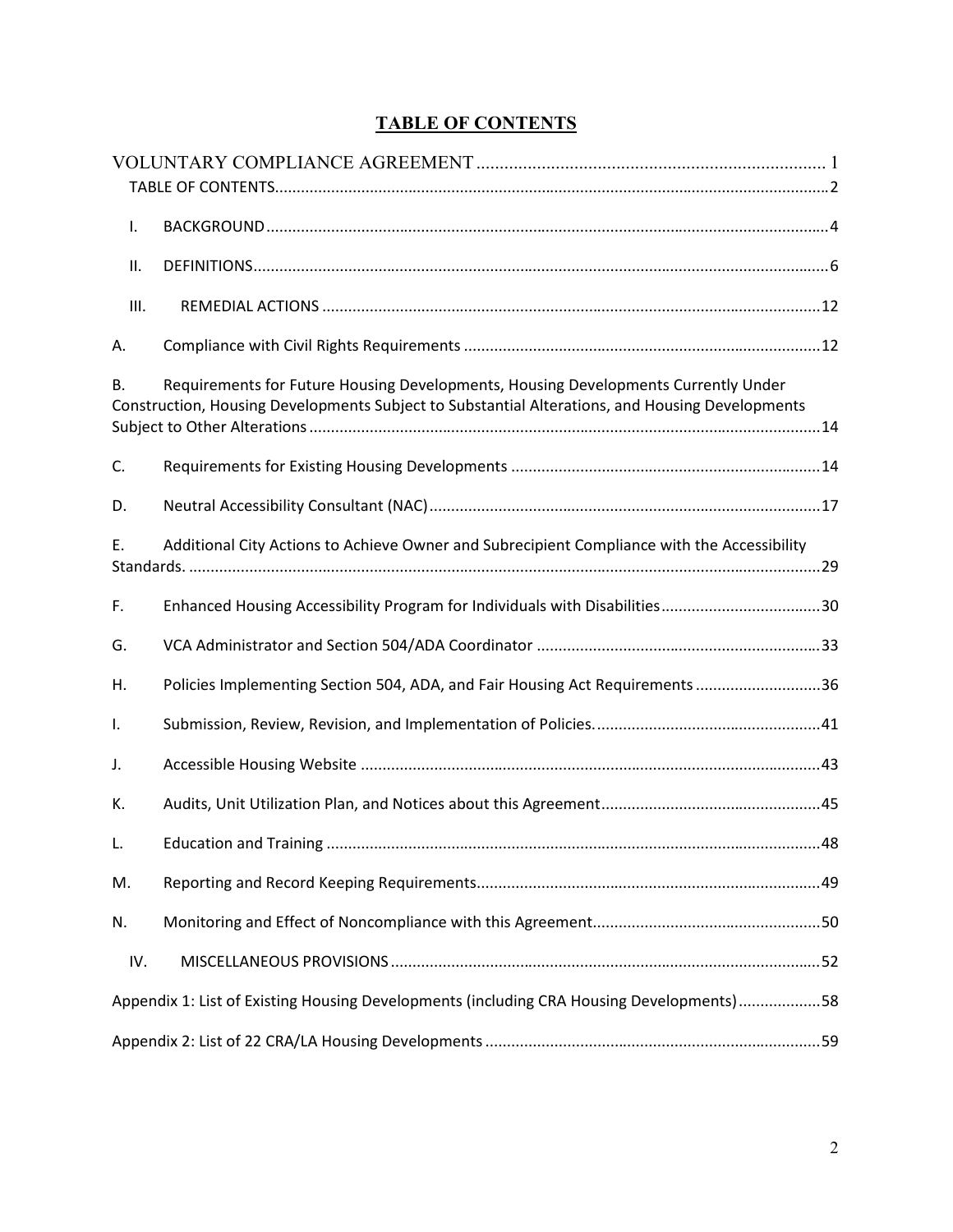# TABLE OF CONTENTS

VOLUNTARY COMPLIANCE AGREEMENT ........................................................................ 1

TABLE OF CONTENTS........................................................................................................................2

I. BACKGROUND..................................................................................................................................4

II. DEFINITIONS.....................................................................................................................................6

III. REMEDIAL ACTIONS ...................................................................................................................12

A. Compliance with Civil Rights Requirements .................................................................................12

B. Requirements for Future Housing Developments, Housing Developments Currently Under Construction, Housing Developments Subject to Substantial Alterations, and Housing Developments Subject to Other Alterations ......................................................................................................................14

C. Requirements for Existing Housing Developments .......................................................................14

D. Neutral Accessibility Consultant (NAC)..........................................................................................17

E. Additional City Actions to Achieve Owner and Subrecipient Compliance with the Accessibility Standards. ..................................................................................................................................................29

F. Enhanced Housing Accessibility Program for Individuals with Disabilities.....................................30

G. VCA Administrator and Section 504/ADA Coordinator .................................................................33

H. Policies Implementing Section 504, ADA, and Fair Housing Act Requirements .............................36

I. Submission, Review, Revision, and Implementation of Policies....................................................41

J. Accessible Housing Website ..........................................................................................................43

K. Audits, Unit Utilization Plan, and Notices about this Agreement...................................................45

L. Education and Training ..................................................................................................................48

M. Reporting and Record Keeping Requirements...............................................................................49

N. Monitoring and Effect of Noncompliance with this Agreement....................................................50

IV. MISCELLANEOUS PROVISIONS ...................................................................................................52

Appendix 1: List of Existing Housing Developments (including CRA Housing Developments)...................58

Appendix 2: List of 22 CRA/LA Housing Developments .............................................................................59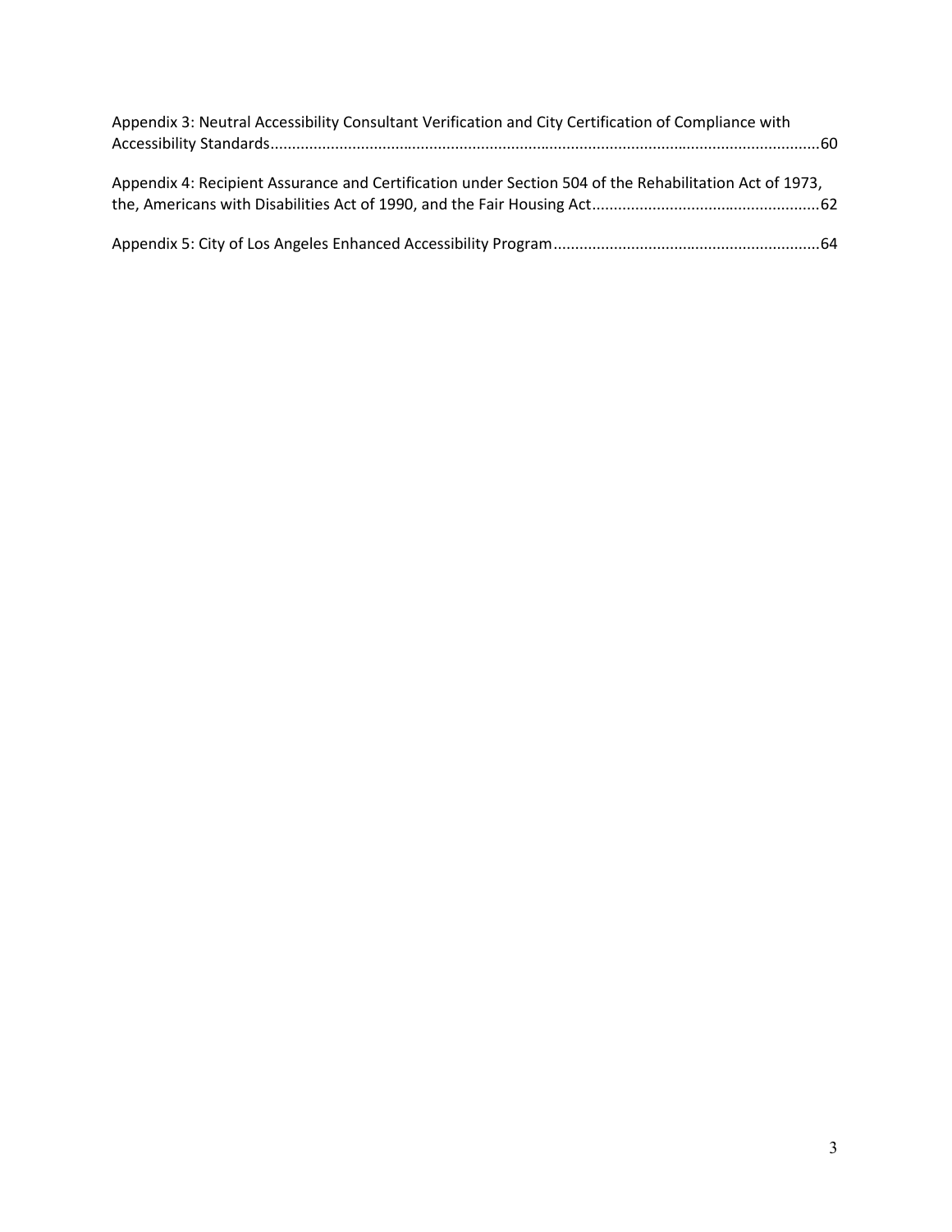Appendix 3: Neutral Accessibility Consultant Verification and City Certification of Compliance with Accessibility Standards....................................................................................................................60

Appendix 4: Recipient Assurance and Certification under Section 504 of the Rehabilitation Act of 1973, the, Americans with Disabilities Act of 1990, and the Fair Housing Act....................................................62

Appendix 5: City of Los Angeles Enhanced Accessibility Program.............................................................64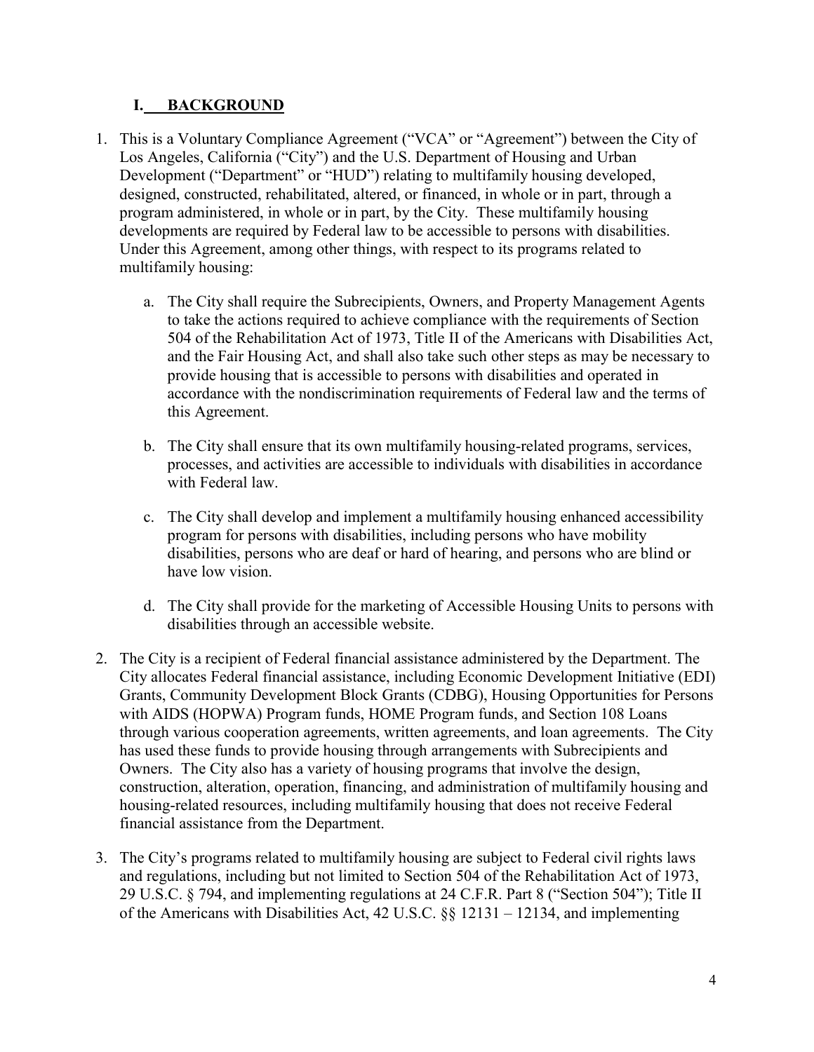## I. BACKGROUND

1. This is a Voluntary Compliance Agreement ("VCA" or "Agreement") between the City of Los Angeles, California ("City") and the U.S. Department of Housing and Urban Development ("Department" or "HUD") relating to multifamily housing developed, designed, constructed, rehabilitated, altered, or financed, in whole or in part, through a program administered, in whole or in part, by the City. These multifamily housing developments are required by Federal law to be accessible to persons with disabilities. Under this Agreement, among other things, with respect to its programs related to multifamily housing:

    a. The City shall require the Subrecipients, Owners, and Property Management Agents to take the actions required to achieve compliance with the requirements of Section 504 of the Rehabilitation Act of 1973, Title II of the Americans with Disabilities Act, and the Fair Housing Act, and shall also take such other steps as may be necessary to provide housing that is accessible to persons with disabilities and operated in accordance with the nondiscrimination requirements of Federal law and the terms of this Agreement.

    b. The City shall ensure that its own multifamily housing-related programs, services, processes, and activities are accessible to individuals with disabilities in accordance with Federal law.

    c. The City shall develop and implement a multifamily housing enhanced accessibility program for persons with disabilities, including persons who have mobility disabilities, persons who are deaf or hard of hearing, and persons who are blind or have low vision.

    d. The City shall provide for the marketing of Accessible Housing Units to persons with disabilities through an accessible website.

2. The City is a recipient of Federal financial assistance administered by the Department. The City allocates Federal financial assistance, including Economic Development Initiative (EDI) Grants, Community Development Block Grants (CDBG), Housing Opportunities for Persons with AIDS (HOPWA) Program funds, HOME Program funds, and Section 108 Loans through various cooperation agreements, written agreements, and loan agreements. The City has used these funds to provide housing through arrangements with Subrecipients and Owners. The City also has a variety of housing programs that involve the design, construction, alteration, operation, financing, and administration of multifamily housing and housing-related resources, including multifamily housing that does not receive Federal financial assistance from the Department.

3. The City's programs related to multifamily housing are subject to Federal civil rights laws and regulations, including but not limited to Section 504 of the Rehabilitation Act of 1973, 29 U.S.C. § 794, and implementing regulations at 24 C.F.R. Part 8 ("Section 504"); Title II of the Americans with Disabilities Act, 42 U.S.C. §§ 12131 – 12134, and implementing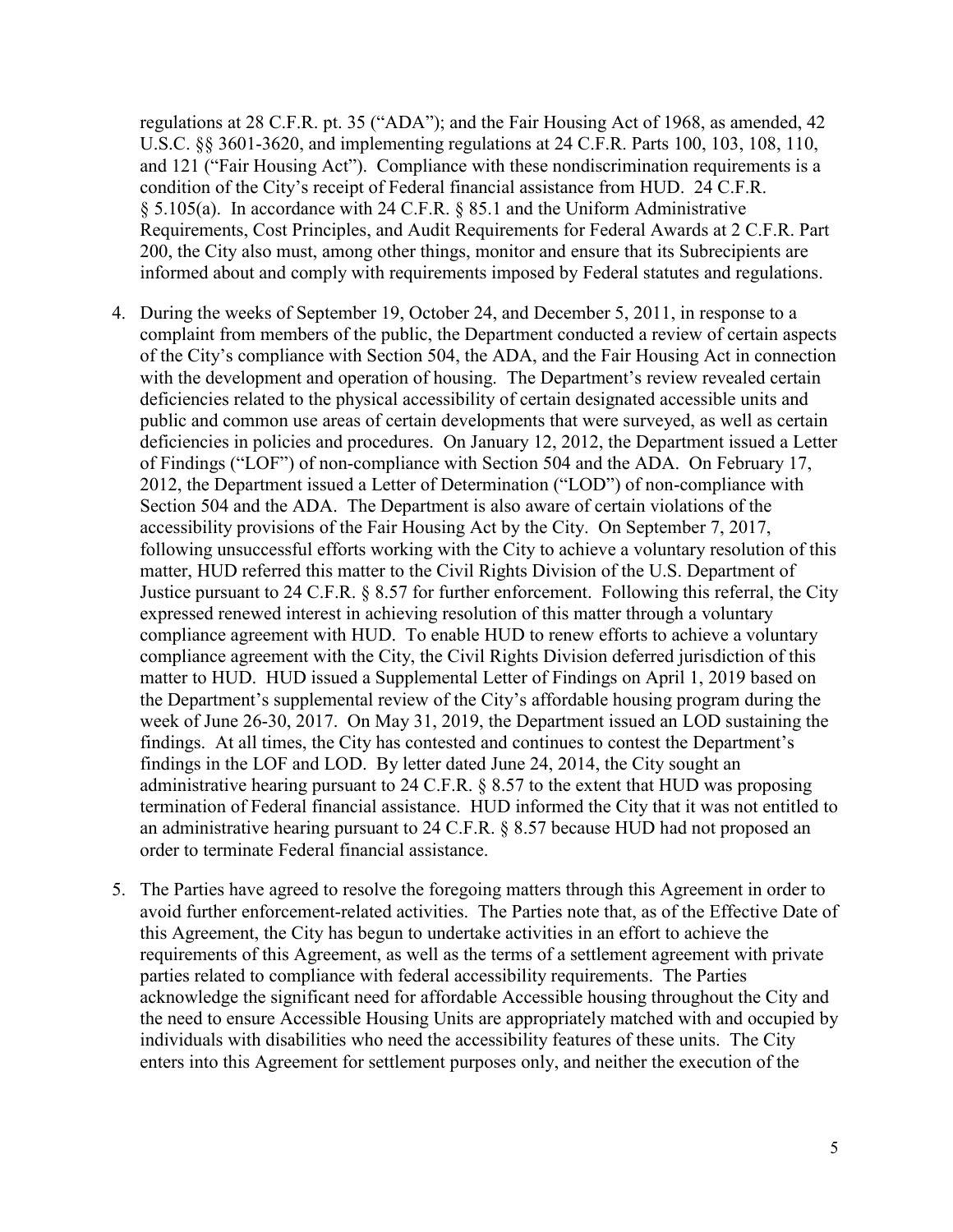regulations at 28 C.F.R. pt. 35 ("ADA"); and the Fair Housing Act of 1968, as amended, 42 U.S.C. §§ 3601-3620, and implementing regulations at 24 C.F.R. Parts 100, 103, 108, 110, and 121 ("Fair Housing Act"). Compliance with these nondiscrimination requirements is a condition of the City's receipt of Federal financial assistance from HUD. 24 C.F.R. § 5.105(a). In accordance with 24 C.F.R. § 85.1 and the Uniform Administrative Requirements, Cost Principles, and Audit Requirements for Federal Awards at 2 C.F.R. Part 200, the City also must, among other things, monitor and ensure that its Subrecipients are informed about and comply with requirements imposed by Federal statutes and regulations.

4. During the weeks of September 19, October 24, and December 5, 2011, in response to a complaint from members of the public, the Department conducted a review of certain aspects of the City's compliance with Section 504, the ADA, and the Fair Housing Act in connection with the development and operation of housing. The Department's review revealed certain deficiencies related to the physical accessibility of certain designated accessible units and public and common use areas of certain developments that were surveyed, as well as certain deficiencies in policies and procedures. On January 12, 2012, the Department issued a Letter of Findings ("LOF") of non-compliance with Section 504 and the ADA. On February 17, 2012, the Department issued a Letter of Determination ("LOD") of non-compliance with Section 504 and the ADA. The Department is also aware of certain violations of the accessibility provisions of the Fair Housing Act by the City. On September 7, 2017, following unsuccessful efforts working with the City to achieve a voluntary resolution of this matter, HUD referred this matter to the Civil Rights Division of the U.S. Department of Justice pursuant to 24 C.F.R. § 8.57 for further enforcement. Following this referral, the City expressed renewed interest in achieving resolution of this matter through a voluntary compliance agreement with HUD. To enable HUD to renew efforts to achieve a voluntary compliance agreement with the City, the Civil Rights Division deferred jurisdiction of this matter to HUD. HUD issued a Supplemental Letter of Findings on April 1, 2019 based on the Department's supplemental review of the City's affordable housing program during the week of June 26-30, 2017. On May 31, 2019, the Department issued an LOD sustaining the findings. At all times, the City has contested and continues to contest the Department's findings in the LOF and LOD. By letter dated June 24, 2014, the City sought an administrative hearing pursuant to 24 C.F.R. § 8.57 to the extent that HUD was proposing termination of Federal financial assistance. HUD informed the City that it was not entitled to an administrative hearing pursuant to 24 C.F.R. § 8.57 because HUD had not proposed an order to terminate Federal financial assistance.

5. The Parties have agreed to resolve the foregoing matters through this Agreement in order to avoid further enforcement-related activities. The Parties note that, as of the Effective Date of this Agreement, the City has begun to undertake activities in an effort to achieve the requirements of this Agreement, as well as the terms of a settlement agreement with private parties related to compliance with federal accessibility requirements. The Parties acknowledge the significant need for affordable Accessible housing throughout the City and the need to ensure Accessible Housing Units are appropriately matched with and occupied by individuals with disabilities who need the accessibility features of these units. The City enters into this Agreement for settlement purposes only, and neither the execution of the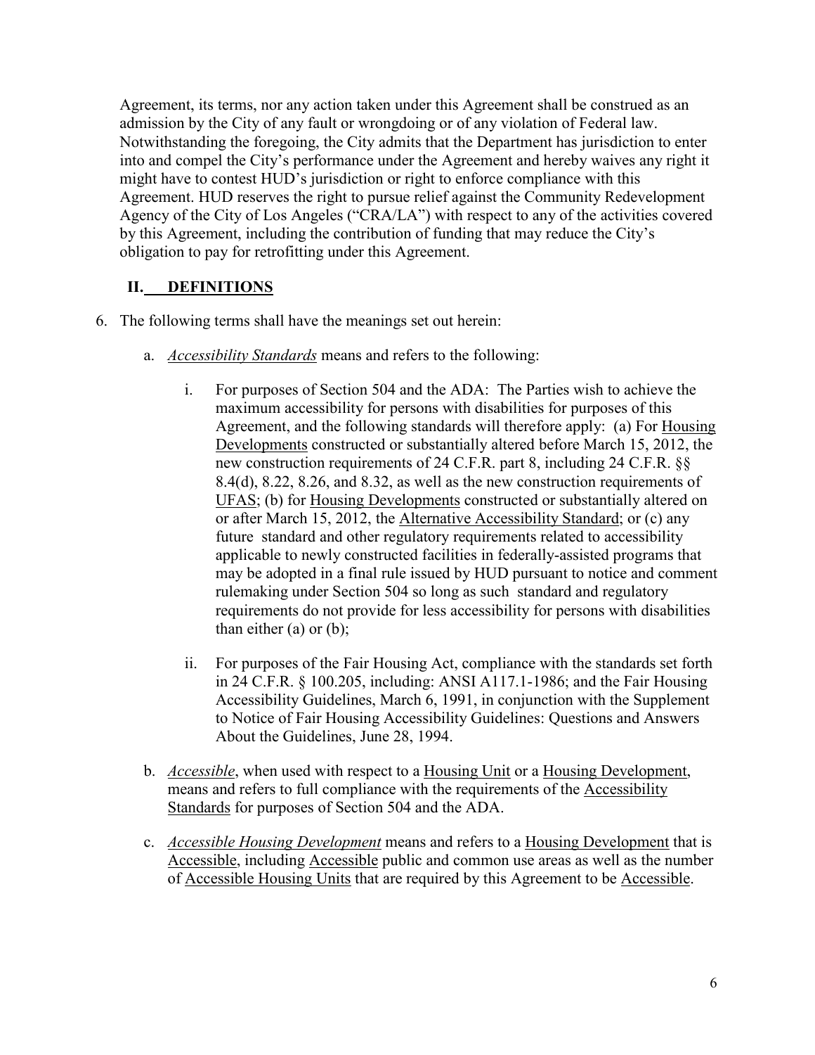Agreement, its terms, nor any action taken under this Agreement shall be construed as an admission by the City of any fault or wrongdoing or of any violation of Federal law. Notwithstanding the foregoing, the City admits that the Department has jurisdiction to enter into and compel the City's performance under the Agreement and hereby waives any right it might have to contest HUD's jurisdiction or right to enforce compliance with this Agreement. HUD reserves the right to pursue relief against the Community Redevelopment Agency of the City of Los Angeles ("CRA/LA") with respect to any of the activities covered by this Agreement, including the contribution of funding that may reduce the City's obligation to pay for retrofitting under this Agreement.

## II. DEFINITIONS

6. The following terms shall have the meanings set out herein:

   a. *Accessibility Standards* means and refers to the following:

      i. For purposes of Section 504 and the ADA: The Parties wish to achieve the maximum accessibility for persons with disabilities for purposes of this Agreement, and the following standards will therefore apply: (a) For Housing Developments constructed or substantially altered before March 15, 2012, the new construction requirements of 24 C.F.R. part 8, including 24 C.F.R. §§ 8.4(d), 8.22, 8.26, and 8.32, as well as the new construction requirements of UFAS; (b) for Housing Developments constructed or substantially altered on or after March 15, 2012, the Alternative Accessibility Standard; or (c) any future standard and other regulatory requirements related to accessibility applicable to newly constructed facilities in federally-assisted programs that may be adopted in a final rule issued by HUD pursuant to notice and comment rulemaking under Section 504 so long as such standard and regulatory requirements do not provide for less accessibility for persons with disabilities than either (a) or (b);

      ii. For purposes of the Fair Housing Act, compliance with the standards set forth in 24 C.F.R. § 100.205, including: ANSI A117.1-1986; and the Fair Housing Accessibility Guidelines, March 6, 1991, in conjunction with the Supplement to Notice of Fair Housing Accessibility Guidelines: Questions and Answers About the Guidelines, June 28, 1994.

   b. *Accessible*, when used with respect to a Housing Unit or a Housing Development, means and refers to full compliance with the requirements of the Accessibility Standards for purposes of Section 504 and the ADA.

   c. *Accessible Housing Development* means and refers to a Housing Development that is Accessible, including Accessible public and common use areas as well as the number of Accessible Housing Units that are required by this Agreement to be Accessible.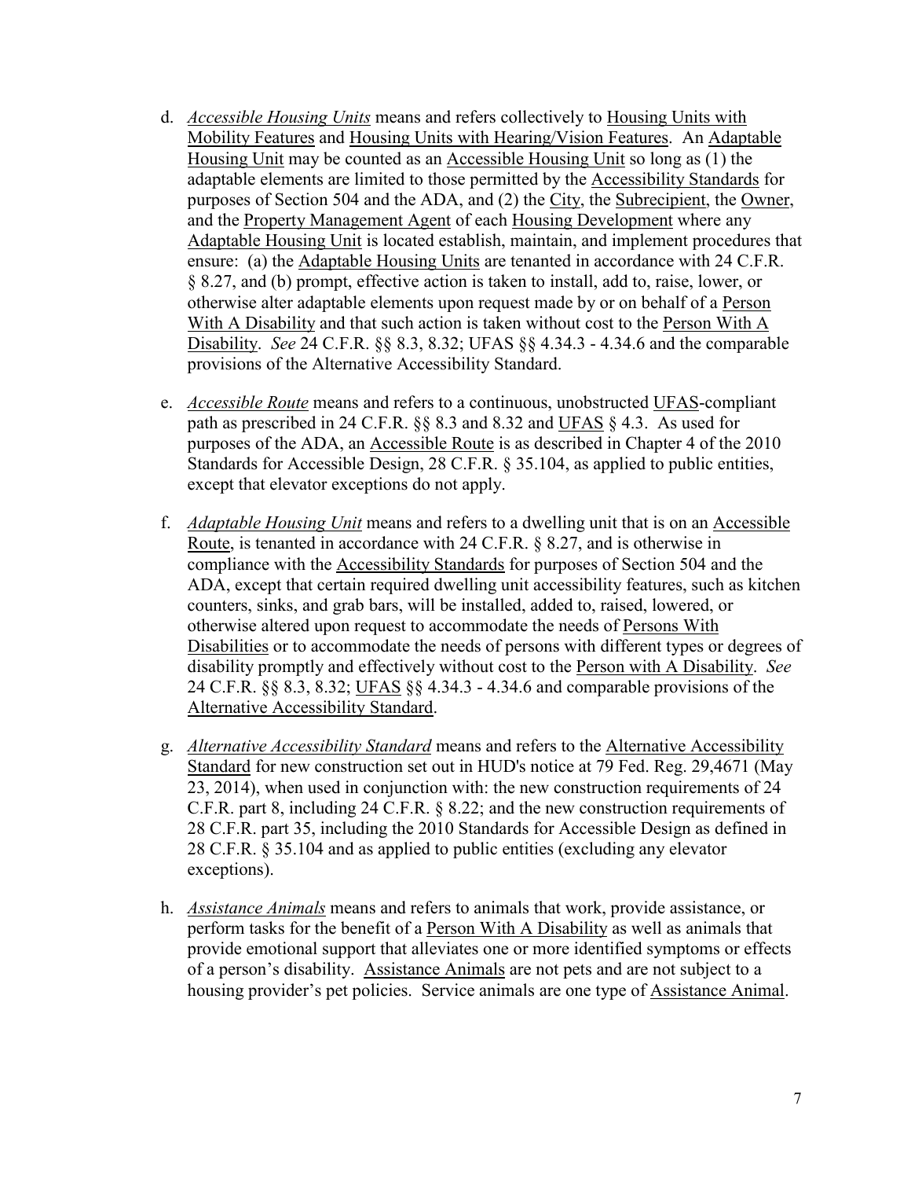d. *Accessible Housing Units* means and refers collectively to Housing Units with Mobility Features and Housing Units with Hearing/Vision Features. An Adaptable Housing Unit may be counted as an Accessible Housing Unit so long as (1) the adaptable elements are limited to those permitted by the Accessibility Standards for purposes of Section 504 and the ADA, and (2) the City, the Subrecipient, the Owner, and the Property Management Agent of each Housing Development where any Adaptable Housing Unit is located establish, maintain, and implement procedures that ensure: (a) the Adaptable Housing Units are tenanted in accordance with 24 C.F.R. § 8.27, and (b) prompt, effective action is taken to install, add to, raise, lower, or otherwise alter adaptable elements upon request made by or on behalf of a Person With A Disability and that such action is taken without cost to the Person With A Disability. *See* 24 C.F.R. §§ 8.3, 8.32; UFAS §§ 4.34.3 - 4.34.6 and the comparable provisions of the Alternative Accessibility Standard.

e. *Accessible Route* means and refers to a continuous, unobstructed UFAS-compliant path as prescribed in 24 C.F.R. §§ 8.3 and 8.32 and UFAS § 4.3. As used for purposes of the ADA, an Accessible Route is as described in Chapter 4 of the 2010 Standards for Accessible Design, 28 C.F.R. § 35.104, as applied to public entities, except that elevator exceptions do not apply.

f. *Adaptable Housing Unit* means and refers to a dwelling unit that is on an Accessible Route, is tenanted in accordance with 24 C.F.R. § 8.27, and is otherwise in compliance with the Accessibility Standards for purposes of Section 504 and the ADA, except that certain required dwelling unit accessibility features, such as kitchen counters, sinks, and grab bars, will be installed, added to, raised, lowered, or otherwise altered upon request to accommodate the needs of Persons With Disabilities or to accommodate the needs of persons with different types or degrees of disability promptly and effectively without cost to the Person with A Disability. *See* 24 C.F.R. §§ 8.3, 8.32; UFAS §§ 4.34.3 - 4.34.6 and comparable provisions of the Alternative Accessibility Standard.

g. *Alternative Accessibility Standard* means and refers to the Alternative Accessibility Standard for new construction set out in HUD's notice at 79 Fed. Reg. 29,4671 (May 23, 2014), when used in conjunction with: the new construction requirements of 24 C.F.R. part 8, including 24 C.F.R. § 8.22; and the new construction requirements of 28 C.F.R. part 35, including the 2010 Standards for Accessible Design as defined in 28 C.F.R. § 35.104 and as applied to public entities (excluding any elevator exceptions).

h. *Assistance Animals* means and refers to animals that work, provide assistance, or perform tasks for the benefit of a Person With A Disability as well as animals that provide emotional support that alleviates one or more identified symptoms or effects of a person's disability. Assistance Animals are not pets and are not subject to a housing provider's pet policies. Service animals are one type of Assistance Animal.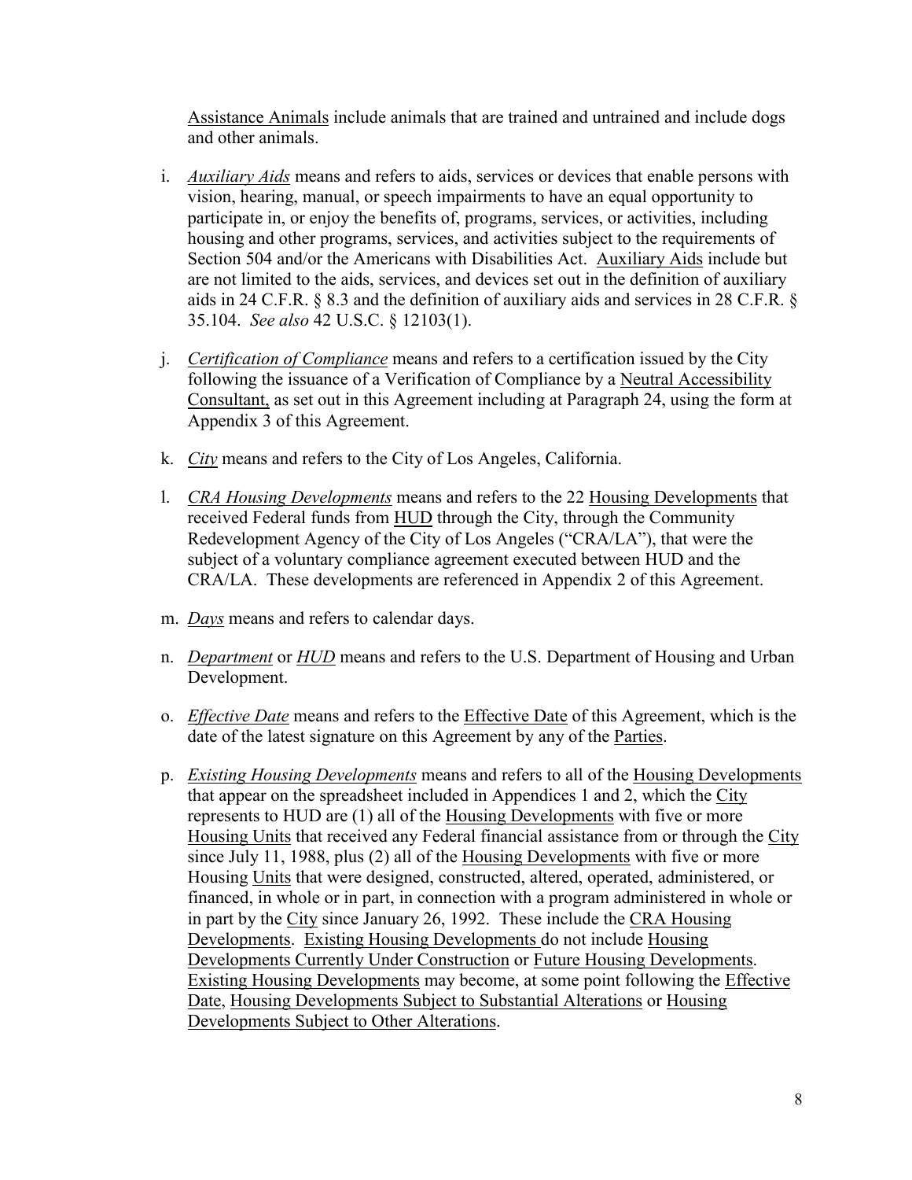Assistance Animals include animals that are trained and untrained and include dogs and other animals.

i. *Auxiliary Aids* means and refers to aids, services or devices that enable persons with vision, hearing, manual, or speech impairments to have an equal opportunity to participate in, or enjoy the benefits of, programs, services, or activities, including housing and other programs, services, and activities subject to the requirements of Section 504 and/or the Americans with Disabilities Act. Auxiliary Aids include but are not limited to the aids, services, and devices set out in the definition of auxiliary aids in 24 C.F.R. § 8.3 and the definition of auxiliary aids and services in 28 C.F.R. § 35.104. *See also* 42 U.S.C. § 12103(1).

j. *Certification of Compliance* means and refers to a certification issued by the City following the issuance of a Verification of Compliance by a Neutral Accessibility Consultant, as set out in this Agreement including at Paragraph 24, using the form at Appendix 3 of this Agreement.

k. *City* means and refers to the City of Los Angeles, California.

l. *CRA Housing Developments* means and refers to the 22 Housing Developments that received Federal funds from HUD through the City, through the Community Redevelopment Agency of the City of Los Angeles ("CRA/LA"), that were the subject of a voluntary compliance agreement executed between HUD and the CRA/LA. These developments are referenced in Appendix 2 of this Agreement.

m. *Days* means and refers to calendar days.

n. *Department* or *HUD* means and refers to the U.S. Department of Housing and Urban Development.

o. *Effective Date* means and refers to the Effective Date of this Agreement, which is the date of the latest signature on this Agreement by any of the Parties.

p. *Existing Housing Developments* means and refers to all of the Housing Developments that appear on the spreadsheet included in Appendices 1 and 2, which the City represents to HUD are (1) all of the Housing Developments with five or more Housing Units that received any Federal financial assistance from or through the City since July 11, 1988, plus (2) all of the Housing Developments with five or more Housing Units that were designed, constructed, altered, operated, administered, or financed, in whole or in part, in connection with a program administered in whole or in part by the City since January 26, 1992. These include the CRA Housing Developments. Existing Housing Developments do not include Housing Developments Currently Under Construction or Future Housing Developments. Existing Housing Developments may become, at some point following the Effective Date, Housing Developments Subject to Substantial Alterations or Housing Developments Subject to Other Alterations.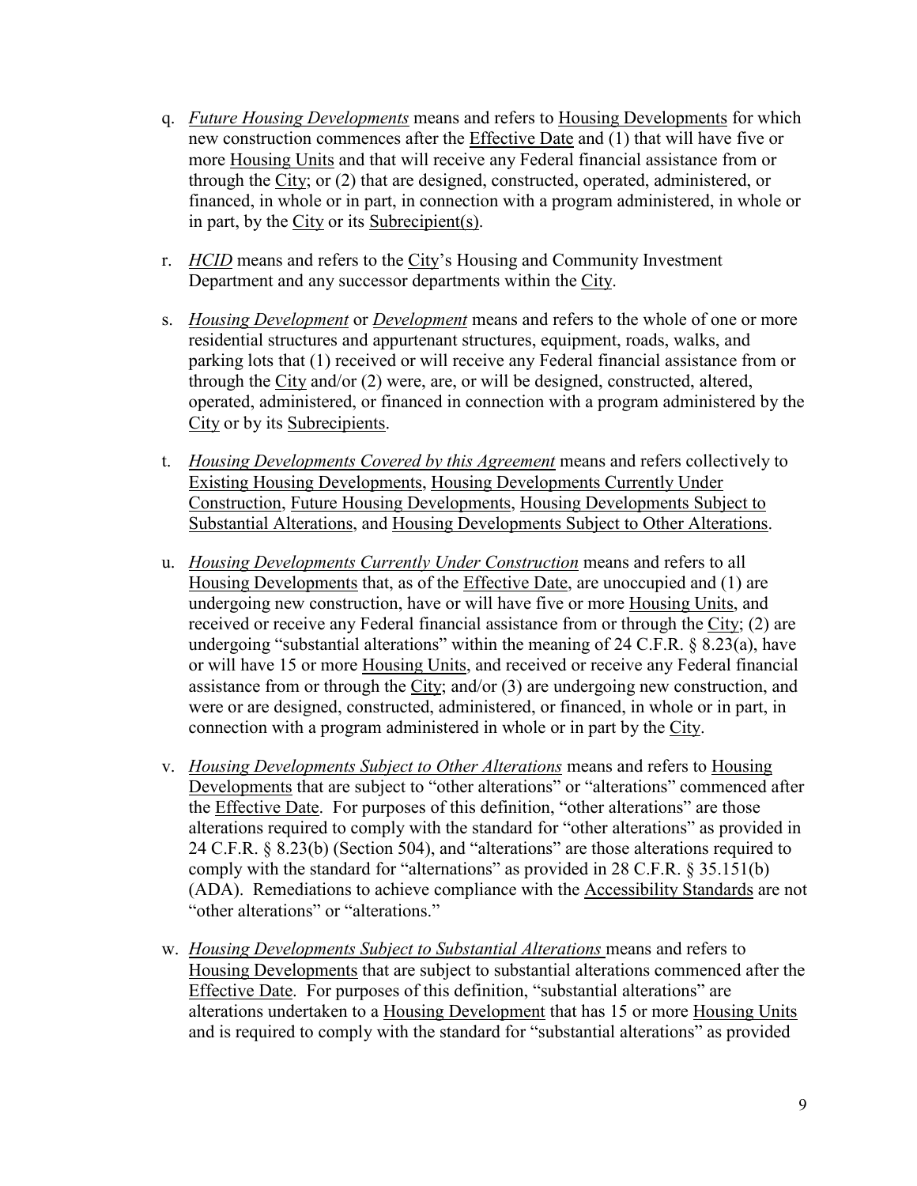q. *Future Housing Developments* means and refers to Housing Developments for which new construction commences after the Effective Date and (1) that will have five or more Housing Units and that will receive any Federal financial assistance from or through the City; or (2) that are designed, constructed, operated, administered, or financed, in whole or in part, in connection with a program administered, in whole or in part, by the City or its Subrecipient(s).

r. *HCID* means and refers to the City's Housing and Community Investment Department and any successor departments within the City.

s. *Housing Development* or *Development* means and refers to the whole of one or more residential structures and appurtenant structures, equipment, roads, walks, and parking lots that (1) received or will receive any Federal financial assistance from or through the City and/or (2) were, are, or will be designed, constructed, altered, operated, administered, or financed in connection with a program administered by the City or by its Subrecipients.

t. *Housing Developments Covered by this Agreement* means and refers collectively to Existing Housing Developments, Housing Developments Currently Under Construction, Future Housing Developments, Housing Developments Subject to Substantial Alterations, and Housing Developments Subject to Other Alterations.

u. *Housing Developments Currently Under Construction* means and refers to all Housing Developments that, as of the Effective Date, are unoccupied and (1) are undergoing new construction, have or will have five or more Housing Units, and received or receive any Federal financial assistance from or through the City; (2) are undergoing "substantial alterations" within the meaning of 24 C.F.R. § 8.23(a), have or will have 15 or more Housing Units, and received or receive any Federal financial assistance from or through the City; and/or (3) are undergoing new construction, and were or are designed, constructed, administered, or financed, in whole or in part, in connection with a program administered in whole or in part by the City.

v. *Housing Developments Subject to Other Alterations* means and refers to Housing Developments that are subject to "other alterations" or "alterations" commenced after the Effective Date. For purposes of this definition, "other alterations" are those alterations required to comply with the standard for "other alterations" as provided in 24 C.F.R. § 8.23(b) (Section 504), and "alterations" are those alterations required to comply with the standard for "alternations" as provided in 28 C.F.R. § 35.151(b) (ADA). Remediations to achieve compliance with the Accessibility Standards are not "other alterations" or "alterations."

w. *Housing Developments Subject to Substantial Alterations* means and refers to Housing Developments that are subject to substantial alterations commenced after the Effective Date. For purposes of this definition, "substantial alterations" are alterations undertaken to a Housing Development that has 15 or more Housing Units and is required to comply with the standard for "substantial alterations" as provided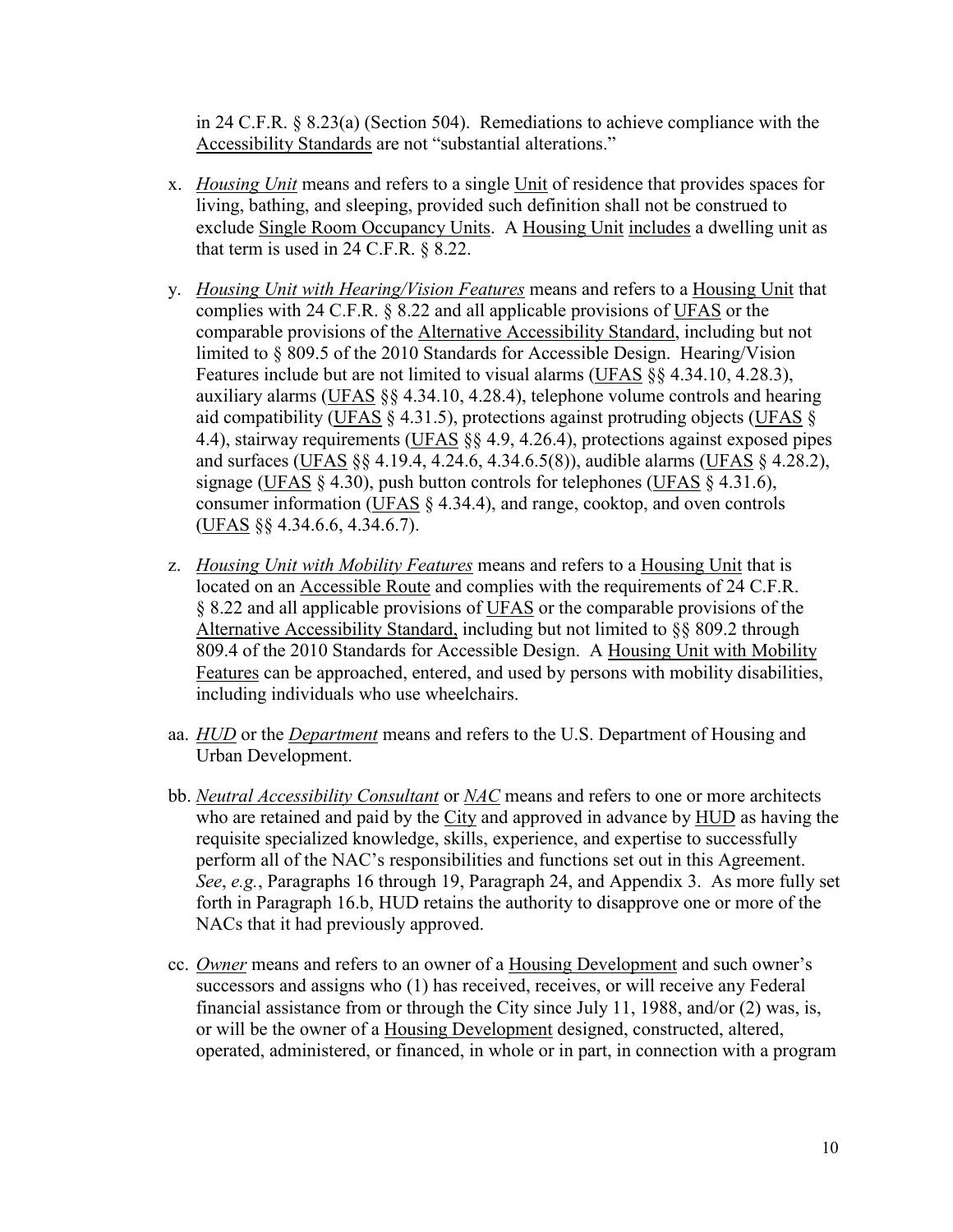in 24 C.F.R. § 8.23(a) (Section 504). Remediations to achieve compliance with the Accessibility Standards are not "substantial alterations."

x. *Housing Unit* means and refers to a single Unit of residence that provides spaces for living, bathing, and sleeping, provided such definition shall not be construed to exclude Single Room Occupancy Units. A Housing Unit includes a dwelling unit as that term is used in 24 C.F.R. § 8.22.

y. *Housing Unit with Hearing/Vision Features* means and refers to a Housing Unit that complies with 24 C.F.R. § 8.22 and all applicable provisions of UFAS or the comparable provisions of the Alternative Accessibility Standard, including but not limited to § 809.5 of the 2010 Standards for Accessible Design. Hearing/Vision Features include but are not limited to visual alarms (UFAS §§ 4.34.10, 4.28.3), auxiliary alarms (UFAS §§ 4.34.10, 4.28.4), telephone volume controls and hearing aid compatibility (UFAS § 4.31.5), protections against protruding objects (UFAS § 4.4), stairway requirements (UFAS §§ 4.9, 4.26.4), protections against exposed pipes and surfaces (UFAS §§ 4.19.4, 4.24.6, 4.34.6.5(8)), audible alarms (UFAS § 4.28.2), signage (UFAS § 4.30), push button controls for telephones (UFAS § 4.31.6), consumer information (UFAS § 4.34.4), and range, cooktop, and oven controls (UFAS §§ 4.34.6.6, 4.34.6.7).

z. *Housing Unit with Mobility Features* means and refers to a Housing Unit that is located on an Accessible Route and complies with the requirements of 24 C.F.R. § 8.22 and all applicable provisions of UFAS or the comparable provisions of the Alternative Accessibility Standard, including but not limited to §§ 809.2 through 809.4 of the 2010 Standards for Accessible Design. A Housing Unit with Mobility Features can be approached, entered, and used by persons with mobility disabilities, including individuals who use wheelchairs.

aa. *HUD* or the *Department* means and refers to the U.S. Department of Housing and Urban Development.

bb. *Neutral Accessibility Consultant* or *NAC* means and refers to one or more architects who are retained and paid by the City and approved in advance by HUD as having the requisite specialized knowledge, skills, experience, and expertise to successfully perform all of the NAC's responsibilities and functions set out in this Agreement. *See*, *e.g.*, Paragraphs 16 through 19, Paragraph 24, and Appendix 3. As more fully set forth in Paragraph 16.b, HUD retains the authority to disapprove one or more of the NACs that it had previously approved.

cc. *Owner* means and refers to an owner of a Housing Development and such owner's successors and assigns who (1) has received, receives, or will receive any Federal financial assistance from or through the City since July 11, 1988, and/or (2) was, is, or will be the owner of a Housing Development designed, constructed, altered, operated, administered, or financed, in whole or in part, in connection with a program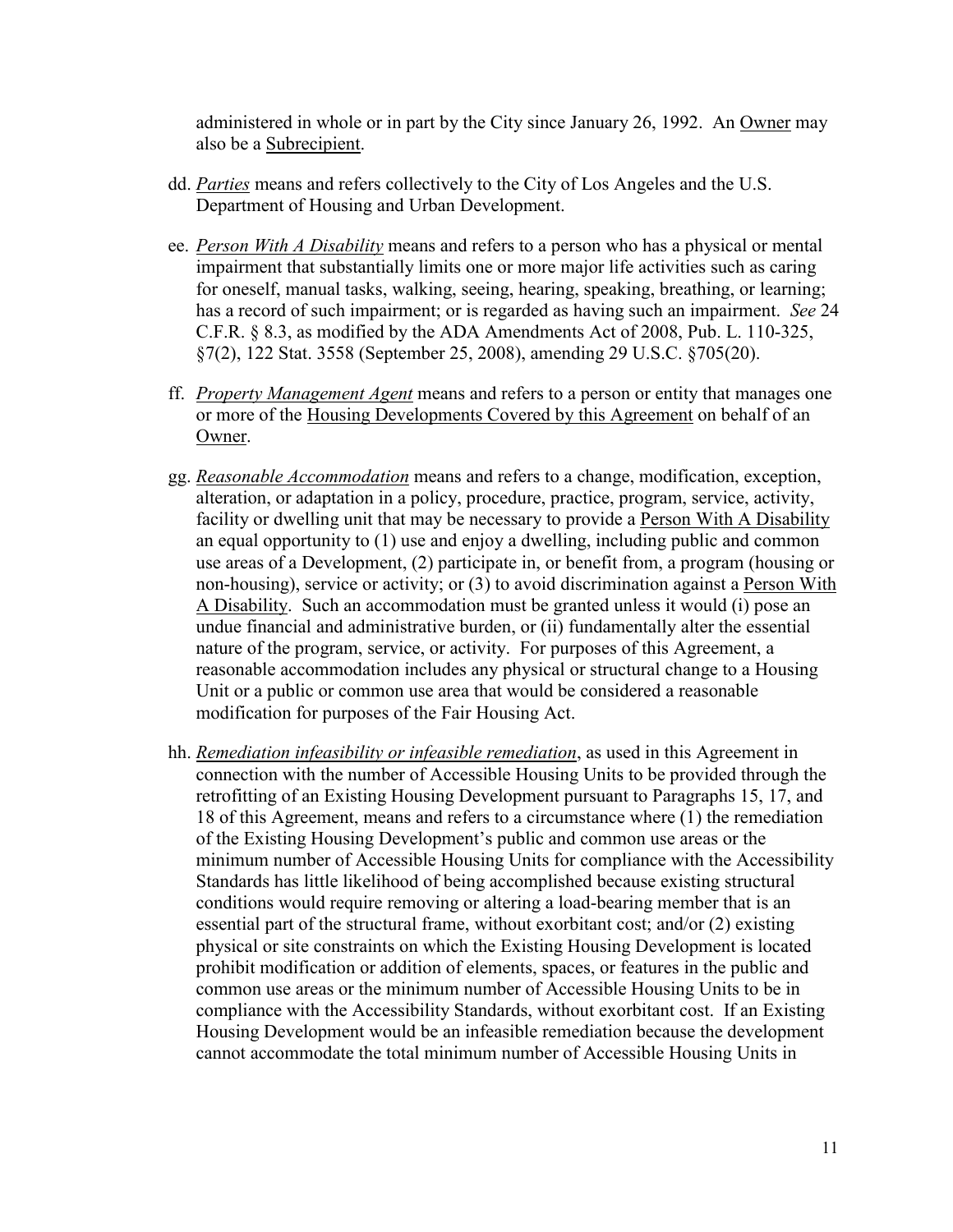administered in whole or in part by the City since January 26, 1992. An Owner may also be a Subrecipient.

dd. *Parties* means and refers collectively to the City of Los Angeles and the U.S. Department of Housing and Urban Development.

ee. *Person With A Disability* means and refers to a person who has a physical or mental impairment that substantially limits one or more major life activities such as caring for oneself, manual tasks, walking, seeing, hearing, speaking, breathing, or learning; has a record of such impairment; or is regarded as having such an impairment. *See* 24 C.F.R. § 8.3, as modified by the ADA Amendments Act of 2008, Pub. L. 110-325, §7(2), 122 Stat. 3558 (September 25, 2008), amending 29 U.S.C. §705(20).

ff. *Property Management Agent* means and refers to a person or entity that manages one or more of the Housing Developments Covered by this Agreement on behalf of an Owner.

gg. *Reasonable Accommodation* means and refers to a change, modification, exception, alteration, or adaptation in a policy, procedure, practice, program, service, activity, facility or dwelling unit that may be necessary to provide a Person With A Disability an equal opportunity to (1) use and enjoy a dwelling, including public and common use areas of a Development, (2) participate in, or benefit from, a program (housing or non-housing), service or activity; or (3) to avoid discrimination against a Person With A Disability. Such an accommodation must be granted unless it would (i) pose an undue financial and administrative burden, or (ii) fundamentally alter the essential nature of the program, service, or activity. For purposes of this Agreement, a reasonable accommodation includes any physical or structural change to a Housing Unit or a public or common use area that would be considered a reasonable modification for purposes of the Fair Housing Act.

hh. *Remediation infeasibility or infeasible remediation*, as used in this Agreement in connection with the number of Accessible Housing Units to be provided through the retrofitting of an Existing Housing Development pursuant to Paragraphs 15, 17, and 18 of this Agreement, means and refers to a circumstance where (1) the remediation of the Existing Housing Development's public and common use areas or the minimum number of Accessible Housing Units for compliance with the Accessibility Standards has little likelihood of being accomplished because existing structural conditions would require removing or altering a load-bearing member that is an essential part of the structural frame, without exorbitant cost; and/or (2) existing physical or site constraints on which the Existing Housing Development is located prohibit modification or addition of elements, spaces, or features in the public and common use areas or the minimum number of Accessible Housing Units to be in compliance with the Accessibility Standards, without exorbitant cost. If an Existing Housing Development would be an infeasible remediation because the development cannot accommodate the total minimum number of Accessible Housing Units in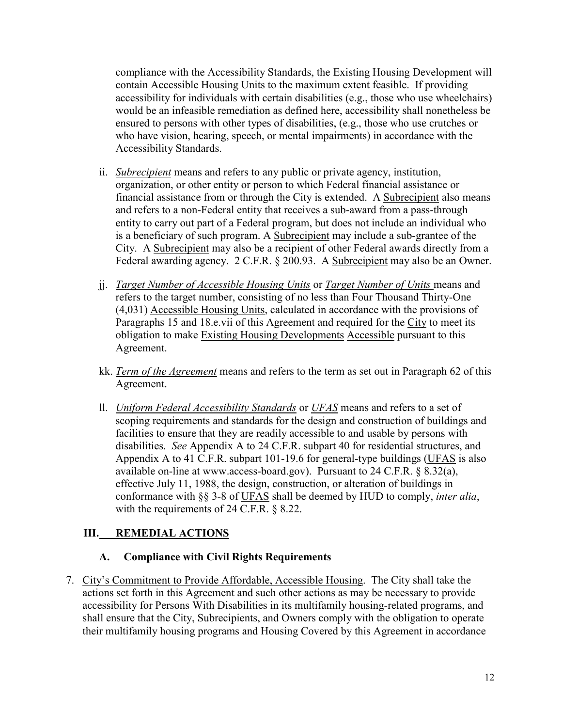compliance with the Accessibility Standards, the Existing Housing Development will contain Accessible Housing Units to the maximum extent feasible. If providing accessibility for individuals with certain disabilities (e.g., those who use wheelchairs) would be an infeasible remediation as defined here, accessibility shall nonetheless be ensured to persons with other types of disabilities, (e.g., those who use crutches or who have vision, hearing, speech, or mental impairments) in accordance with the Accessibility Standards.

ii. *Subrecipient* means and refers to any public or private agency, institution, organization, or other entity or person to which Federal financial assistance or financial assistance from or through the City is extended. A Subrecipient also means and refers to a non-Federal entity that receives a sub-award from a pass-through entity to carry out part of a Federal program, but does not include an individual who is a beneficiary of such program. A Subrecipient may include a sub-grantee of the City. A Subrecipient may also be a recipient of other Federal awards directly from a Federal awarding agency. 2 C.F.R. § 200.93. A Subrecipient may also be an Owner.

jj. *Target Number of Accessible Housing Units* or *Target Number of Units* means and refers to the target number, consisting of no less than Four Thousand Thirty-One (4,031) Accessible Housing Units, calculated in accordance with the provisions of Paragraphs 15 and 18.e.vii of this Agreement and required for the City to meet its obligation to make Existing Housing Developments Accessible pursuant to this Agreement.

kk. *Term of the Agreement* means and refers to the term as set out in Paragraph 62 of this Agreement.

ll. *Uniform Federal Accessibility Standards* or *UFAS* means and refers to a set of scoping requirements and standards for the design and construction of buildings and facilities to ensure that they are readily accessible to and usable by persons with disabilities. *See* Appendix A to 24 C.F.R. subpart 40 for residential structures, and Appendix A to 41 C.F.R. subpart 101-19.6 for general-type buildings (UFAS is also available on-line at www.access-board.gov). Pursuant to 24 C.F.R. § 8.32(a), effective July 11, 1988, the design, construction, or alteration of buildings in conformance with §§ 3-8 of UFAS shall be deemed by HUD to comply, *inter alia*, with the requirements of 24 C.F.R. § 8.22.

## III. REMEDIAL ACTIONS

### A. Compliance with Civil Rights Requirements

7. City's Commitment to Provide Affordable, Accessible Housing. The City shall take the actions set forth in this Agreement and such other actions as may be necessary to provide accessibility for Persons With Disabilities in its multifamily housing-related programs, and shall ensure that the City, Subrecipients, and Owners comply with the obligation to operate their multifamily housing programs and Housing Covered by this Agreement in accordance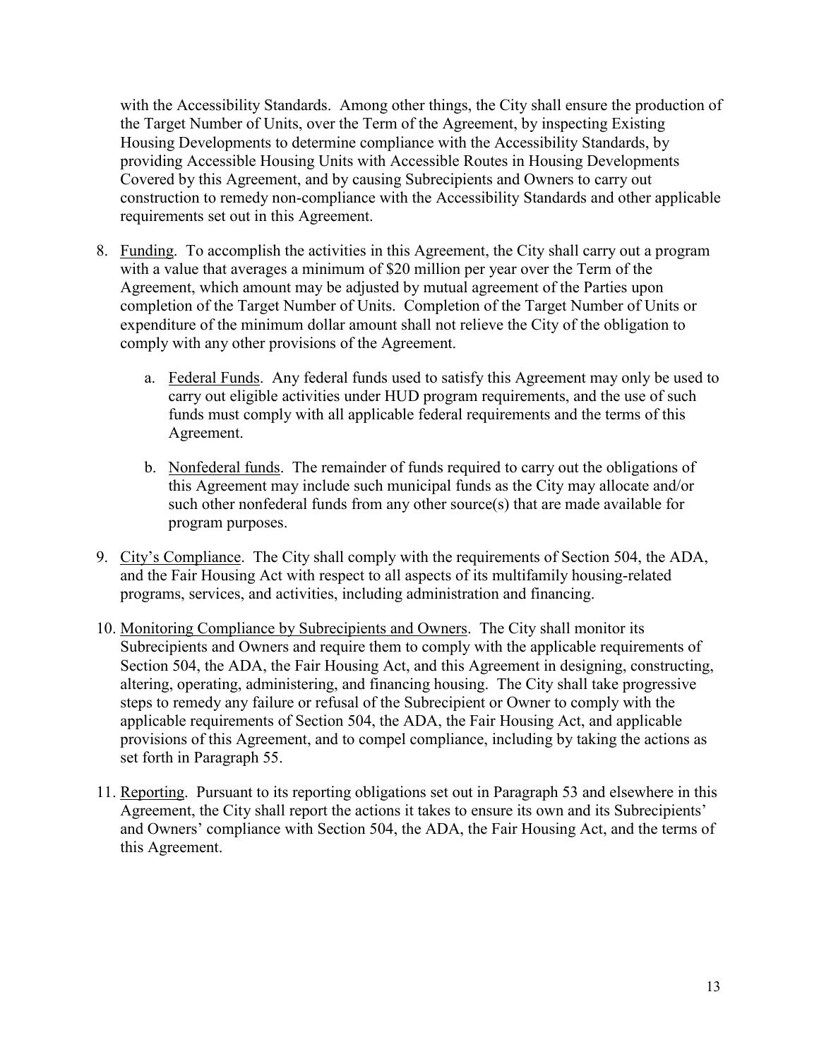with the Accessibility Standards. Among other things, the City shall ensure the production of the Target Number of Units, over the Term of the Agreement, by inspecting Existing Housing Developments to determine compliance with the Accessibility Standards, by providing Accessible Housing Units with Accessible Routes in Housing Developments Covered by this Agreement, and by causing Subrecipients and Owners to carry out construction to remedy non-compliance with the Accessibility Standards and other applicable requirements set out in this Agreement.

8. Funding. To accomplish the activities in this Agreement, the City shall carry out a program with a value that averages a minimum of $20 million per year over the Term of the Agreement, which amount may be adjusted by mutual agreement of the Parties upon completion of the Target Number of Units. Completion of the Target Number of Units or expenditure of the minimum dollar amount shall not relieve the City of the obligation to comply with any other provisions of the Agreement.

    a. Federal Funds. Any federal funds used to satisfy this Agreement may only be used to carry out eligible activities under HUD program requirements, and the use of such funds must comply with all applicable federal requirements and the terms of this Agreement.

    b. Nonfederal funds. The remainder of funds required to carry out the obligations of this Agreement may include such municipal funds as the City may allocate and/or such other nonfederal funds from any other source(s) that are made available for program purposes.

9. City's Compliance. The City shall comply with the requirements of Section 504, the ADA, and the Fair Housing Act with respect to all aspects of its multifamily housing-related programs, services, and activities, including administration and financing.

10. Monitoring Compliance by Subrecipients and Owners. The City shall monitor its Subrecipients and Owners and require them to comply with the applicable requirements of Section 504, the ADA, the Fair Housing Act, and this Agreement in designing, constructing, altering, operating, administering, and financing housing. The City shall take progressive steps to remedy any failure or refusal of the Subrecipient or Owner to comply with the applicable requirements of Section 504, the ADA, the Fair Housing Act, and applicable provisions of this Agreement, and to compel compliance, including by taking the actions as set forth in Paragraph 55.

11. Reporting. Pursuant to its reporting obligations set out in Paragraph 53 and elsewhere in this Agreement, the City shall report the actions it takes to ensure its own and its Subrecipients' and Owners' compliance with Section 504, the ADA, the Fair Housing Act, and the terms of this Agreement.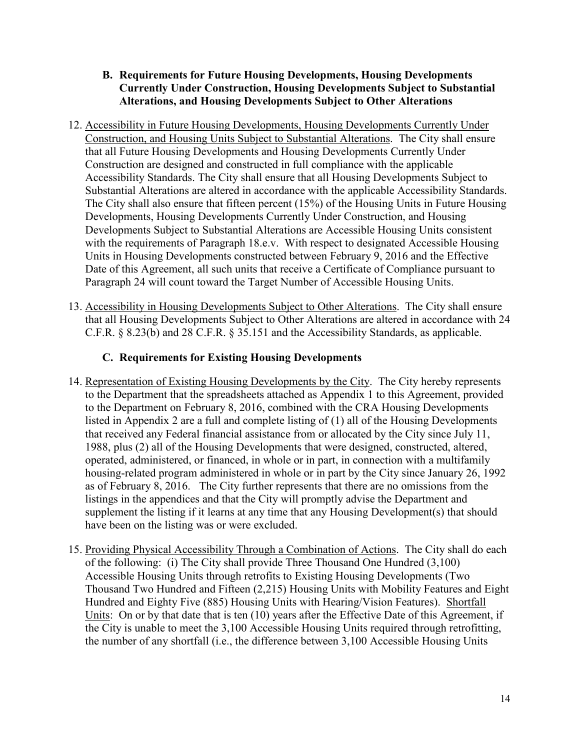### B. Requirements for Future Housing Developments, Housing Developments Currently Under Construction, Housing Developments Subject to Substantial Alterations, and Housing Developments Subject to Other Alterations

12. Accessibility in Future Housing Developments, Housing Developments Currently Under Construction, and Housing Units Subject to Substantial Alterations. The City shall ensure that all Future Housing Developments and Housing Developments Currently Under Construction are designed and constructed in full compliance with the applicable Accessibility Standards. The City shall ensure that all Housing Developments Subject to Substantial Alterations are altered in accordance with the applicable Accessibility Standards. The City shall also ensure that fifteen percent (15%) of the Housing Units in Future Housing Developments, Housing Developments Currently Under Construction, and Housing Developments Subject to Substantial Alterations are Accessible Housing Units consistent with the requirements of Paragraph 18.e.v. With respect to designated Accessible Housing Units in Housing Developments constructed between February 9, 2016 and the Effective Date of this Agreement, all such units that receive a Certificate of Compliance pursuant to Paragraph 24 will count toward the Target Number of Accessible Housing Units.

13. Accessibility in Housing Developments Subject to Other Alterations. The City shall ensure that all Housing Developments Subject to Other Alterations are altered in accordance with 24 C.F.R. § 8.23(b) and 28 C.F.R. § 35.151 and the Accessibility Standards, as applicable.

### C. Requirements for Existing Housing Developments

14. Representation of Existing Housing Developments by the City. The City hereby represents to the Department that the spreadsheets attached as Appendix 1 to this Agreement, provided to the Department on February 8, 2016, combined with the CRA Housing Developments listed in Appendix 2 are a full and complete listing of (1) all of the Housing Developments that received any Federal financial assistance from or allocated by the City since July 11, 1988, plus (2) all of the Housing Developments that were designed, constructed, altered, operated, administered, or financed, in whole or in part, in connection with a multifamily housing-related program administered in whole or in part by the City since January 26, 1992 as of February 8, 2016. The City further represents that there are no omissions from the listings in the appendices and that the City will promptly advise the Department and supplement the listing if it learns at any time that any Housing Development(s) that should have been on the listing was or were excluded.

15. Providing Physical Accessibility Through a Combination of Actions. The City shall do each of the following: (i) The City shall provide Three Thousand One Hundred (3,100) Accessible Housing Units through retrofits to Existing Housing Developments (Two Thousand Two Hundred and Fifteen (2,215) Housing Units with Mobility Features and Eight Hundred and Eighty Five (885) Housing Units with Hearing/Vision Features). Shortfall Units: On or by that date that is ten (10) years after the Effective Date of this Agreement, if the City is unable to meet the 3,100 Accessible Housing Units required through retrofitting, the number of any shortfall (i.e., the difference between 3,100 Accessible Housing Units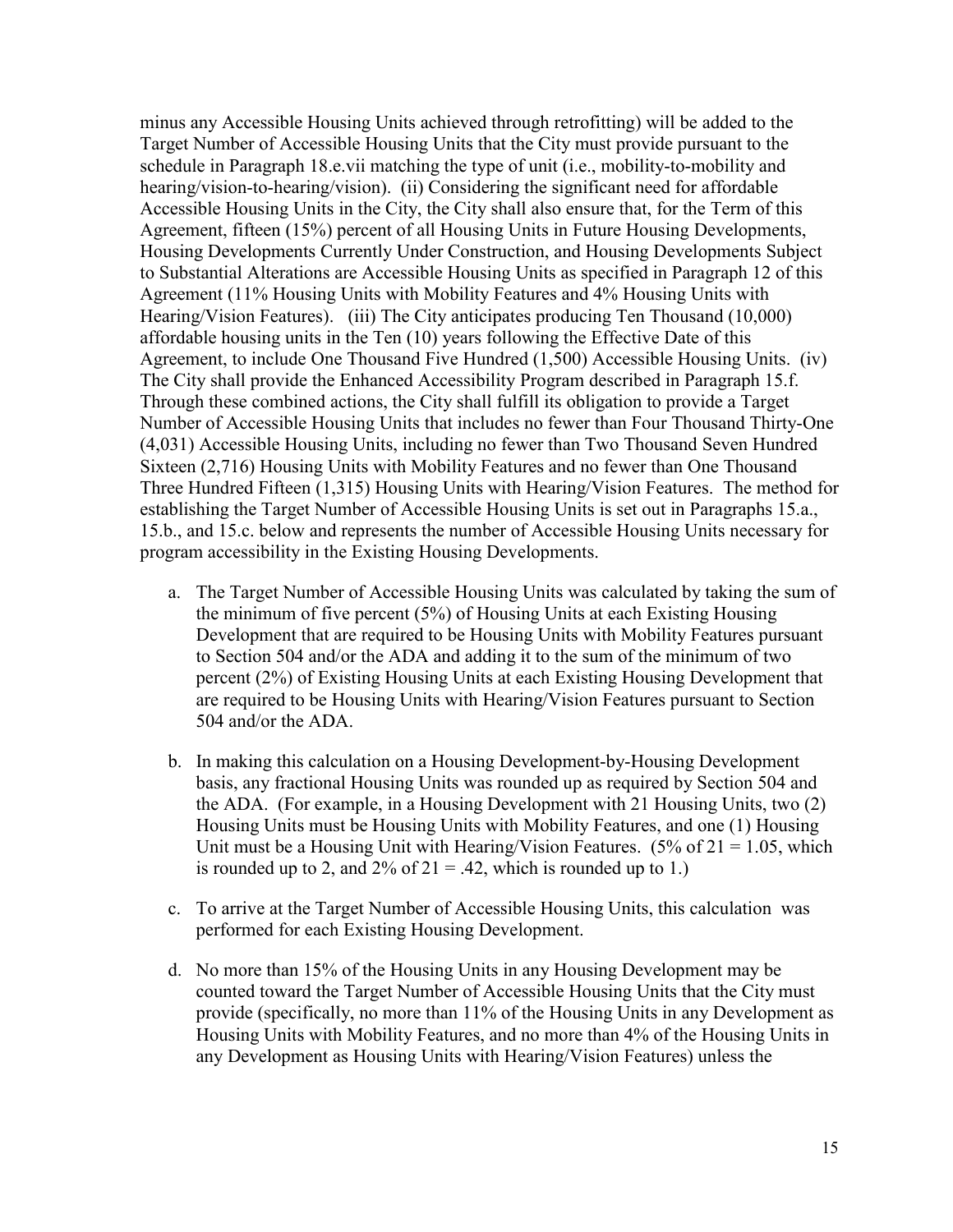minus any Accessible Housing Units achieved through retrofitting) will be added to the Target Number of Accessible Housing Units that the City must provide pursuant to the schedule in Paragraph 18.e.vii matching the type of unit (i.e., mobility-to-mobility and hearing/vision-to-hearing/vision). (ii) Considering the significant need for affordable Accessible Housing Units in the City, the City shall also ensure that, for the Term of this Agreement, fifteen (15%) percent of all Housing Units in Future Housing Developments, Housing Developments Currently Under Construction, and Housing Developments Subject to Substantial Alterations are Accessible Housing Units as specified in Paragraph 12 of this Agreement (11% Housing Units with Mobility Features and 4% Housing Units with Hearing/Vision Features). (iii) The City anticipates producing Ten Thousand (10,000) affordable housing units in the Ten (10) years following the Effective Date of this Agreement, to include One Thousand Five Hundred (1,500) Accessible Housing Units. (iv) The City shall provide the Enhanced Accessibility Program described in Paragraph 15.f. Through these combined actions, the City shall fulfill its obligation to provide a Target Number of Accessible Housing Units that includes no fewer than Four Thousand Thirty-One (4,031) Accessible Housing Units, including no fewer than Two Thousand Seven Hundred Sixteen (2,716) Housing Units with Mobility Features and no fewer than One Thousand Three Hundred Fifteen (1,315) Housing Units with Hearing/Vision Features. The method for establishing the Target Number of Accessible Housing Units is set out in Paragraphs 15.a., 15.b., and 15.c. below and represents the number of Accessible Housing Units necessary for program accessibility in the Existing Housing Developments.

a. The Target Number of Accessible Housing Units was calculated by taking the sum of the minimum of five percent (5%) of Housing Units at each Existing Housing Development that are required to be Housing Units with Mobility Features pursuant to Section 504 and/or the ADA and adding it to the sum of the minimum of two percent (2%) of Existing Housing Units at each Existing Housing Development that are required to be Housing Units with Hearing/Vision Features pursuant to Section 504 and/or the ADA.

b. In making this calculation on a Housing Development-by-Housing Development basis, any fractional Housing Units was rounded up as required by Section 504 and the ADA. (For example, in a Housing Development with 21 Housing Units, two (2) Housing Units must be Housing Units with Mobility Features, and one (1) Housing Unit must be a Housing Unit with Hearing/Vision Features. (5% of 21 = 1.05, which is rounded up to 2, and 2% of 21 = .42, which is rounded up to 1.)

c. To arrive at the Target Number of Accessible Housing Units, this calculation was performed for each Existing Housing Development.

d. No more than 15% of the Housing Units in any Housing Development may be counted toward the Target Number of Accessible Housing Units that the City must provide (specifically, no more than 11% of the Housing Units in any Development as Housing Units with Mobility Features, and no more than 4% of the Housing Units in any Development as Housing Units with Hearing/Vision Features) unless the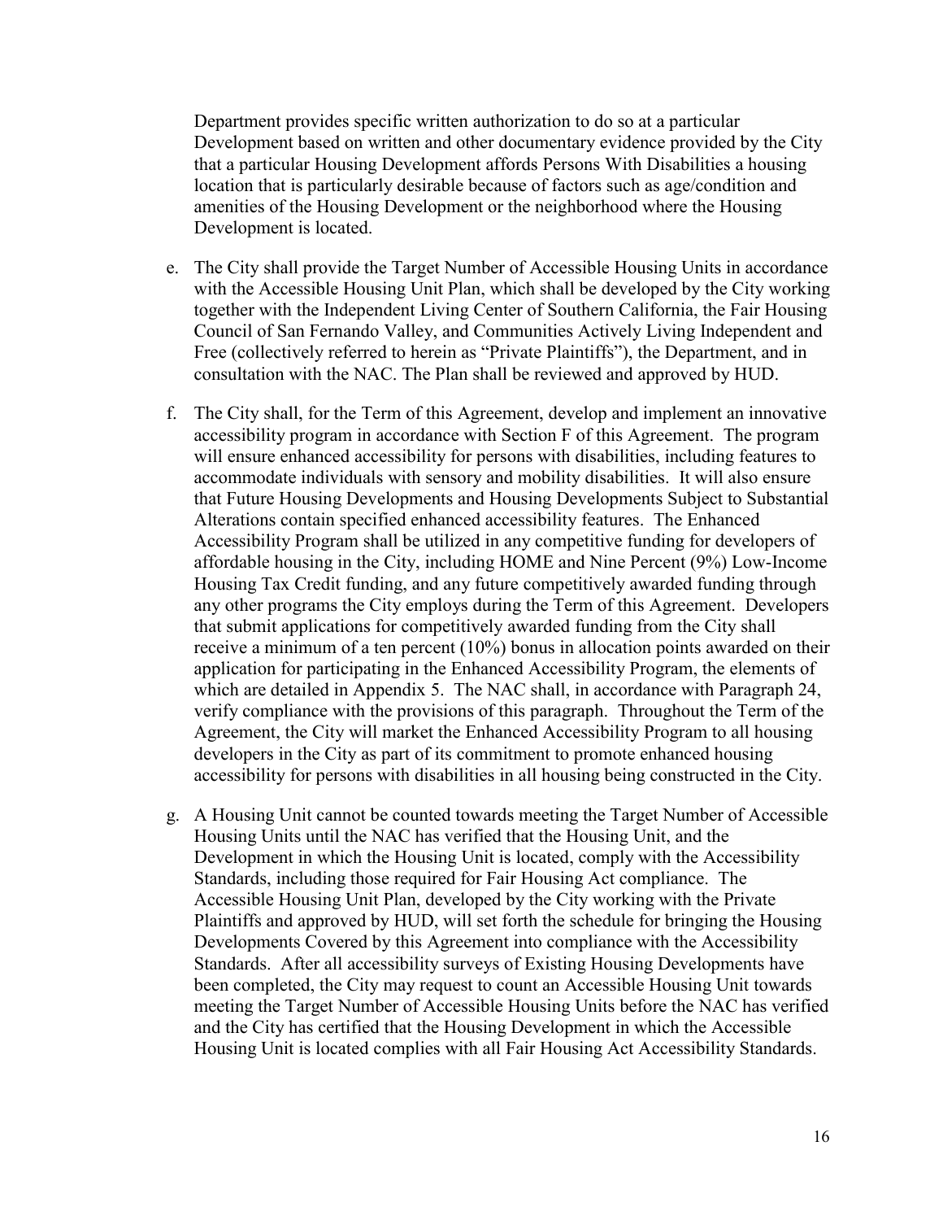Department provides specific written authorization to do so at a particular Development based on written and other documentary evidence provided by the City that a particular Housing Development affords Persons With Disabilities a housing location that is particularly desirable because of factors such as age/condition and amenities of the Housing Development or the neighborhood where the Housing Development is located.

e. The City shall provide the Target Number of Accessible Housing Units in accordance with the Accessible Housing Unit Plan, which shall be developed by the City working together with the Independent Living Center of Southern California, the Fair Housing Council of San Fernando Valley, and Communities Actively Living Independent and Free (collectively referred to herein as "Private Plaintiffs"), the Department, and in consultation with the NAC. The Plan shall be reviewed and approved by HUD.

f. The City shall, for the Term of this Agreement, develop and implement an innovative accessibility program in accordance with Section F of this Agreement. The program will ensure enhanced accessibility for persons with disabilities, including features to accommodate individuals with sensory and mobility disabilities. It will also ensure that Future Housing Developments and Housing Developments Subject to Substantial Alterations contain specified enhanced accessibility features. The Enhanced Accessibility Program shall be utilized in any competitive funding for developers of affordable housing in the City, including HOME and Nine Percent (9%) Low-Income Housing Tax Credit funding, and any future competitively awarded funding through any other programs the City employs during the Term of this Agreement. Developers that submit applications for competitively awarded funding from the City shall receive a minimum of a ten percent (10%) bonus in allocation points awarded on their application for participating in the Enhanced Accessibility Program, the elements of which are detailed in Appendix 5. The NAC shall, in accordance with Paragraph 24, verify compliance with the provisions of this paragraph. Throughout the Term of the Agreement, the City will market the Enhanced Accessibility Program to all housing developers in the City as part of its commitment to promote enhanced housing accessibility for persons with disabilities in all housing being constructed in the City.

g. A Housing Unit cannot be counted towards meeting the Target Number of Accessible Housing Units until the NAC has verified that the Housing Unit, and the Development in which the Housing Unit is located, comply with the Accessibility Standards, including those required for Fair Housing Act compliance. The Accessible Housing Unit Plan, developed by the City working with the Private Plaintiffs and approved by HUD, will set forth the schedule for bringing the Housing Developments Covered by this Agreement into compliance with the Accessibility Standards. After all accessibility surveys of Existing Housing Developments have been completed, the City may request to count an Accessible Housing Unit towards meeting the Target Number of Accessible Housing Units before the NAC has verified and the City has certified that the Housing Development in which the Accessible Housing Unit is located complies with all Fair Housing Act Accessibility Standards.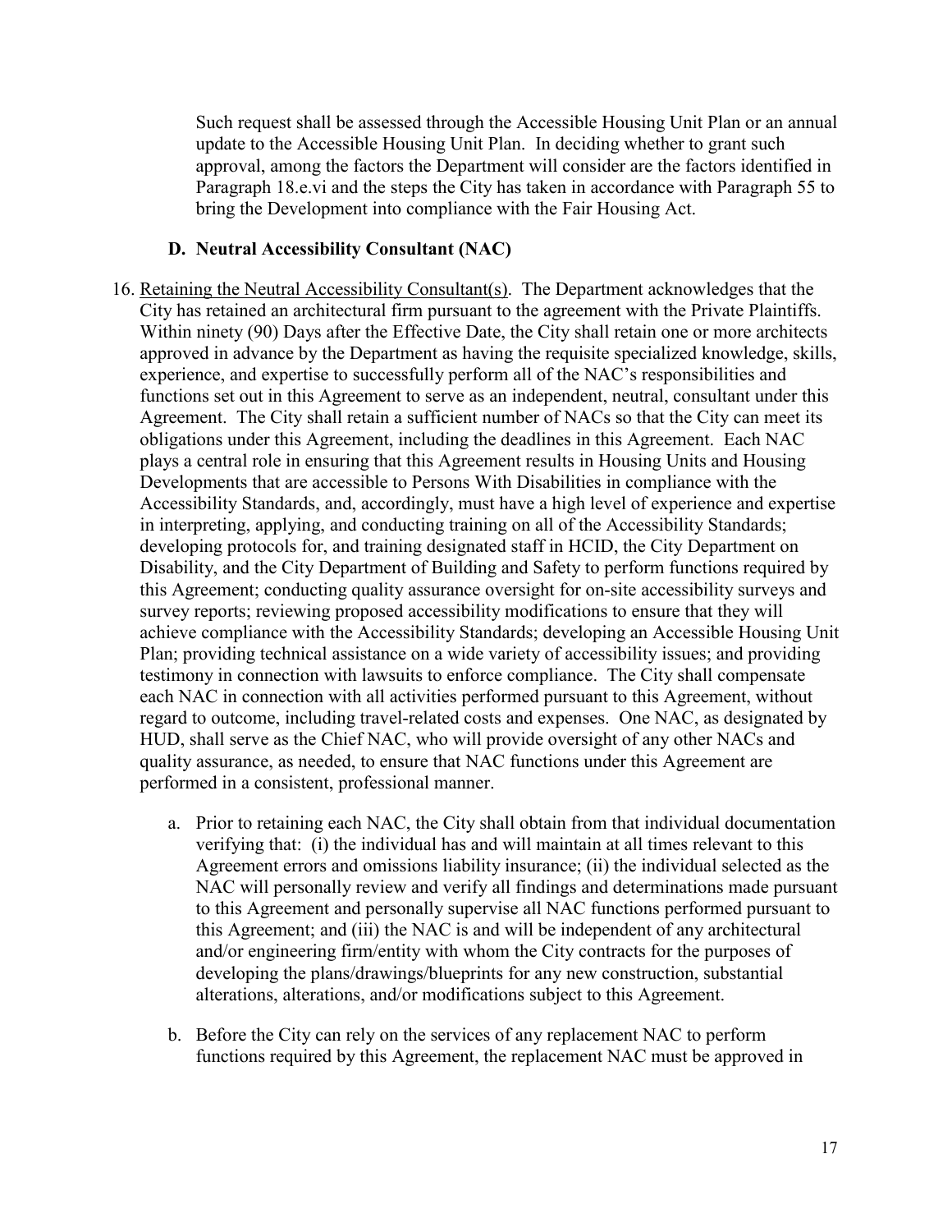Such request shall be assessed through the Accessible Housing Unit Plan or an annual update to the Accessible Housing Unit Plan. In deciding whether to grant such approval, among the factors the Department will consider are the factors identified in Paragraph 18.e.vi and the steps the City has taken in accordance with Paragraph 55 to bring the Development into compliance with the Fair Housing Act.

### D. Neutral Accessibility Consultant (NAC)

16. Retaining the Neutral Accessibility Consultant(s). The Department acknowledges that the City has retained an architectural firm pursuant to the agreement with the Private Plaintiffs. Within ninety (90) Days after the Effective Date, the City shall retain one or more architects approved in advance by the Department as having the requisite specialized knowledge, skills, experience, and expertise to successfully perform all of the NAC's responsibilities and functions set out in this Agreement to serve as an independent, neutral, consultant under this Agreement. The City shall retain a sufficient number of NACs so that the City can meet its obligations under this Agreement, including the deadlines in this Agreement. Each NAC plays a central role in ensuring that this Agreement results in Housing Units and Housing Developments that are accessible to Persons With Disabilities in compliance with the Accessibility Standards, and, accordingly, must have a high level of experience and expertise in interpreting, applying, and conducting training on all of the Accessibility Standards; developing protocols for, and training designated staff in HCID, the City Department on Disability, and the City Department of Building and Safety to perform functions required by this Agreement; conducting quality assurance oversight for on-site accessibility surveys and survey reports; reviewing proposed accessibility modifications to ensure that they will achieve compliance with the Accessibility Standards; developing an Accessible Housing Unit Plan; providing technical assistance on a wide variety of accessibility issues; and providing testimony in connection with lawsuits to enforce compliance. The City shall compensate each NAC in connection with all activities performed pursuant to this Agreement, without regard to outcome, including travel-related costs and expenses. One NAC, as designated by HUD, shall serve as the Chief NAC, who will provide oversight of any other NACs and quality assurance, as needed, to ensure that NAC functions under this Agreement are performed in a consistent, professional manner.

    a. Prior to retaining each NAC, the City shall obtain from that individual documentation verifying that: (i) the individual has and will maintain at all times relevant to this Agreement errors and omissions liability insurance; (ii) the individual selected as the NAC will personally review and verify all findings and determinations made pursuant to this Agreement and personally supervise all NAC functions performed pursuant to this Agreement; and (iii) the NAC is and will be independent of any architectural and/or engineering firm/entity with whom the City contracts for the purposes of developing the plans/drawings/blueprints for any new construction, substantial alterations, alterations, and/or modifications subject to this Agreement.

    b. Before the City can rely on the services of any replacement NAC to perform functions required by this Agreement, the replacement NAC must be approved in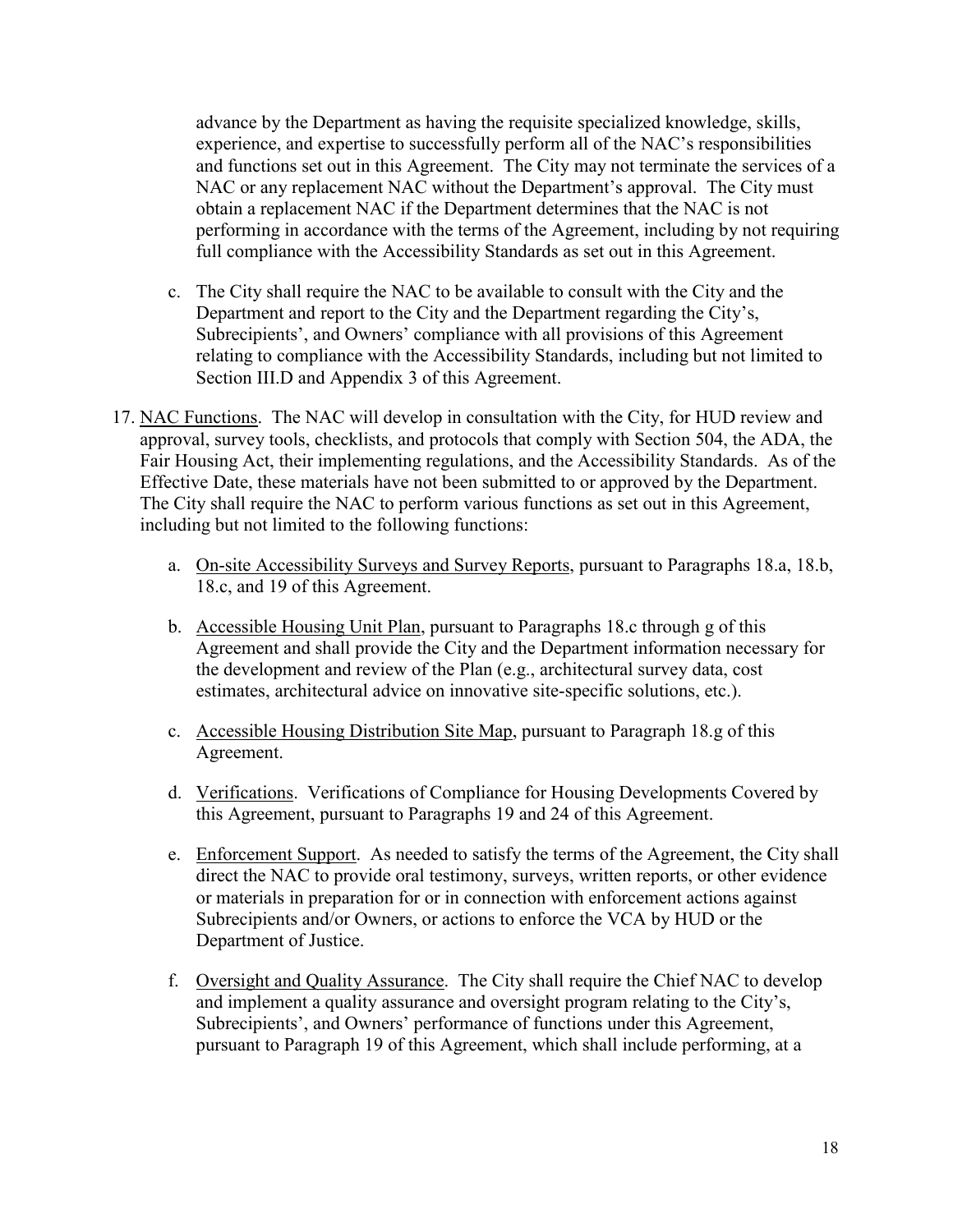advance by the Department as having the requisite specialized knowledge, skills, experience, and expertise to successfully perform all of the NAC's responsibilities and functions set out in this Agreement. The City may not terminate the services of a NAC or any replacement NAC without the Department's approval. The City must obtain a replacement NAC if the Department determines that the NAC is not performing in accordance with the terms of the Agreement, including by not requiring full compliance with the Accessibility Standards as set out in this Agreement.

c. The City shall require the NAC to be available to consult with the City and the Department and report to the City and the Department regarding the City's, Subrecipients', and Owners' compliance with all provisions of this Agreement relating to compliance with the Accessibility Standards, including but not limited to Section III.D and Appendix 3 of this Agreement.

17. NAC Functions. The NAC will develop in consultation with the City, for HUD review and approval, survey tools, checklists, and protocols that comply with Section 504, the ADA, the Fair Housing Act, their implementing regulations, and the Accessibility Standards. As of the Effective Date, these materials have not been submitted to or approved by the Department. The City shall require the NAC to perform various functions as set out in this Agreement, including but not limited to the following functions:

   a. On-site Accessibility Surveys and Survey Reports, pursuant to Paragraphs 18.a, 18.b, 18.c, and 19 of this Agreement.

   b. Accessible Housing Unit Plan, pursuant to Paragraphs 18.c through g of this Agreement and shall provide the City and the Department information necessary for the development and review of the Plan (e.g., architectural survey data, cost estimates, architectural advice on innovative site-specific solutions, etc.).

   c. Accessible Housing Distribution Site Map, pursuant to Paragraph 18.g of this Agreement.

   d. Verifications. Verifications of Compliance for Housing Developments Covered by this Agreement, pursuant to Paragraphs 19 and 24 of this Agreement.

   e. Enforcement Support. As needed to satisfy the terms of the Agreement, the City shall direct the NAC to provide oral testimony, surveys, written reports, or other evidence or materials in preparation for or in connection with enforcement actions against Subrecipients and/or Owners, or actions to enforce the VCA by HUD or the Department of Justice.

   f. Oversight and Quality Assurance. The City shall require the Chief NAC to develop and implement a quality assurance and oversight program relating to the City's, Subrecipients', and Owners' performance of functions under this Agreement, pursuant to Paragraph 19 of this Agreement, which shall include performing, at a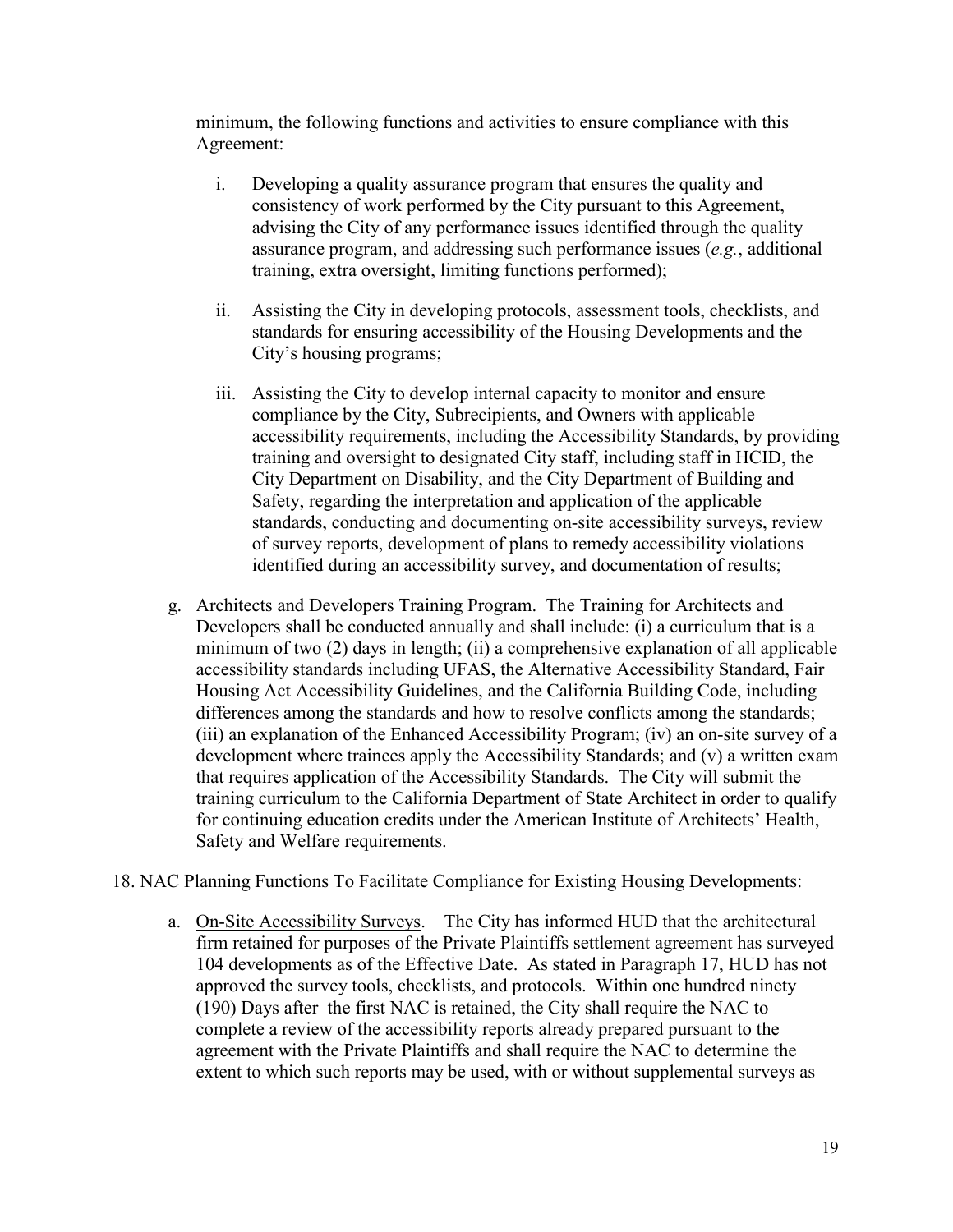minimum, the following functions and activities to ensure compliance with this Agreement:

i. Developing a quality assurance program that ensures the quality and consistency of work performed by the City pursuant to this Agreement, advising the City of any performance issues identified through the quality assurance program, and addressing such performance issues (*e.g.*, additional training, extra oversight, limiting functions performed);

ii. Assisting the City in developing protocols, assessment tools, checklists, and standards for ensuring accessibility of the Housing Developments and the City's housing programs;

iii. Assisting the City to develop internal capacity to monitor and ensure compliance by the City, Subrecipients, and Owners with applicable accessibility requirements, including the Accessibility Standards, by providing training and oversight to designated City staff, including staff in HCID, the City Department on Disability, and the City Department of Building and Safety, regarding the interpretation and application of the applicable standards, conducting and documenting on-site accessibility surveys, review of survey reports, development of plans to remedy accessibility violations identified during an accessibility survey, and documentation of results;

g. <u>Architects and Developers Training Program</u>. The Training for Architects and Developers shall be conducted annually and shall include: (i) a curriculum that is a minimum of two (2) days in length; (ii) a comprehensive explanation of all applicable accessibility standards including UFAS, the Alternative Accessibility Standard, Fair Housing Act Accessibility Guidelines, and the California Building Code, including differences among the standards and how to resolve conflicts among the standards; (iii) an explanation of the Enhanced Accessibility Program; (iv) an on-site survey of a development where trainees apply the Accessibility Standards; and (v) a written exam that requires application of the Accessibility Standards. The City will submit the training curriculum to the California Department of State Architect in order to qualify for continuing education credits under the American Institute of Architects' Health, Safety and Welfare requirements.

18. NAC Planning Functions To Facilitate Compliance for Existing Housing Developments:

a. <u>On-Site Accessibility Surveys</u>. The City has informed HUD that the architectural firm retained for purposes of the Private Plaintiffs settlement agreement has surveyed 104 developments as of the Effective Date. As stated in Paragraph 17, HUD has not approved the survey tools, checklists, and protocols. Within one hundred ninety (190) Days after the first NAC is retained, the City shall require the NAC to complete a review of the accessibility reports already prepared pursuant to the agreement with the Private Plaintiffs and shall require the NAC to determine the extent to which such reports may be used, with or without supplemental surveys as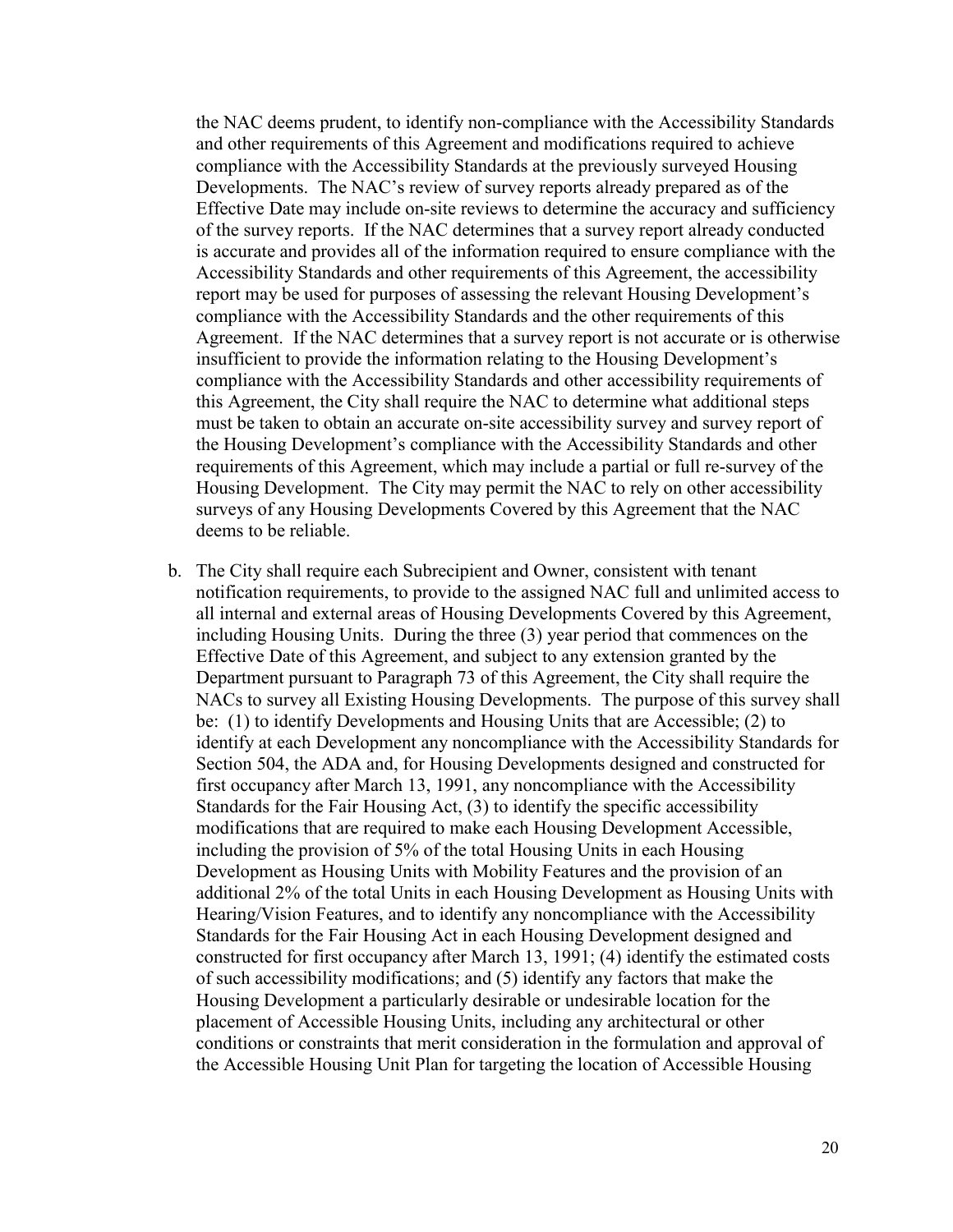the NAC deems prudent, to identify non-compliance with the Accessibility Standards and other requirements of this Agreement and modifications required to achieve compliance with the Accessibility Standards at the previously surveyed Housing Developments. The NAC's review of survey reports already prepared as of the Effective Date may include on-site reviews to determine the accuracy and sufficiency of the survey reports. If the NAC determines that a survey report already conducted is accurate and provides all of the information required to ensure compliance with the Accessibility Standards and other requirements of this Agreement, the accessibility report may be used for purposes of assessing the relevant Housing Development's compliance with the Accessibility Standards and the other requirements of this Agreement. If the NAC determines that a survey report is not accurate or is otherwise insufficient to provide the information relating to the Housing Development's compliance with the Accessibility Standards and other accessibility requirements of this Agreement, the City shall require the NAC to determine what additional steps must be taken to obtain an accurate on-site accessibility survey and survey report of the Housing Development's compliance with the Accessibility Standards and other requirements of this Agreement, which may include a partial or full re-survey of the Housing Development. The City may permit the NAC to rely on other accessibility surveys of any Housing Developments Covered by this Agreement that the NAC deems to be reliable.

b. The City shall require each Subrecipient and Owner, consistent with tenant notification requirements, to provide to the assigned NAC full and unlimited access to all internal and external areas of Housing Developments Covered by this Agreement, including Housing Units. During the three (3) year period that commences on the Effective Date of this Agreement, and subject to any extension granted by the Department pursuant to Paragraph 73 of this Agreement, the City shall require the NACs to survey all Existing Housing Developments. The purpose of this survey shall be: (1) to identify Developments and Housing Units that are Accessible; (2) to identify at each Development any noncompliance with the Accessibility Standards for Section 504, the ADA and, for Housing Developments designed and constructed for first occupancy after March 13, 1991, any noncompliance with the Accessibility Standards for the Fair Housing Act, (3) to identify the specific accessibility modifications that are required to make each Housing Development Accessible, including the provision of 5% of the total Housing Units in each Housing Development as Housing Units with Mobility Features and the provision of an additional 2% of the total Units in each Housing Development as Housing Units with Hearing/Vision Features, and to identify any noncompliance with the Accessibility Standards for the Fair Housing Act in each Housing Development designed and constructed for first occupancy after March 13, 1991; (4) identify the estimated costs of such accessibility modifications; and (5) identify any factors that make the Housing Development a particularly desirable or undesirable location for the placement of Accessible Housing Units, including any architectural or other conditions or constraints that merit consideration in the formulation and approval of the Accessible Housing Unit Plan for targeting the location of Accessible Housing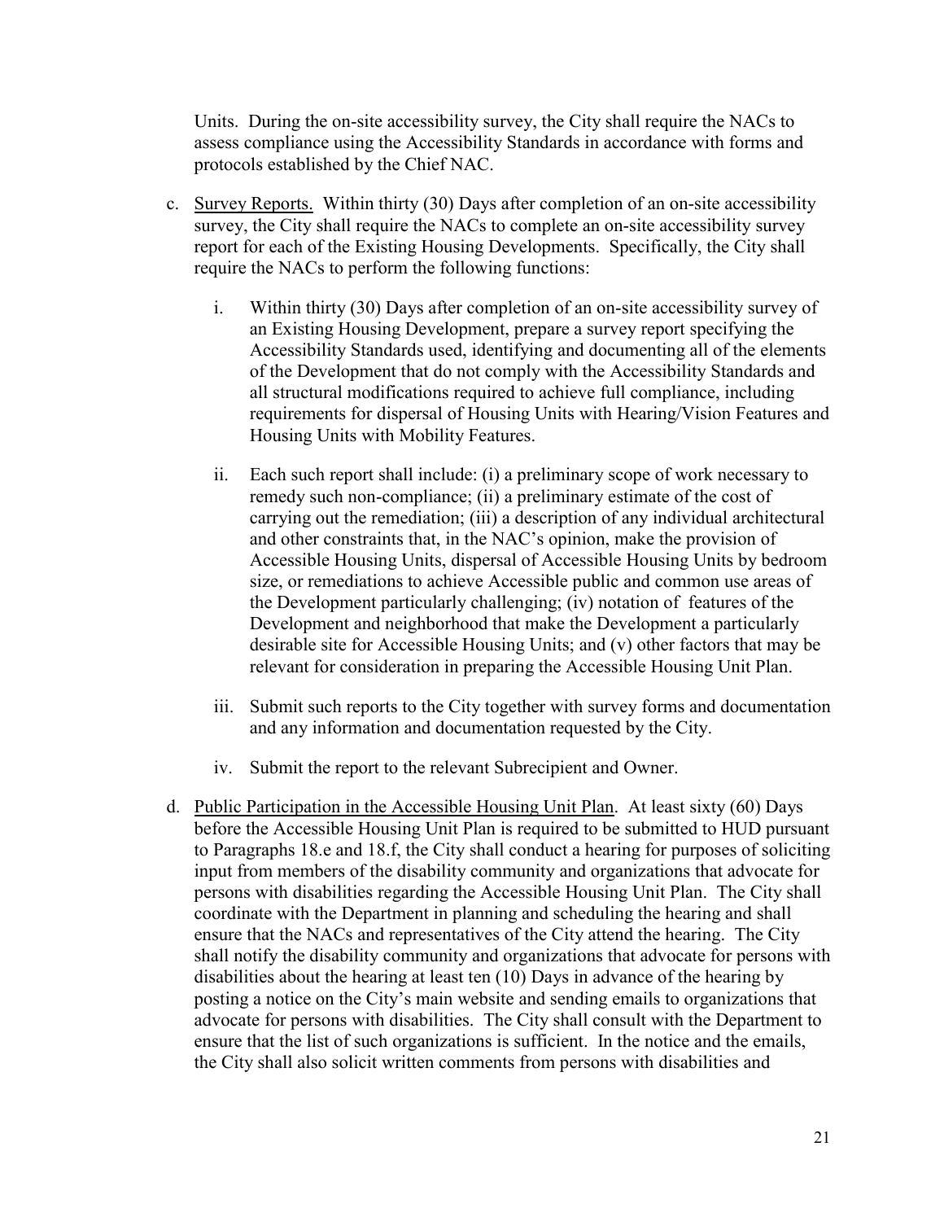Units. During the on-site accessibility survey, the City shall require the NACs to assess compliance using the Accessibility Standards in accordance with forms and protocols established by the Chief NAC.

c. Survey Reports. Within thirty (30) Days after completion of an on-site accessibility survey, the City shall require the NACs to complete an on-site accessibility survey report for each of the Existing Housing Developments. Specifically, the City shall require the NACs to perform the following functions:

   i. Within thirty (30) Days after completion of an on-site accessibility survey of an Existing Housing Development, prepare a survey report specifying the Accessibility Standards used, identifying and documenting all of the elements of the Development that do not comply with the Accessibility Standards and all structural modifications required to achieve full compliance, including requirements for dispersal of Housing Units with Hearing/Vision Features and Housing Units with Mobility Features.

   ii. Each such report shall include: (i) a preliminary scope of work necessary to remedy such non-compliance; (ii) a preliminary estimate of the cost of carrying out the remediation; (iii) a description of any individual architectural and other constraints that, in the NAC's opinion, make the provision of Accessible Housing Units, dispersal of Accessible Housing Units by bedroom size, or remediations to achieve Accessible public and common use areas of the Development particularly challenging; (iv) notation of features of the Development and neighborhood that make the Development a particularly desirable site for Accessible Housing Units; and (v) other factors that may be relevant for consideration in preparing the Accessible Housing Unit Plan.

   iii. Submit such reports to the City together with survey forms and documentation and any information and documentation requested by the City.

   iv. Submit the report to the relevant Subrecipient and Owner.

d. Public Participation in the Accessible Housing Unit Plan. At least sixty (60) Days before the Accessible Housing Unit Plan is required to be submitted to HUD pursuant to Paragraphs 18.e and 18.f, the City shall conduct a hearing for purposes of soliciting input from members of the disability community and organizations that advocate for persons with disabilities regarding the Accessible Housing Unit Plan. The City shall coordinate with the Department in planning and scheduling the hearing and shall ensure that the NACs and representatives of the City attend the hearing. The City shall notify the disability community and organizations that advocate for persons with disabilities about the hearing at least ten (10) Days in advance of the hearing by posting a notice on the City's main website and sending emails to organizations that advocate for persons with disabilities. The City shall consult with the Department to ensure that the list of such organizations is sufficient. In the notice and the emails, the City shall also solicit written comments from persons with disabilities and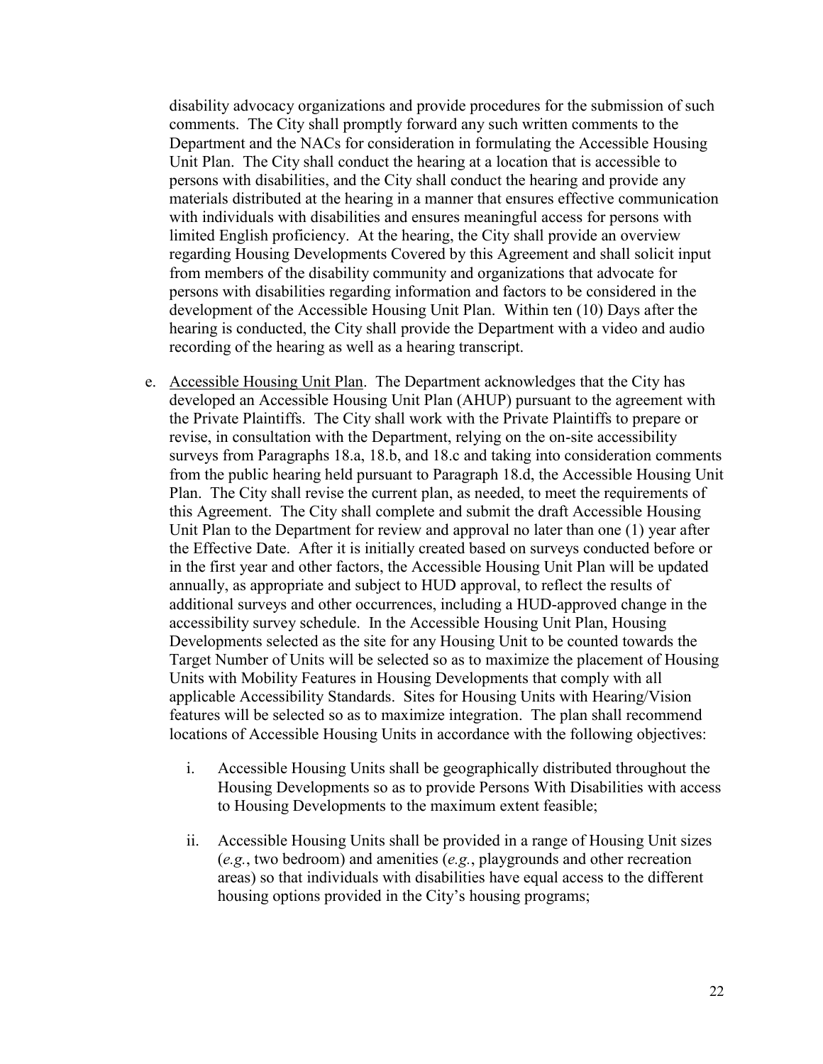disability advocacy organizations and provide procedures for the submission of such comments. The City shall promptly forward any such written comments to the Department and the NACs for consideration in formulating the Accessible Housing Unit Plan. The City shall conduct the hearing at a location that is accessible to persons with disabilities, and the City shall conduct the hearing and provide any materials distributed at the hearing in a manner that ensures effective communication with individuals with disabilities and ensures meaningful access for persons with limited English proficiency. At the hearing, the City shall provide an overview regarding Housing Developments Covered by this Agreement and shall solicit input from members of the disability community and organizations that advocate for persons with disabilities regarding information and factors to be considered in the development of the Accessible Housing Unit Plan. Within ten (10) Days after the hearing is conducted, the City shall provide the Department with a video and audio recording of the hearing as well as a hearing transcript.

e. <u>Accessible Housing Unit Plan</u>. The Department acknowledges that the City has developed an Accessible Housing Unit Plan (AHUP) pursuant to the agreement with the Private Plaintiffs. The City shall work with the Private Plaintiffs to prepare or revise, in consultation with the Department, relying on the on-site accessibility surveys from Paragraphs 18.a, 18.b, and 18.c and taking into consideration comments from the public hearing held pursuant to Paragraph 18.d, the Accessible Housing Unit Plan. The City shall revise the current plan, as needed, to meet the requirements of this Agreement. The City shall complete and submit the draft Accessible Housing Unit Plan to the Department for review and approval no later than one (1) year after the Effective Date. After it is initially created based on surveys conducted before or in the first year and other factors, the Accessible Housing Unit Plan will be updated annually, as appropriate and subject to HUD approval, to reflect the results of additional surveys and other occurrences, including a HUD-approved change in the accessibility survey schedule. In the Accessible Housing Unit Plan, Housing Developments selected as the site for any Housing Unit to be counted towards the Target Number of Units will be selected so as to maximize the placement of Housing Units with Mobility Features in Housing Developments that comply with all applicable Accessibility Standards. Sites for Housing Units with Hearing/Vision features will be selected so as to maximize integration. The plan shall recommend locations of Accessible Housing Units in accordance with the following objectives:

   i. Accessible Housing Units shall be geographically distributed throughout the Housing Developments so as to provide Persons With Disabilities with access to Housing Developments to the maximum extent feasible;

   ii. Accessible Housing Units shall be provided in a range of Housing Unit sizes (*e.g.*, two bedroom) and amenities (*e.g.*, playgrounds and other recreation areas) so that individuals with disabilities have equal access to the different housing options provided in the City's housing programs;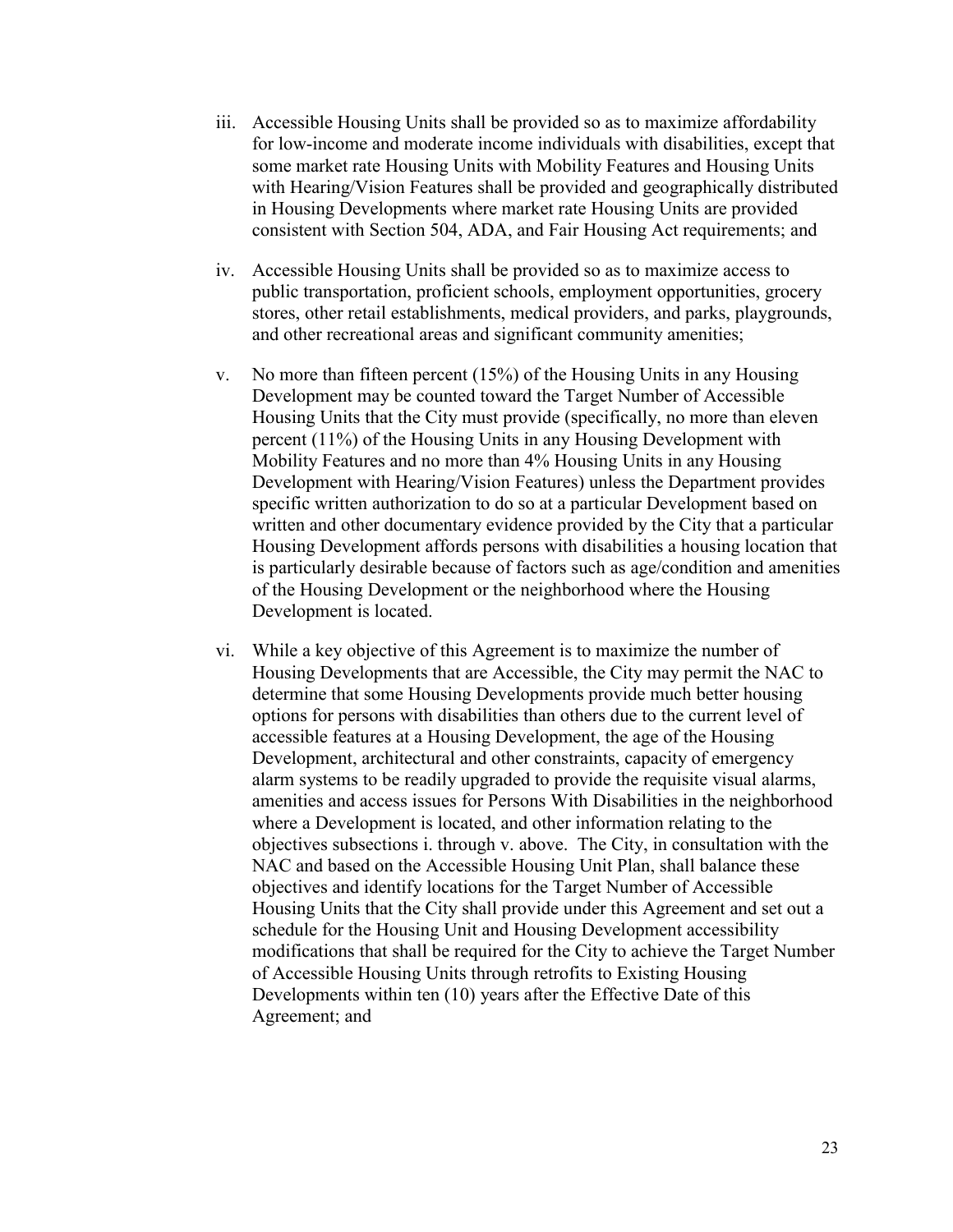iii. Accessible Housing Units shall be provided so as to maximize affordability for low-income and moderate income individuals with disabilities, except that some market rate Housing Units with Mobility Features and Housing Units with Hearing/Vision Features shall be provided and geographically distributed in Housing Developments where market rate Housing Units are provided consistent with Section 504, ADA, and Fair Housing Act requirements; and

iv. Accessible Housing Units shall be provided so as to maximize access to public transportation, proficient schools, employment opportunities, grocery stores, other retail establishments, medical providers, and parks, playgrounds, and other recreational areas and significant community amenities;

v. No more than fifteen percent (15%) of the Housing Units in any Housing Development may be counted toward the Target Number of Accessible Housing Units that the City must provide (specifically, no more than eleven percent (11%) of the Housing Units in any Housing Development with Mobility Features and no more than 4% Housing Units in any Housing Development with Hearing/Vision Features) unless the Department provides specific written authorization to do so at a particular Development based on written and other documentary evidence provided by the City that a particular Housing Development affords persons with disabilities a housing location that is particularly desirable because of factors such as age/condition and amenities of the Housing Development or the neighborhood where the Housing Development is located.

vi. While a key objective of this Agreement is to maximize the number of Housing Developments that are Accessible, the City may permit the NAC to determine that some Housing Developments provide much better housing options for persons with disabilities than others due to the current level of accessible features at a Housing Development, the age of the Housing Development, architectural and other constraints, capacity of emergency alarm systems to be readily upgraded to provide the requisite visual alarms, amenities and access issues for Persons With Disabilities in the neighborhood where a Development is located, and other information relating to the objectives subsections i. through v. above. The City, in consultation with the NAC and based on the Accessible Housing Unit Plan, shall balance these objectives and identify locations for the Target Number of Accessible Housing Units that the City shall provide under this Agreement and set out a schedule for the Housing Unit and Housing Development accessibility modifications that shall be required for the City to achieve the Target Number of Accessible Housing Units through retrofits to Existing Housing Developments within ten (10) years after the Effective Date of this Agreement; and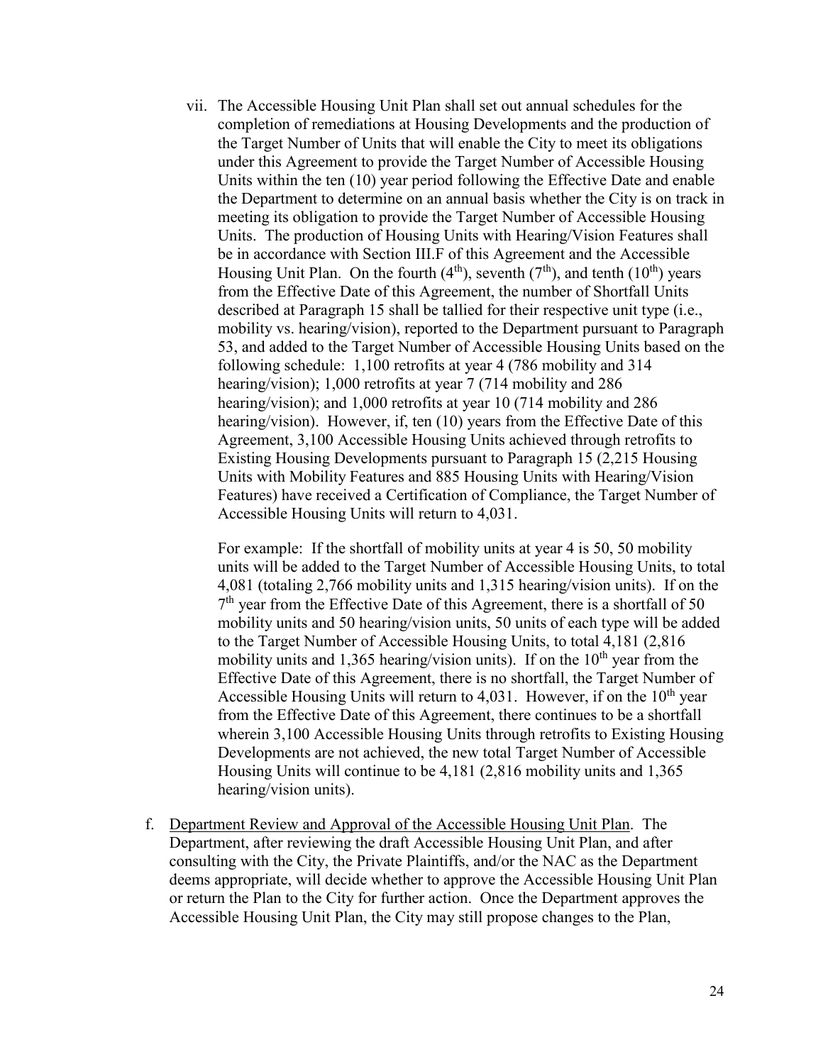vii. The Accessible Housing Unit Plan shall set out annual schedules for the completion of remediations at Housing Developments and the production of the Target Number of Units that will enable the City to meet its obligations under this Agreement to provide the Target Number of Accessible Housing Units within the ten (10) year period following the Effective Date and enable the Department to determine on an annual basis whether the City is on track in meeting its obligation to provide the Target Number of Accessible Housing Units. The production of Housing Units with Hearing/Vision Features shall be in accordance with Section III.F of this Agreement and the Accessible Housing Unit Plan. On the fourth (4th), seventh (7th), and tenth (10th) years from the Effective Date of this Agreement, the number of Shortfall Units described at Paragraph 15 shall be tallied for their respective unit type (i.e., mobility vs. hearing/vision), reported to the Department pursuant to Paragraph 53, and added to the Target Number of Accessible Housing Units based on the following schedule: 1,100 retrofits at year 4 (786 mobility and 314 hearing/vision); 1,000 retrofits at year 7 (714 mobility and 286 hearing/vision); and 1,000 retrofits at year 10 (714 mobility and 286 hearing/vision). However, if, ten (10) years from the Effective Date of this Agreement, 3,100 Accessible Housing Units achieved through retrofits to Existing Housing Developments pursuant to Paragraph 15 (2,215 Housing Units with Mobility Features and 885 Housing Units with Hearing/Vision Features) have received a Certification of Compliance, the Target Number of Accessible Housing Units will return to 4,031.

For example: If the shortfall of mobility units at year 4 is 50, 50 mobility units will be added to the Target Number of Accessible Housing Units, to total 4,081 (totaling 2,766 mobility units and 1,315 hearing/vision units). If on the 7th year from the Effective Date of this Agreement, there is a shortfall of 50 mobility units and 50 hearing/vision units, 50 units of each type will be added to the Target Number of Accessible Housing Units, to total 4,181 (2,816 mobility units and 1,365 hearing/vision units). If on the 10th year from the Effective Date of this Agreement, there is no shortfall, the Target Number of Accessible Housing Units will return to 4,031. However, if on the 10th year from the Effective Date of this Agreement, there continues to be a shortfall wherein 3,100 Accessible Housing Units through retrofits to Existing Housing Developments are not achieved, the new total Target Number of Accessible Housing Units will continue to be 4,181 (2,816 mobility units and 1,365 hearing/vision units).

f. Department Review and Approval of the Accessible Housing Unit Plan. The Department, after reviewing the draft Accessible Housing Unit Plan, and after consulting with the City, the Private Plaintiffs, and/or the NAC as the Department deems appropriate, will decide whether to approve the Accessible Housing Unit Plan or return the Plan to the City for further action. Once the Department approves the Accessible Housing Unit Plan, the City may still propose changes to the Plan,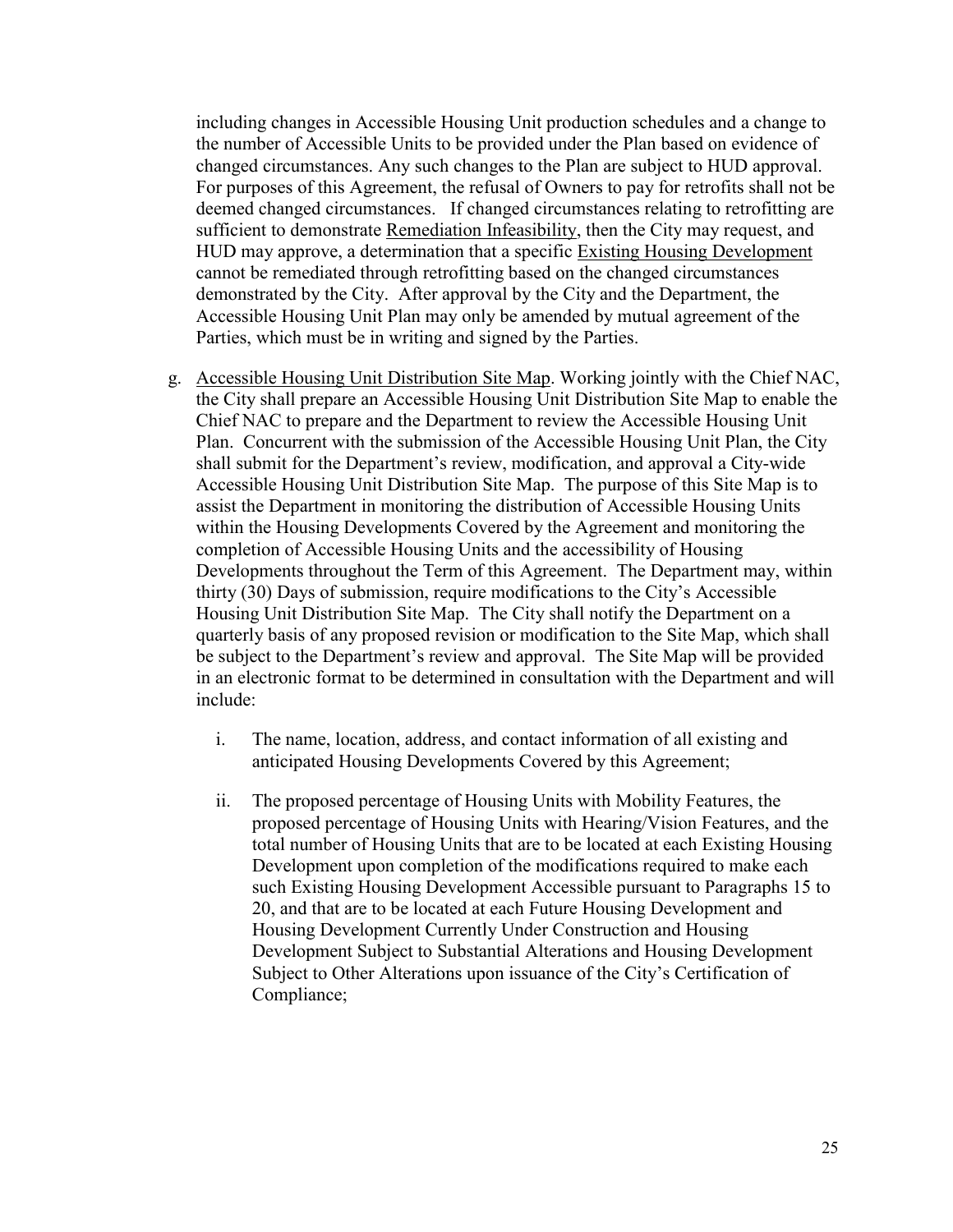including changes in Accessible Housing Unit production schedules and a change to the number of Accessible Units to be provided under the Plan based on evidence of changed circumstances. Any such changes to the Plan are subject to HUD approval. For purposes of this Agreement, the refusal of Owners to pay for retrofits shall not be deemed changed circumstances. If changed circumstances relating to retrofitting are sufficient to demonstrate <u>Remediation Infeasibility</u>, then the City may request, and HUD may approve, a determination that a specific <u>Existing Housing Development</u> cannot be remediated through retrofitting based on the changed circumstances demonstrated by the City. After approval by the City and the Department, the Accessible Housing Unit Plan may only be amended by mutual agreement of the Parties, which must be in writing and signed by the Parties.

g. <u>Accessible Housing Unit Distribution Site Map</u>. Working jointly with the Chief NAC, the City shall prepare an Accessible Housing Unit Distribution Site Map to enable the Chief NAC to prepare and the Department to review the Accessible Housing Unit Plan. Concurrent with the submission of the Accessible Housing Unit Plan, the City shall submit for the Department's review, modification, and approval a City-wide Accessible Housing Unit Distribution Site Map. The purpose of this Site Map is to assist the Department in monitoring the distribution of Accessible Housing Units within the Housing Developments Covered by the Agreement and monitoring the completion of Accessible Housing Units and the accessibility of Housing Developments throughout the Term of this Agreement. The Department may, within thirty (30) Days of submission, require modifications to the City's Accessible Housing Unit Distribution Site Map. The City shall notify the Department on a quarterly basis of any proposed revision or modification to the Site Map, which shall be subject to the Department's review and approval. The Site Map will be provided in an electronic format to be determined in consultation with the Department and will include:

   i. The name, location, address, and contact information of all existing and anticipated Housing Developments Covered by this Agreement;

   ii. The proposed percentage of Housing Units with Mobility Features, the proposed percentage of Housing Units with Hearing/Vision Features, and the total number of Housing Units that are to be located at each Existing Housing Development upon completion of the modifications required to make each such Existing Housing Development Accessible pursuant to Paragraphs 15 to 20, and that are to be located at each Future Housing Development and Housing Development Currently Under Construction and Housing Development Subject to Substantial Alterations and Housing Development Subject to Other Alterations upon issuance of the City's Certification of Compliance;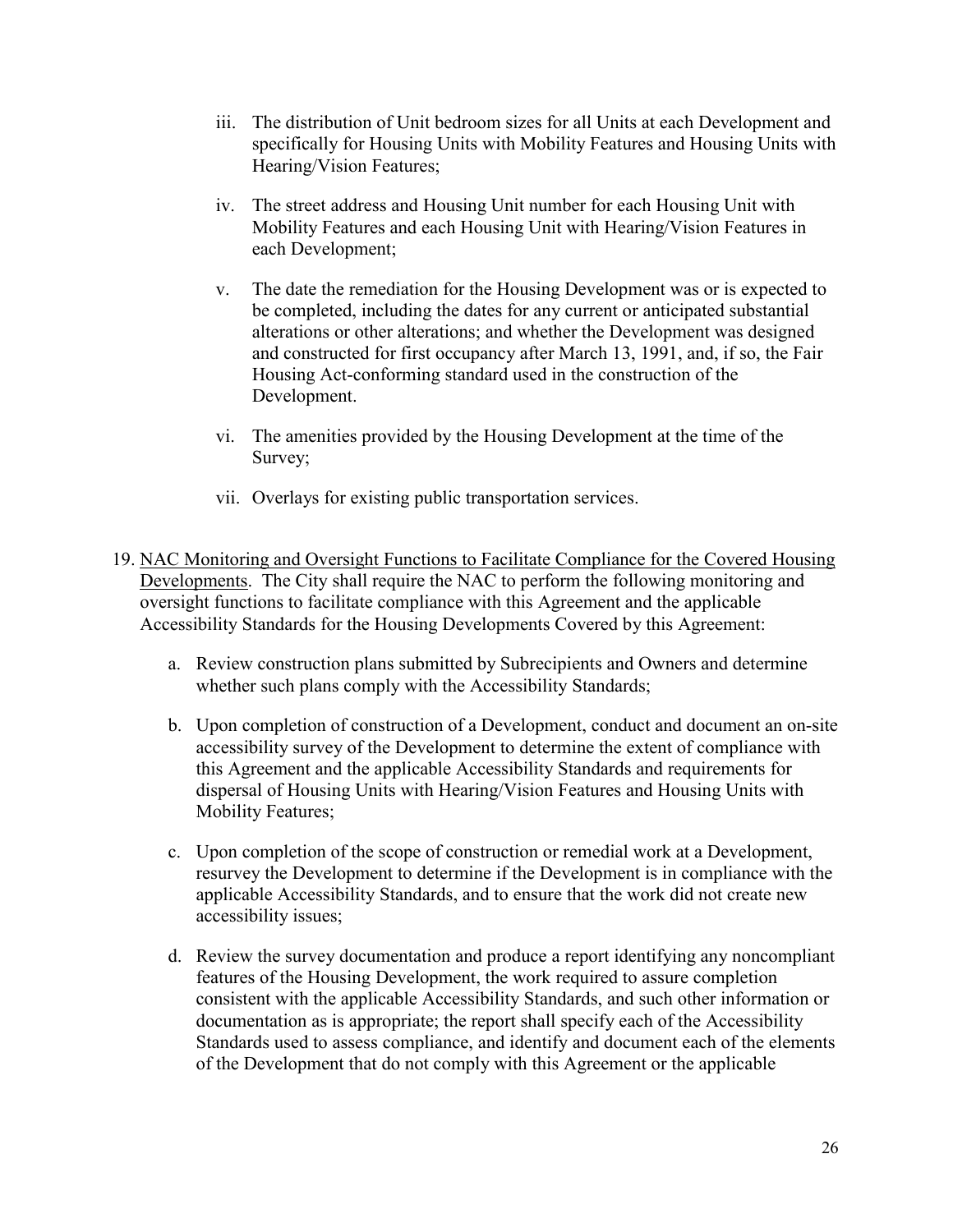iii. The distribution of Unit bedroom sizes for all Units at each Development and specifically for Housing Units with Mobility Features and Housing Units with Hearing/Vision Features;

iv. The street address and Housing Unit number for each Housing Unit with Mobility Features and each Housing Unit with Hearing/Vision Features in each Development;

v. The date the remediation for the Housing Development was or is expected to be completed, including the dates for any current or anticipated substantial alterations or other alterations; and whether the Development was designed and constructed for first occupancy after March 13, 1991, and, if so, the Fair Housing Act-conforming standard used in the construction of the Development.

vi. The amenities provided by the Housing Development at the time of the Survey;

vii. Overlays for existing public transportation services.

19. NAC Monitoring and Oversight Functions to Facilitate Compliance for the Covered Housing Developments. The City shall require the NAC to perform the following monitoring and oversight functions to facilitate compliance with this Agreement and the applicable Accessibility Standards for the Housing Developments Covered by this Agreement:

   a. Review construction plans submitted by Subrecipients and Owners and determine whether such plans comply with the Accessibility Standards;

   b. Upon completion of construction of a Development, conduct and document an on-site accessibility survey of the Development to determine the extent of compliance with this Agreement and the applicable Accessibility Standards and requirements for dispersal of Housing Units with Hearing/Vision Features and Housing Units with Mobility Features;

   c. Upon completion of the scope of construction or remedial work at a Development, resurvey the Development to determine if the Development is in compliance with the applicable Accessibility Standards, and to ensure that the work did not create new accessibility issues;

   d. Review the survey documentation and produce a report identifying any noncompliant features of the Housing Development, the work required to assure completion consistent with the applicable Accessibility Standards, and such other information or documentation as is appropriate; the report shall specify each of the Accessibility Standards used to assess compliance, and identify and document each of the elements of the Development that do not comply with this Agreement or the applicable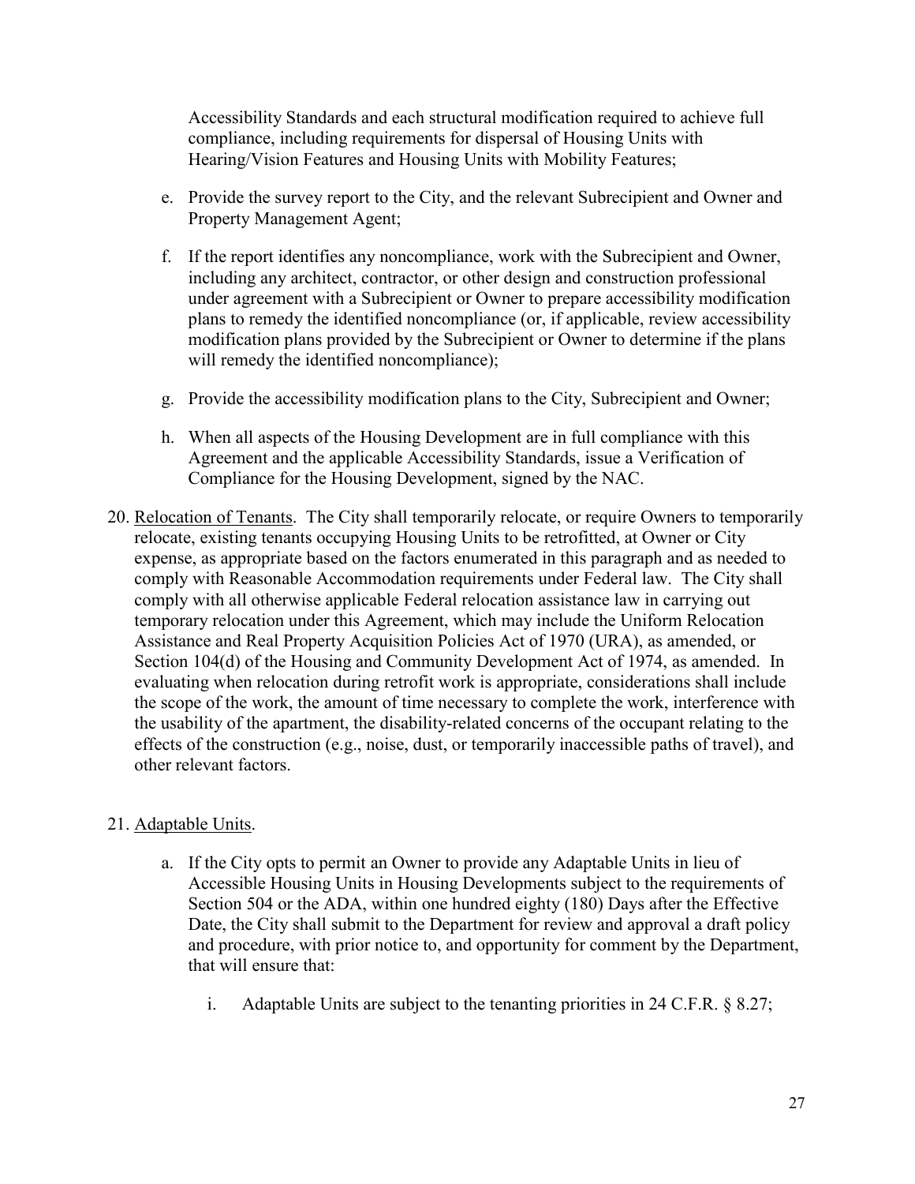Accessibility Standards and each structural modification required to achieve full compliance, including requirements for dispersal of Housing Units with Hearing/Vision Features and Housing Units with Mobility Features;

e. Provide the survey report to the City, and the relevant Subrecipient and Owner and Property Management Agent;

f. If the report identifies any noncompliance, work with the Subrecipient and Owner, including any architect, contractor, or other design and construction professional under agreement with a Subrecipient or Owner to prepare accessibility modification plans to remedy the identified noncompliance (or, if applicable, review accessibility modification plans provided by the Subrecipient or Owner to determine if the plans will remedy the identified noncompliance);

g. Provide the accessibility modification plans to the City, Subrecipient and Owner;

h. When all aspects of the Housing Development are in full compliance with this Agreement and the applicable Accessibility Standards, issue a Verification of Compliance for the Housing Development, signed by the NAC.

20. Relocation of Tenants. The City shall temporarily relocate, or require Owners to temporarily relocate, existing tenants occupying Housing Units to be retrofitted, at Owner or City expense, as appropriate based on the factors enumerated in this paragraph and as needed to comply with Reasonable Accommodation requirements under Federal law. The City shall comply with all otherwise applicable Federal relocation assistance law in carrying out temporary relocation under this Agreement, which may include the Uniform Relocation Assistance and Real Property Acquisition Policies Act of 1970 (URA), as amended, or Section 104(d) of the Housing and Community Development Act of 1974, as amended. In evaluating when relocation during retrofit work is appropriate, considerations shall include the scope of the work, the amount of time necessary to complete the work, interference with the usability of the apartment, the disability-related concerns of the occupant relating to the effects of the construction (e.g., noise, dust, or temporarily inaccessible paths of travel), and other relevant factors.

21. Adaptable Units.

   a. If the City opts to permit an Owner to provide any Adaptable Units in lieu of Accessible Housing Units in Housing Developments subject to the requirements of Section 504 or the ADA, within one hundred eighty (180) Days after the Effective Date, the City shall submit to the Department for review and approval a draft policy and procedure, with prior notice to, and opportunity for comment by the Department, that will ensure that:

      i. Adaptable Units are subject to the tenanting priorities in 24 C.F.R. § 8.27;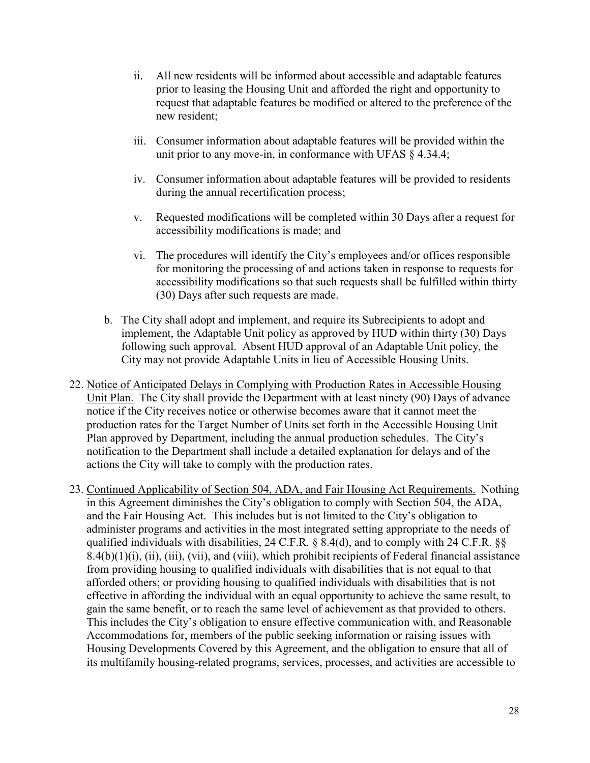ii. All new residents will be informed about accessible and adaptable features prior to leasing the Housing Unit and afforded the right and opportunity to request that adaptable features be modified or altered to the preference of the new resident;

   iii. Consumer information about adaptable features will be provided within the unit prior to any move-in, in conformance with UFAS § 4.34.4;

   iv. Consumer information about adaptable features will be provided to residents during the annual recertification process;

   v. Requested modifications will be completed within 30 Days after a request for accessibility modifications is made; and

   vi. The procedures will identify the City's employees and/or offices responsible for monitoring the processing of and actions taken in response to requests for accessibility modifications so that such requests shall be fulfilled within thirty (30) Days after such requests are made.

b. The City shall adopt and implement, and require its Subrecipients to adopt and implement, the Adaptable Unit policy as approved by HUD within thirty (30) Days following such approval. Absent HUD approval of an Adaptable Unit policy, the City may not provide Adaptable Units in lieu of Accessible Housing Units.

22. Notice of Anticipated Delays in Complying with Production Rates in Accessible Housing Unit Plan. The City shall provide the Department with at least ninety (90) Days of advance notice if the City receives notice or otherwise becomes aware that it cannot meet the production rates for the Target Number of Units set forth in the Accessible Housing Unit Plan approved by Department, including the annual production schedules. The City's notification to the Department shall include a detailed explanation for delays and of the actions the City will take to comply with the production rates.

23. Continued Applicability of Section 504, ADA, and Fair Housing Act Requirements. Nothing in this Agreement diminishes the City's obligation to comply with Section 504, the ADA, and the Fair Housing Act. This includes but is not limited to the City's obligation to administer programs and activities in the most integrated setting appropriate to the needs of qualified individuals with disabilities, 24 C.F.R. § 8.4(d), and to comply with 24 C.F.R. §§ 8.4(b)(1)(i), (ii), (iii), (vii), and (viii), which prohibit recipients of Federal financial assistance from providing housing to qualified individuals with disabilities that is not equal to that afforded others; or providing housing to qualified individuals with disabilities that is not effective in affording the individual with an equal opportunity to achieve the same result, to gain the same benefit, or to reach the same level of achievement as that provided to others. This includes the City's obligation to ensure effective communication with, and Reasonable Accommodations for, members of the public seeking information or raising issues with Housing Developments Covered by this Agreement, and the obligation to ensure that all of its multifamily housing-related programs, services, processes, and activities are accessible to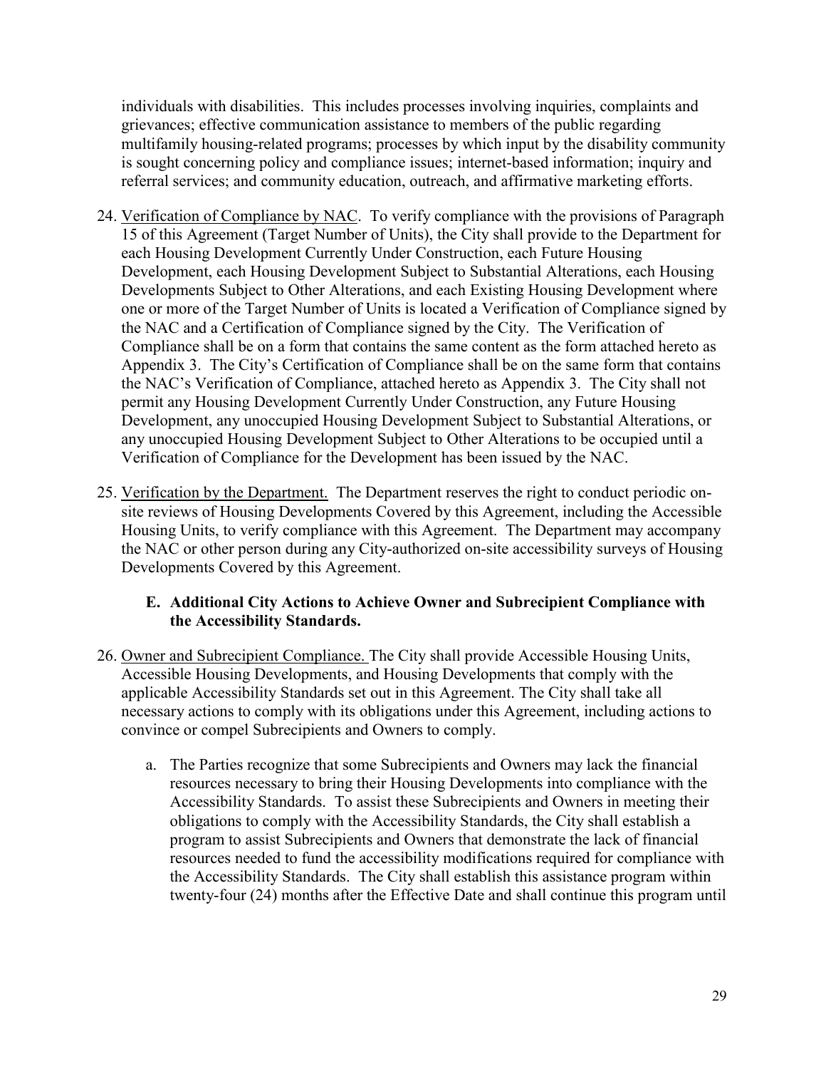individuals with disabilities. This includes processes involving inquiries, complaints and grievances; effective communication assistance to members of the public regarding multifamily housing-related programs; processes by which input by the disability community is sought concerning policy and compliance issues; internet-based information; inquiry and referral services; and community education, outreach, and affirmative marketing efforts.

24. Verification of Compliance by NAC. To verify compliance with the provisions of Paragraph 15 of this Agreement (Target Number of Units), the City shall provide to the Department for each Housing Development Currently Under Construction, each Future Housing Development, each Housing Development Subject to Substantial Alterations, each Housing Developments Subject to Other Alterations, and each Existing Housing Development where one or more of the Target Number of Units is located a Verification of Compliance signed by the NAC and a Certification of Compliance signed by the City. The Verification of Compliance shall be on a form that contains the same content as the form attached hereto as Appendix 3. The City's Certification of Compliance shall be on the same form that contains the NAC's Verification of Compliance, attached hereto as Appendix 3. The City shall not permit any Housing Development Currently Under Construction, any Future Housing Development, any unoccupied Housing Development Subject to Substantial Alterations, or any unoccupied Housing Development Subject to Other Alterations to be occupied until a Verification of Compliance for the Development has been issued by the NAC.

25. Verification by the Department. The Department reserves the right to conduct periodic on-site reviews of Housing Developments Covered by this Agreement, including the Accessible Housing Units, to verify compliance with this Agreement. The Department may accompany the NAC or other person during any City-authorized on-site accessibility surveys of Housing Developments Covered by this Agreement.

### E. Additional City Actions to Achieve Owner and Subrecipient Compliance with the Accessibility Standards.

26. Owner and Subrecipient Compliance. The City shall provide Accessible Housing Units, Accessible Housing Developments, and Housing Developments that comply with the applicable Accessibility Standards set out in this Agreement. The City shall take all necessary actions to comply with its obligations under this Agreement, including actions to convince or compel Subrecipients and Owners to comply.

    a. The Parties recognize that some Subrecipients and Owners may lack the financial resources necessary to bring their Housing Developments into compliance with the Accessibility Standards. To assist these Subrecipients and Owners in meeting their obligations to comply with the Accessibility Standards, the City shall establish a program to assist Subrecipients and Owners that demonstrate the lack of financial resources needed to fund the accessibility modifications required for compliance with the Accessibility Standards. The City shall establish this assistance program within twenty-four (24) months after the Effective Date and shall continue this program until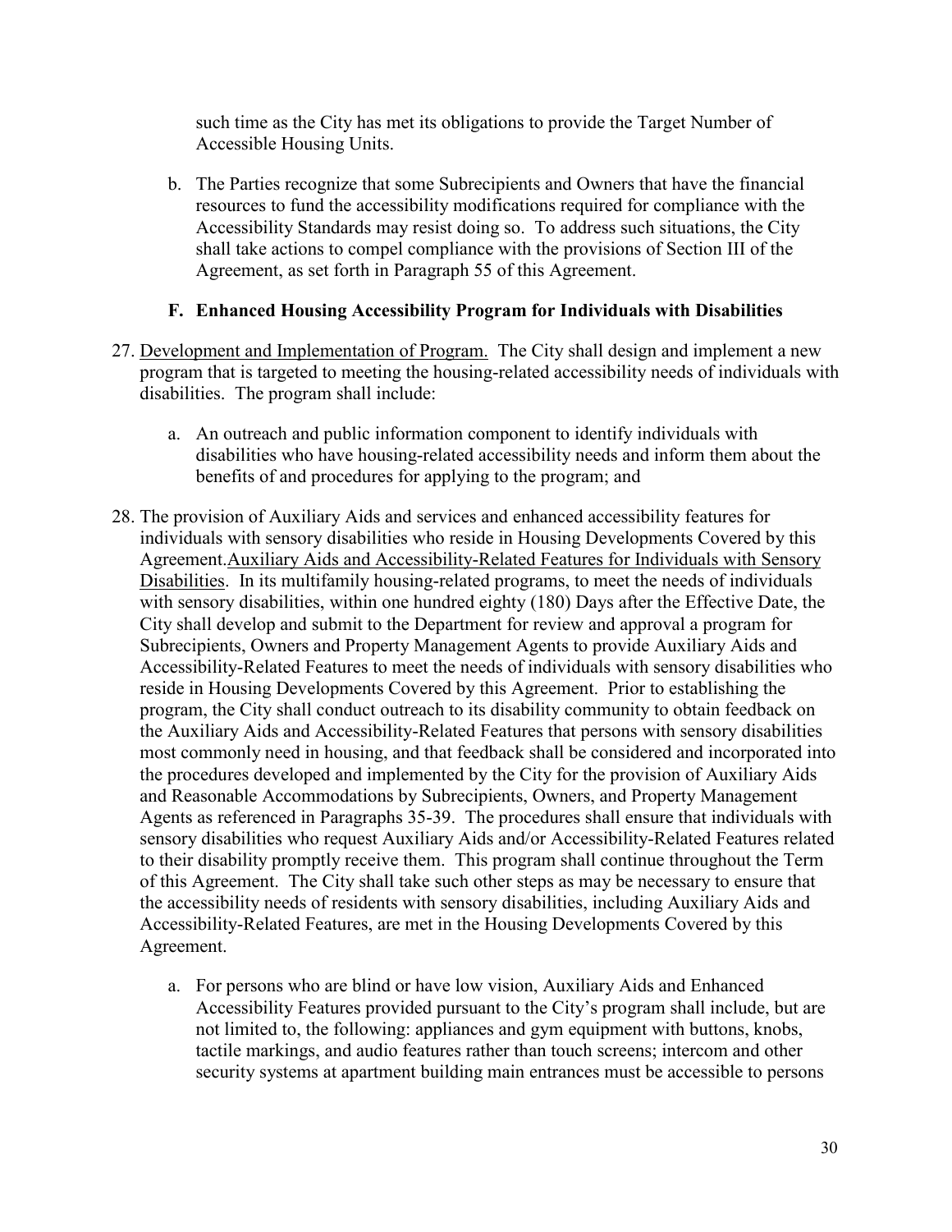such time as the City has met its obligations to provide the Target Number of Accessible Housing Units.

b. The Parties recognize that some Subrecipients and Owners that have the financial resources to fund the accessibility modifications required for compliance with the Accessibility Standards may resist doing so. To address such situations, the City shall take actions to compel compliance with the provisions of Section III of the Agreement, as set forth in Paragraph 55 of this Agreement.

### F. Enhanced Housing Accessibility Program for Individuals with Disabilities

27. Development and Implementation of Program. The City shall design and implement a new program that is targeted to meeting the housing-related accessibility needs of individuals with disabilities. The program shall include:

    a. An outreach and public information component to identify individuals with disabilities who have housing-related accessibility needs and inform them about the benefits of and procedures for applying to the program; and

28. The provision of Auxiliary Aids and services and enhanced accessibility features for individuals with sensory disabilities who reside in Housing Developments Covered by this Agreement.Auxiliary Aids and Accessibility-Related Features for Individuals with Sensory Disabilities. In its multifamily housing-related programs, to meet the needs of individuals with sensory disabilities, within one hundred eighty (180) Days after the Effective Date, the City shall develop and submit to the Department for review and approval a program for Subrecipients, Owners and Property Management Agents to provide Auxiliary Aids and Accessibility-Related Features to meet the needs of individuals with sensory disabilities who reside in Housing Developments Covered by this Agreement. Prior to establishing the program, the City shall conduct outreach to its disability community to obtain feedback on the Auxiliary Aids and Accessibility-Related Features that persons with sensory disabilities most commonly need in housing, and that feedback shall be considered and incorporated into the procedures developed and implemented by the City for the provision of Auxiliary Aids and Reasonable Accommodations by Subrecipients, Owners, and Property Management Agents as referenced in Paragraphs 35-39. The procedures shall ensure that individuals with sensory disabilities who request Auxiliary Aids and/or Accessibility-Related Features related to their disability promptly receive them. This program shall continue throughout the Term of this Agreement. The City shall take such other steps as may be necessary to ensure that the accessibility needs of residents with sensory disabilities, including Auxiliary Aids and Accessibility-Related Features, are met in the Housing Developments Covered by this Agreement.

    a. For persons who are blind or have low vision, Auxiliary Aids and Enhanced Accessibility Features provided pursuant to the City's program shall include, but are not limited to, the following: appliances and gym equipment with buttons, knobs, tactile markings, and audio features rather than touch screens; intercom and other security systems at apartment building main entrances must be accessible to persons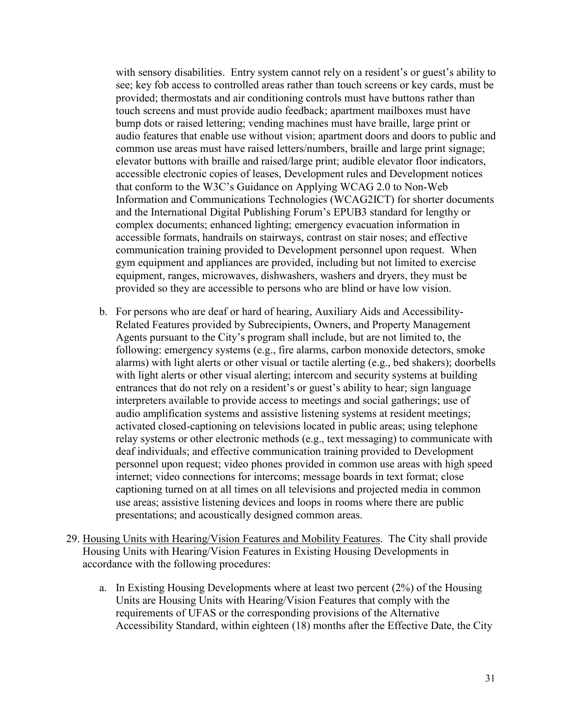with sensory disabilities. Entry system cannot rely on a resident's or guest's ability to see; key fob access to controlled areas rather than touch screens or key cards, must be provided; thermostats and air conditioning controls must have buttons rather than touch screens and must provide audio feedback; apartment mailboxes must have bump dots or raised lettering; vending machines must have braille, large print or audio features that enable use without vision; apartment doors and doors to public and common use areas must have raised letters/numbers, braille and large print signage; elevator buttons with braille and raised/large print; audible elevator floor indicators, accessible electronic copies of leases, Development rules and Development notices that conform to the W3C's Guidance on Applying WCAG 2.0 to Non-Web Information and Communications Technologies (WCAG2ICT) for shorter documents and the International Digital Publishing Forum's EPUB3 standard for lengthy or complex documents; enhanced lighting; emergency evacuation information in accessible formats, handrails on stairways, contrast on stair noses; and effective communication training provided to Development personnel upon request. When gym equipment and appliances are provided, including but not limited to exercise equipment, ranges, microwaves, dishwashers, washers and dryers, they must be provided so they are accessible to persons who are blind or have low vision.

b. For persons who are deaf or hard of hearing, Auxiliary Aids and Accessibility-Related Features provided by Subrecipients, Owners, and Property Management Agents pursuant to the City's program shall include, but are not limited to, the following: emergency systems (e.g., fire alarms, carbon monoxide detectors, smoke alarms) with light alerts or other visual or tactile alerting (e.g., bed shakers); doorbells with light alerts or other visual alerting; intercom and security systems at building entrances that do not rely on a resident's or guest's ability to hear; sign language interpreters available to provide access to meetings and social gatherings; use of audio amplification systems and assistive listening systems at resident meetings; activated closed-captioning on televisions located in public areas; using telephone relay systems or other electronic methods (e.g., text messaging) to communicate with deaf individuals; and effective communication training provided to Development personnel upon request; video phones provided in common use areas with high speed internet; video connections for intercoms; message boards in text format; close captioning turned on at all times on all televisions and projected media in common use areas; assistive listening devices and loops in rooms where there are public presentations; and acoustically designed common areas.

29. <u>Housing Units with Hearing/Vision Features and Mobility Features</u>. The City shall provide Housing Units with Hearing/Vision Features in Existing Housing Developments in accordance with the following procedures:

   a. In Existing Housing Developments where at least two percent (2%) of the Housing Units are Housing Units with Hearing/Vision Features that comply with the requirements of UFAS or the corresponding provisions of the Alternative Accessibility Standard, within eighteen (18) months after the Effective Date, the City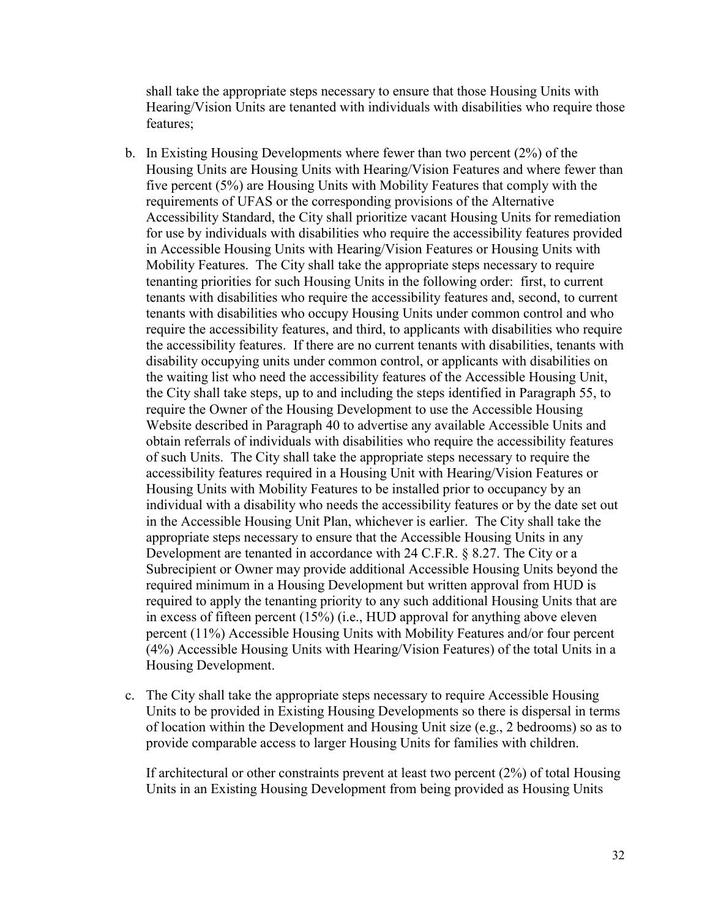shall take the appropriate steps necessary to ensure that those Housing Units with Hearing/Vision Units are tenanted with individuals with disabilities who require those features;

b. In Existing Housing Developments where fewer than two percent (2%) of the Housing Units are Housing Units with Hearing/Vision Features and where fewer than five percent (5%) are Housing Units with Mobility Features that comply with the requirements of UFAS or the corresponding provisions of the Alternative Accessibility Standard, the City shall prioritize vacant Housing Units for remediation for use by individuals with disabilities who require the accessibility features provided in Accessible Housing Units with Hearing/Vision Features or Housing Units with Mobility Features. The City shall take the appropriate steps necessary to require tenanting priorities for such Housing Units in the following order: first, to current tenants with disabilities who require the accessibility features and, second, to current tenants with disabilities who occupy Housing Units under common control and who require the accessibility features, and third, to applicants with disabilities who require the accessibility features. If there are no current tenants with disabilities, tenants with disability occupying units under common control, or applicants with disabilities on the waiting list who need the accessibility features of the Accessible Housing Unit, the City shall take steps, up to and including the steps identified in Paragraph 55, to require the Owner of the Housing Development to use the Accessible Housing Website described in Paragraph 40 to advertise any available Accessible Units and obtain referrals of individuals with disabilities who require the accessibility features of such Units. The City shall take the appropriate steps necessary to require the accessibility features required in a Housing Unit with Hearing/Vision Features or Housing Units with Mobility Features to be installed prior to occupancy by an individual with a disability who needs the accessibility features or by the date set out in the Accessible Housing Unit Plan, whichever is earlier. The City shall take the appropriate steps necessary to ensure that the Accessible Housing Units in any Development are tenanted in accordance with 24 C.F.R. § 8.27. The City or a Subrecipient or Owner may provide additional Accessible Housing Units beyond the required minimum in a Housing Development but written approval from HUD is required to apply the tenanting priority to any such additional Housing Units that are in excess of fifteen percent (15%) (i.e., HUD approval for anything above eleven percent (11%) Accessible Housing Units with Mobility Features and/or four percent (4%) Accessible Housing Units with Hearing/Vision Features) of the total Units in a Housing Development.

c. The City shall take the appropriate steps necessary to require Accessible Housing Units to be provided in Existing Housing Developments so there is dispersal in terms of location within the Development and Housing Unit size (e.g., 2 bedrooms) so as to provide comparable access to larger Housing Units for families with children.

   If architectural or other constraints prevent at least two percent (2%) of total Housing Units in an Existing Housing Development from being provided as Housing Units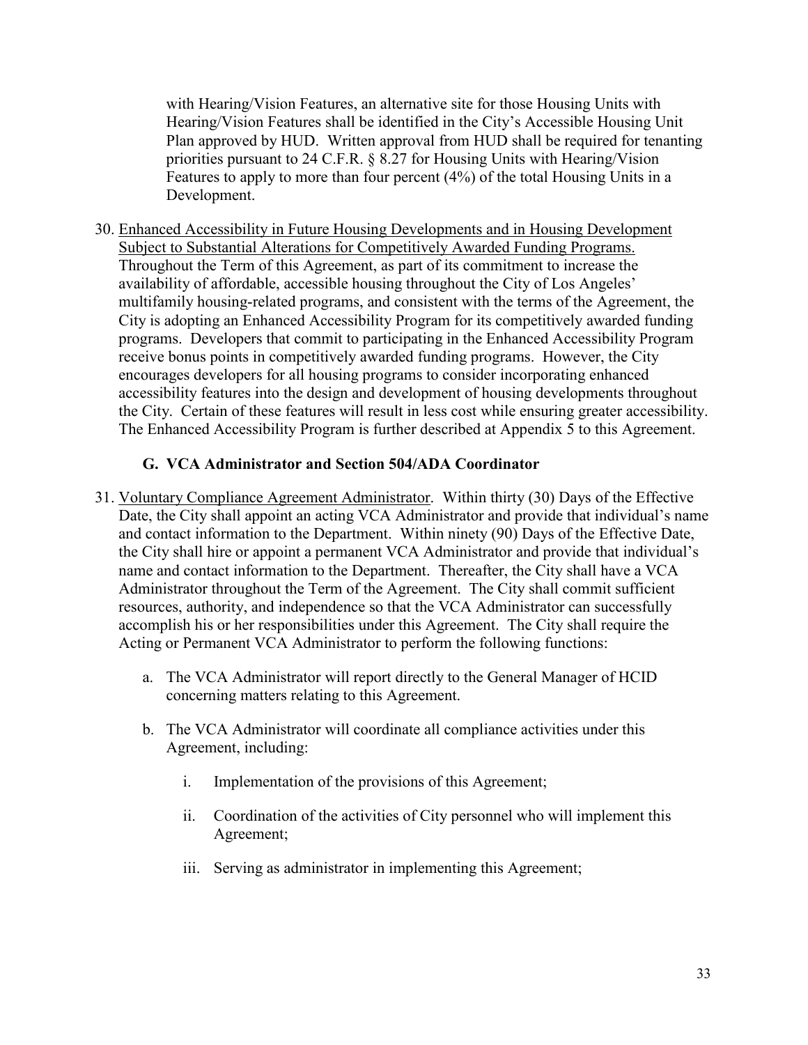with Hearing/Vision Features, an alternative site for those Housing Units with Hearing/Vision Features shall be identified in the City's Accessible Housing Unit Plan approved by HUD. Written approval from HUD shall be required for tenanting priorities pursuant to 24 C.F.R. § 8.27 for Housing Units with Hearing/Vision Features to apply to more than four percent (4%) of the total Housing Units in a Development.

30. Enhanced Accessibility in Future Housing Developments and in Housing Development Subject to Substantial Alterations for Competitively Awarded Funding Programs. Throughout the Term of this Agreement, as part of its commitment to increase the availability of affordable, accessible housing throughout the City of Los Angeles' multifamily housing-related programs, and consistent with the terms of the Agreement, the City is adopting an Enhanced Accessibility Program for its competitively awarded funding programs. Developers that commit to participating in the Enhanced Accessibility Program receive bonus points in competitively awarded funding programs. However, the City encourages developers for all housing programs to consider incorporating enhanced accessibility features into the design and development of housing developments throughout the City. Certain of these features will result in less cost while ensuring greater accessibility. The Enhanced Accessibility Program is further described at Appendix 5 to this Agreement.

### G. VCA Administrator and Section 504/ADA Coordinator

31. Voluntary Compliance Agreement Administrator. Within thirty (30) Days of the Effective Date, the City shall appoint an acting VCA Administrator and provide that individual's name and contact information to the Department. Within ninety (90) Days of the Effective Date, the City shall hire or appoint a permanent VCA Administrator and provide that individual's name and contact information to the Department. Thereafter, the City shall have a VCA Administrator throughout the Term of the Agreement. The City shall commit sufficient resources, authority, and independence so that the VCA Administrator can successfully accomplish his or her responsibilities under this Agreement. The City shall require the Acting or Permanent VCA Administrator to perform the following functions:

    a. The VCA Administrator will report directly to the General Manager of HCID concerning matters relating to this Agreement.

    b. The VCA Administrator will coordinate all compliance activities under this Agreement, including:

        i. Implementation of the provisions of this Agreement;

        ii. Coordination of the activities of City personnel who will implement this Agreement;

        iii. Serving as administrator in implementing this Agreement;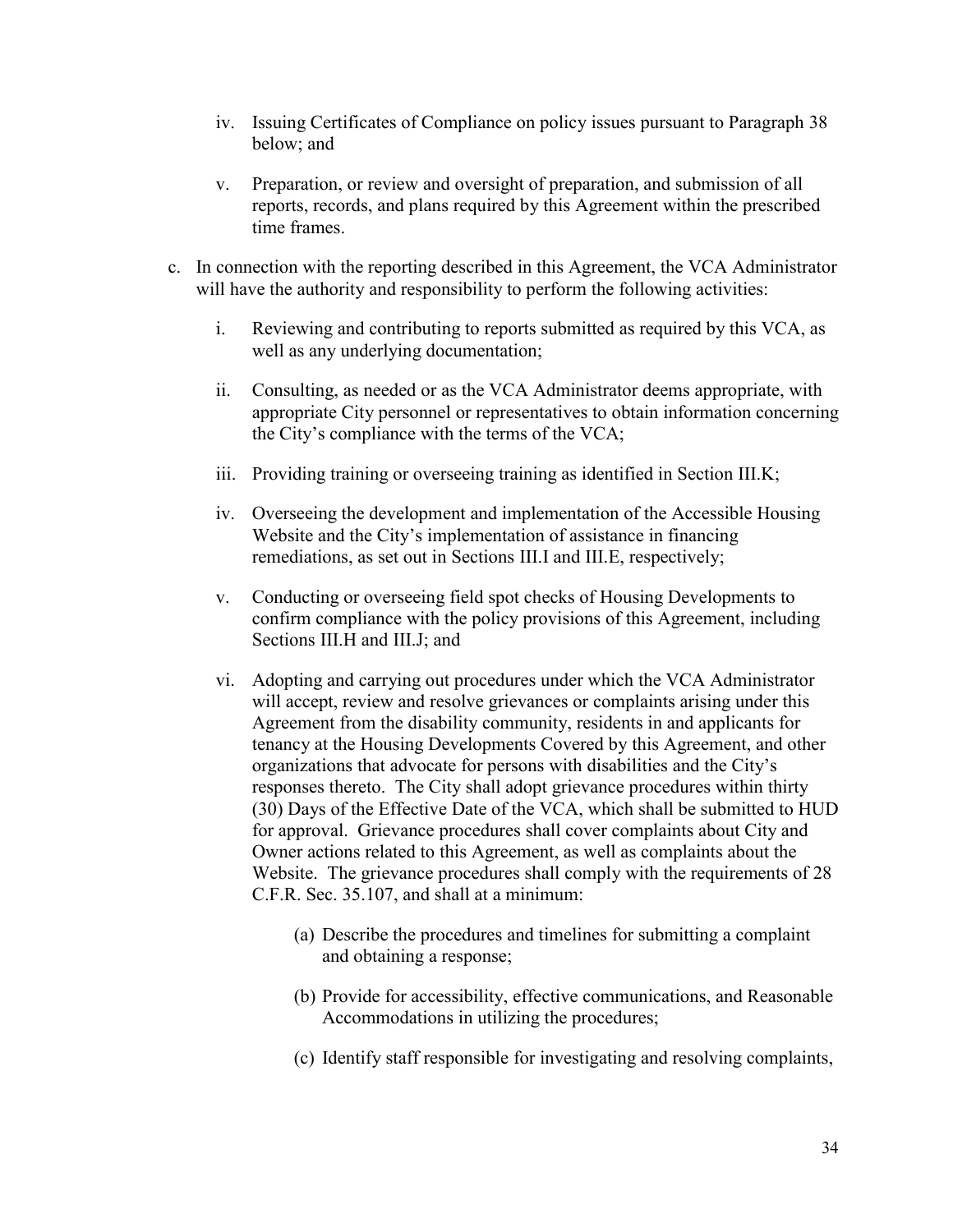iv. Issuing Certificates of Compliance on policy issues pursuant to Paragraph 38 below; and

v. Preparation, or review and oversight of preparation, and submission of all reports, records, and plans required by this Agreement within the prescribed time frames.

c. In connection with the reporting described in this Agreement, the VCA Administrator will have the authority and responsibility to perform the following activities:

   i. Reviewing and contributing to reports submitted as required by this VCA, as well as any underlying documentation;

   ii. Consulting, as needed or as the VCA Administrator deems appropriate, with appropriate City personnel or representatives to obtain information concerning the City's compliance with the terms of the VCA;

   iii. Providing training or overseeing training as identified in Section III.K;

   iv. Overseeing the development and implementation of the Accessible Housing Website and the City's implementation of assistance in financing remediations, as set out in Sections III.I and III.E, respectively;

   v. Conducting or overseeing field spot checks of Housing Developments to confirm compliance with the policy provisions of this Agreement, including Sections III.H and III.J; and

   vi. Adopting and carrying out procedures under which the VCA Administrator will accept, review and resolve grievances or complaints arising under this Agreement from the disability community, residents in and applicants for tenancy at the Housing Developments Covered by this Agreement, and other organizations that advocate for persons with disabilities and the City's responses thereto. The City shall adopt grievance procedures within thirty (30) Days of the Effective Date of the VCA, which shall be submitted to HUD for approval. Grievance procedures shall cover complaints about City and Owner actions related to this Agreement, as well as complaints about the Website. The grievance procedures shall comply with the requirements of 28 C.F.R. Sec. 35.107, and shall at a minimum:

      (a) Describe the procedures and timelines for submitting a complaint and obtaining a response;

      (b) Provide for accessibility, effective communications, and Reasonable Accommodations in utilizing the procedures;

      (c) Identify staff responsible for investigating and resolving complaints,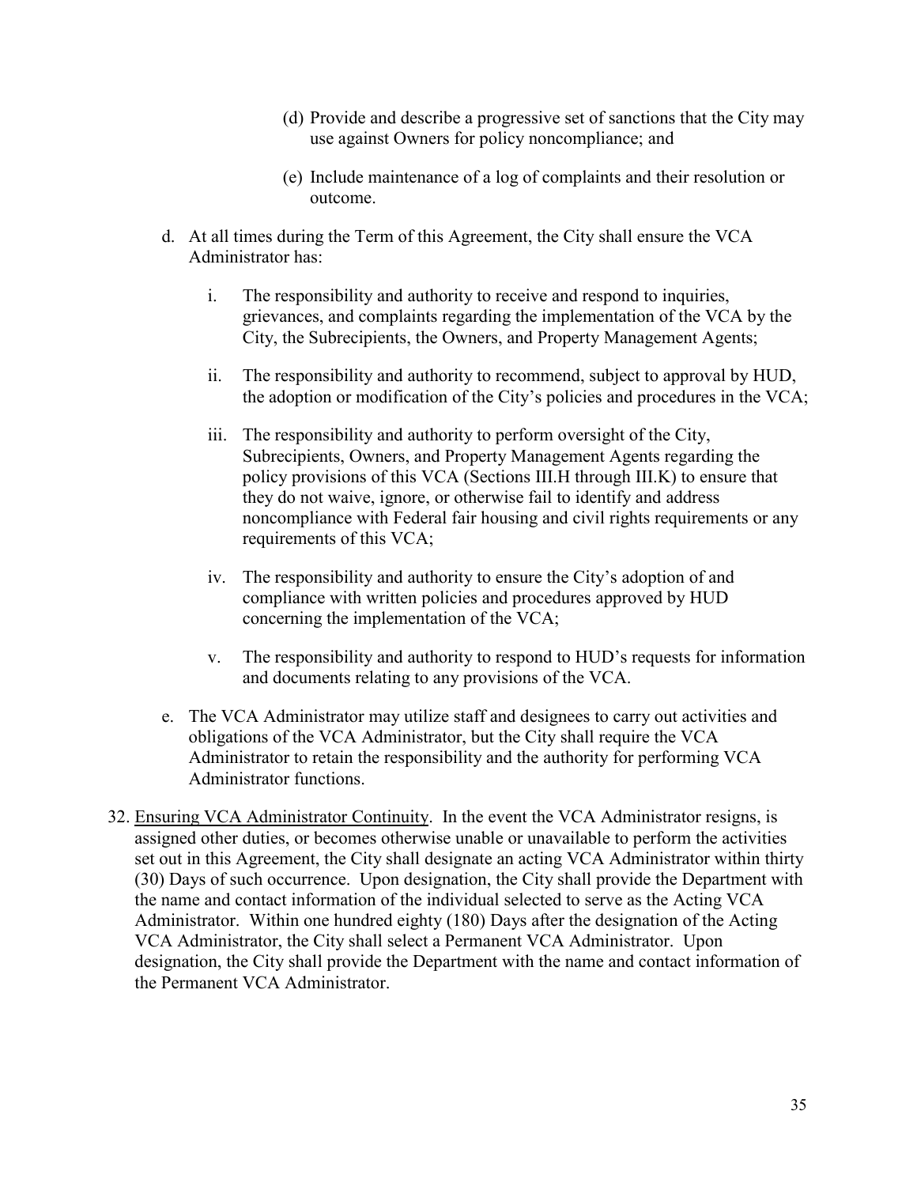(d) Provide and describe a progressive set of sanctions that the City may use against Owners for policy noncompliance; and

(e) Include maintenance of a log of complaints and their resolution or outcome.

d. At all times during the Term of this Agreement, the City shall ensure the VCA Administrator has:

   i. The responsibility and authority to receive and respond to inquiries, grievances, and complaints regarding the implementation of the VCA by the City, the Subrecipients, the Owners, and Property Management Agents;

   ii. The responsibility and authority to recommend, subject to approval by HUD, the adoption or modification of the City's policies and procedures in the VCA;

   iii. The responsibility and authority to perform oversight of the City, Subrecipients, Owners, and Property Management Agents regarding the policy provisions of this VCA (Sections III.H through III.K) to ensure that they do not waive, ignore, or otherwise fail to identify and address noncompliance with Federal fair housing and civil rights requirements or any requirements of this VCA;

   iv. The responsibility and authority to ensure the City's adoption of and compliance with written policies and procedures approved by HUD concerning the implementation of the VCA;

   v. The responsibility and authority to respond to HUD's requests for information and documents relating to any provisions of the VCA.

e. The VCA Administrator may utilize staff and designees to carry out activities and obligations of the VCA Administrator, but the City shall require the VCA Administrator to retain the responsibility and the authority for performing VCA Administrator functions.

32. Ensuring VCA Administrator Continuity. In the event the VCA Administrator resigns, is assigned other duties, or becomes otherwise unable or unavailable to perform the activities set out in this Agreement, the City shall designate an acting VCA Administrator within thirty (30) Days of such occurrence. Upon designation, the City shall provide the Department with the name and contact information of the individual selected to serve as the Acting VCA Administrator. Within one hundred eighty (180) Days after the designation of the Acting VCA Administrator, the City shall select a Permanent VCA Administrator. Upon designation, the City shall provide the Department with the name and contact information of the Permanent VCA Administrator.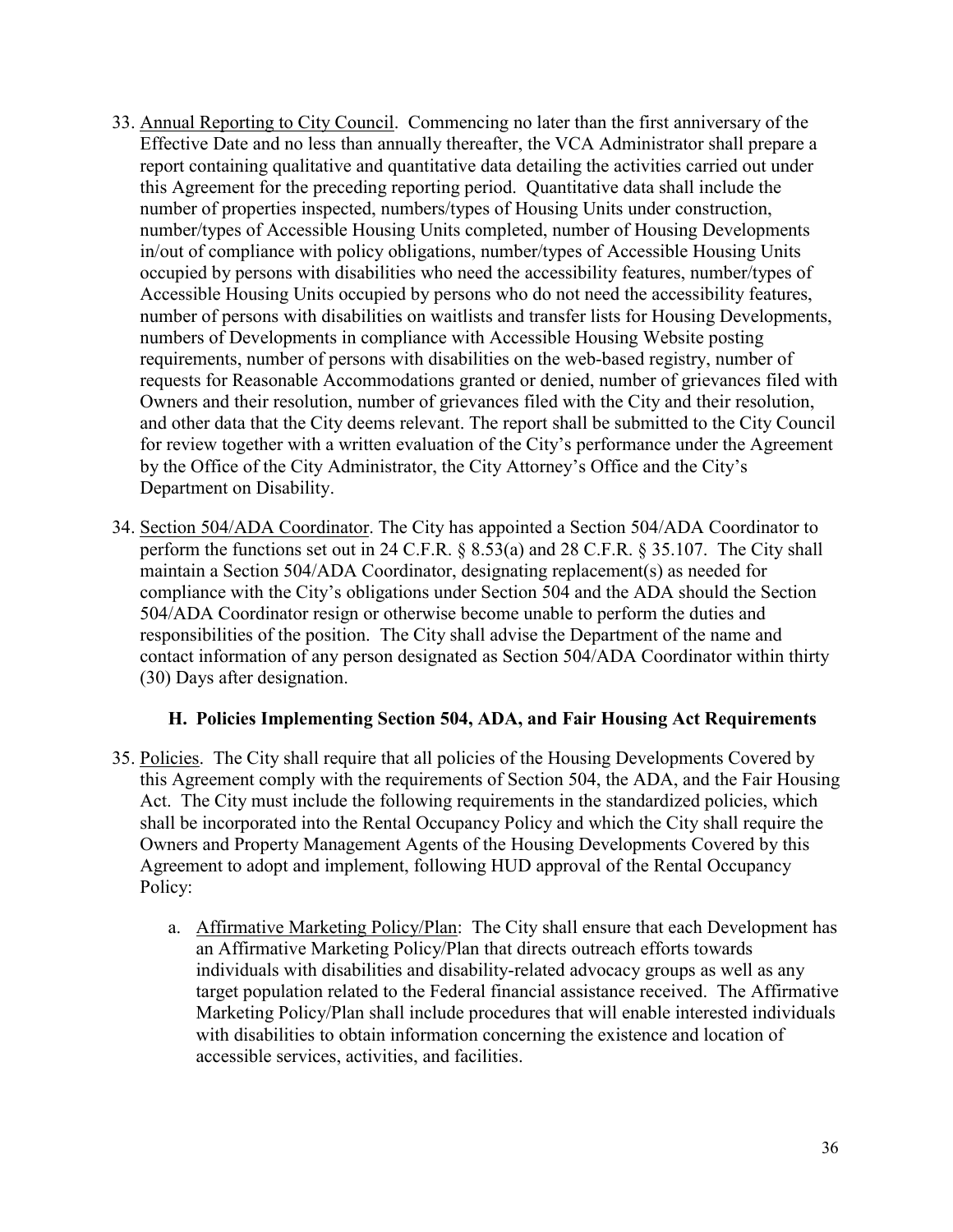33. Annual Reporting to City Council. Commencing no later than the first anniversary of the Effective Date and no less than annually thereafter, the VCA Administrator shall prepare a report containing qualitative and quantitative data detailing the activities carried out under this Agreement for the preceding reporting period. Quantitative data shall include the number of properties inspected, numbers/types of Housing Units under construction, number/types of Accessible Housing Units completed, number of Housing Developments in/out of compliance with policy obligations, number/types of Accessible Housing Units occupied by persons with disabilities who need the accessibility features, number/types of Accessible Housing Units occupied by persons who do not need the accessibility features, number of persons with disabilities on waitlists and transfer lists for Housing Developments, numbers of Developments in compliance with Accessible Housing Website posting requirements, number of persons with disabilities on the web-based registry, number of requests for Reasonable Accommodations granted or denied, number of grievances filed with Owners and their resolution, number of grievances filed with the City and their resolution, and other data that the City deems relevant. The report shall be submitted to the City Council for review together with a written evaluation of the City's performance under the Agreement by the Office of the City Administrator, the City Attorney's Office and the City's Department on Disability.

34. Section 504/ADA Coordinator. The City has appointed a Section 504/ADA Coordinator to perform the functions set out in 24 C.F.R. § 8.53(a) and 28 C.F.R. § 35.107. The City shall maintain a Section 504/ADA Coordinator, designating replacement(s) as needed for compliance with the City's obligations under Section 504 and the ADA should the Section 504/ADA Coordinator resign or otherwise become unable to perform the duties and responsibilities of the position. The City shall advise the Department of the name and contact information of any person designated as Section 504/ADA Coordinator within thirty (30) Days after designation.

### H. Policies Implementing Section 504, ADA, and Fair Housing Act Requirements

35. Policies. The City shall require that all policies of the Housing Developments Covered by this Agreement comply with the requirements of Section 504, the ADA, and the Fair Housing Act. The City must include the following requirements in the standardized policies, which shall be incorporated into the Rental Occupancy Policy and which the City shall require the Owners and Property Management Agents of the Housing Developments Covered by this Agreement to adopt and implement, following HUD approval of the Rental Occupancy Policy:

    a. Affirmative Marketing Policy/Plan: The City shall ensure that each Development has an Affirmative Marketing Policy/Plan that directs outreach efforts towards individuals with disabilities and disability-related advocacy groups as well as any target population related to the Federal financial assistance received. The Affirmative Marketing Policy/Plan shall include procedures that will enable interested individuals with disabilities to obtain information concerning the existence and location of accessible services, activities, and facilities.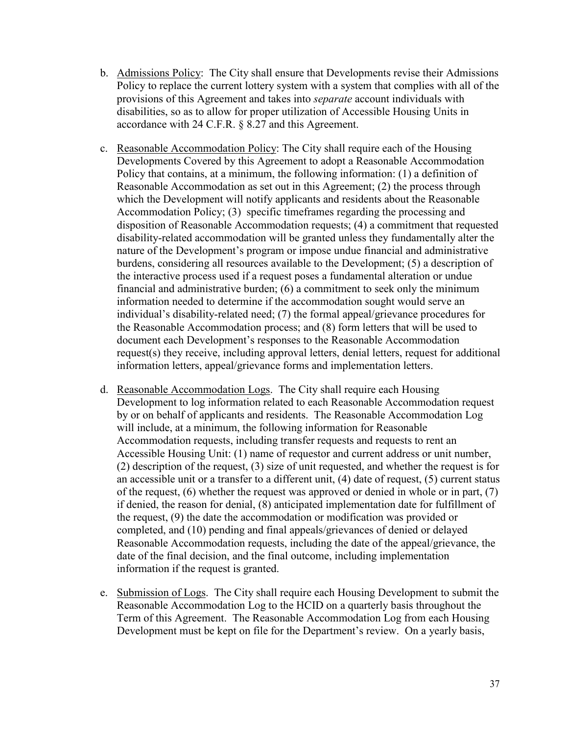b. <u>Admissions Policy</u>: The City shall ensure that Developments revise their Admissions Policy to replace the current lottery system with a system that complies with all of the provisions of this Agreement and takes into *separate* account individuals with disabilities, so as to allow for proper utilization of Accessible Housing Units in accordance with 24 C.F.R. § 8.27 and this Agreement.

c. <u>Reasonable Accommodation Policy</u>: The City shall require each of the Housing Developments Covered by this Agreement to adopt a Reasonable Accommodation Policy that contains, at a minimum, the following information: (1) a definition of Reasonable Accommodation as set out in this Agreement; (2) the process through which the Development will notify applicants and residents about the Reasonable Accommodation Policy; (3) specific timeframes regarding the processing and disposition of Reasonable Accommodation requests; (4) a commitment that requested disability-related accommodation will be granted unless they fundamentally alter the nature of the Development's program or impose undue financial and administrative burdens, considering all resources available to the Development; (5) a description of the interactive process used if a request poses a fundamental alteration or undue financial and administrative burden; (6) a commitment to seek only the minimum information needed to determine if the accommodation sought would serve an individual's disability-related need; (7) the formal appeal/grievance procedures for the Reasonable Accommodation process; and (8) form letters that will be used to document each Development's responses to the Reasonable Accommodation request(s) they receive, including approval letters, denial letters, request for additional information letters, appeal/grievance forms and implementation letters.

d. <u>Reasonable Accommodation Logs</u>. The City shall require each Housing Development to log information related to each Reasonable Accommodation request by or on behalf of applicants and residents. The Reasonable Accommodation Log will include, at a minimum, the following information for Reasonable Accommodation requests, including transfer requests and requests to rent an Accessible Housing Unit: (1) name of requestor and current address or unit number, (2) description of the request, (3) size of unit requested, and whether the request is for an accessible unit or a transfer to a different unit, (4) date of request, (5) current status of the request, (6) whether the request was approved or denied in whole or in part, (7) if denied, the reason for denial, (8) anticipated implementation date for fulfillment of the request, (9) the date the accommodation or modification was provided or completed, and (10) pending and final appeals/grievances of denied or delayed Reasonable Accommodation requests, including the date of the appeal/grievance, the date of the final decision, and the final outcome, including implementation information if the request is granted.

e. <u>Submission of Logs</u>. The City shall require each Housing Development to submit the Reasonable Accommodation Log to the HCID on a quarterly basis throughout the Term of this Agreement. The Reasonable Accommodation Log from each Housing Development must be kept on file for the Department's review. On a yearly basis,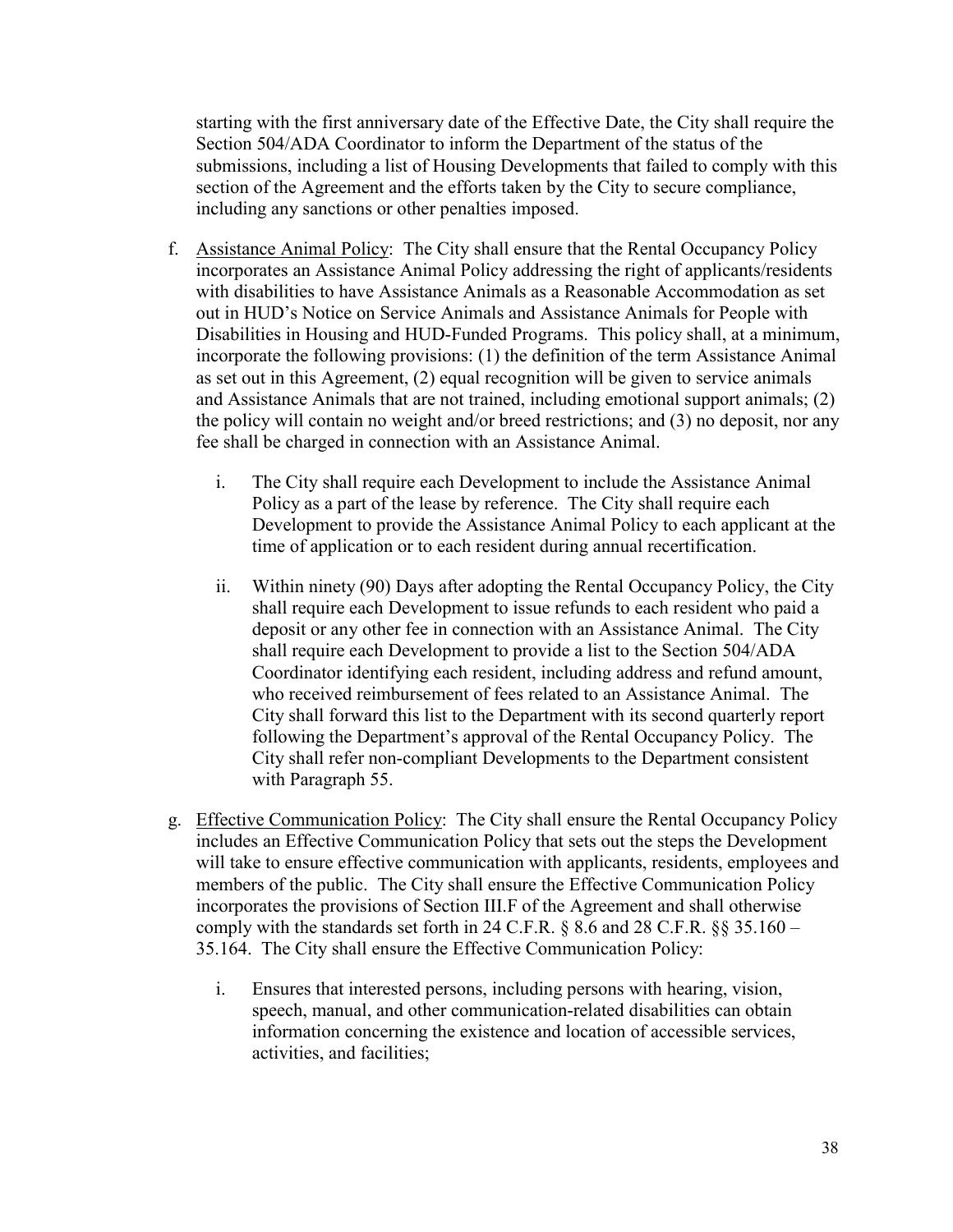starting with the first anniversary date of the Effective Date, the City shall require the Section 504/ADA Coordinator to inform the Department of the status of the submissions, including a list of Housing Developments that failed to comply with this section of the Agreement and the efforts taken by the City to secure compliance, including any sanctions or other penalties imposed.

f. Assistance Animal Policy: The City shall ensure that the Rental Occupancy Policy incorporates an Assistance Animal Policy addressing the right of applicants/residents with disabilities to have Assistance Animals as a Reasonable Accommodation as set out in HUD's Notice on Service Animals and Assistance Animals for People with Disabilities in Housing and HUD-Funded Programs. This policy shall, at a minimum, incorporate the following provisions: (1) the definition of the term Assistance Animal as set out in this Agreement, (2) equal recognition will be given to service animals and Assistance Animals that are not trained, including emotional support animals; (2) the policy will contain no weight and/or breed restrictions; and (3) no deposit, nor any fee shall be charged in connection with an Assistance Animal.

   i. The City shall require each Development to include the Assistance Animal Policy as a part of the lease by reference. The City shall require each Development to provide the Assistance Animal Policy to each applicant at the time of application or to each resident during annual recertification.

   ii. Within ninety (90) Days after adopting the Rental Occupancy Policy, the City shall require each Development to issue refunds to each resident who paid a deposit or any other fee in connection with an Assistance Animal. The City shall require each Development to provide a list to the Section 504/ADA Coordinator identifying each resident, including address and refund amount, who received reimbursement of fees related to an Assistance Animal. The City shall forward this list to the Department with its second quarterly report following the Department's approval of the Rental Occupancy Policy. The City shall refer non-compliant Developments to the Department consistent with Paragraph 55.

g. Effective Communication Policy: The City shall ensure the Rental Occupancy Policy includes an Effective Communication Policy that sets out the steps the Development will take to ensure effective communication with applicants, residents, employees and members of the public. The City shall ensure the Effective Communication Policy incorporates the provisions of Section III.F of the Agreement and shall otherwise comply with the standards set forth in 24 C.F.R. § 8.6 and 28 C.F.R. §§ 35.160 – 35.164. The City shall ensure the Effective Communication Policy:

   i. Ensures that interested persons, including persons with hearing, vision, speech, manual, and other communication-related disabilities can obtain information concerning the existence and location of accessible services, activities, and facilities;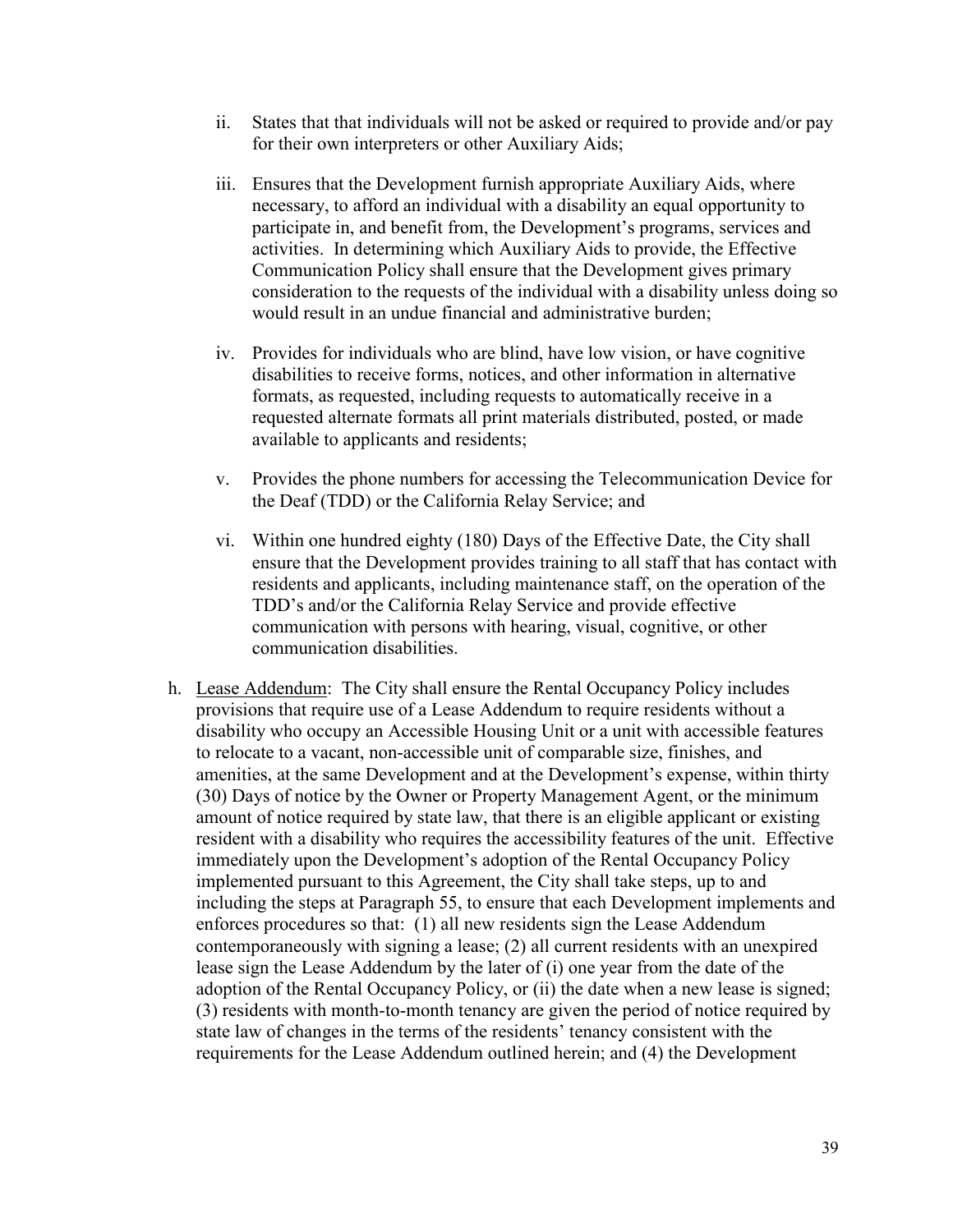ii. States that that individuals will not be asked or required to provide and/or pay for their own interpreters or other Auxiliary Aids;

iii. Ensures that the Development furnish appropriate Auxiliary Aids, where necessary, to afford an individual with a disability an equal opportunity to participate in, and benefit from, the Development's programs, services and activities. In determining which Auxiliary Aids to provide, the Effective Communication Policy shall ensure that the Development gives primary consideration to the requests of the individual with a disability unless doing so would result in an undue financial and administrative burden;

iv. Provides for individuals who are blind, have low vision, or have cognitive disabilities to receive forms, notices, and other information in alternative formats, as requested, including requests to automatically receive in a requested alternate formats all print materials distributed, posted, or made available to applicants and residents;

v. Provides the phone numbers for accessing the Telecommunication Device for the Deaf (TDD) or the California Relay Service; and

vi. Within one hundred eighty (180) Days of the Effective Date, the City shall ensure that the Development provides training to all staff that has contact with residents and applicants, including maintenance staff, on the operation of the TDD's and/or the California Relay Service and provide effective communication with persons with hearing, visual, cognitive, or other communication disabilities.

h. Lease Addendum: The City shall ensure the Rental Occupancy Policy includes provisions that require use of a Lease Addendum to require residents without a disability who occupy an Accessible Housing Unit or a unit with accessible features to relocate to a vacant, non-accessible unit of comparable size, finishes, and amenities, at the same Development and at the Development's expense, within thirty (30) Days of notice by the Owner or Property Management Agent, or the minimum amount of notice required by state law, that there is an eligible applicant or existing resident with a disability who requires the accessibility features of the unit. Effective immediately upon the Development's adoption of the Rental Occupancy Policy implemented pursuant to this Agreement, the City shall take steps, up to and including the steps at Paragraph 55, to ensure that each Development implements and enforces procedures so that: (1) all new residents sign the Lease Addendum contemporaneously with signing a lease; (2) all current residents with an unexpired lease sign the Lease Addendum by the later of (i) one year from the date of the adoption of the Rental Occupancy Policy, or (ii) the date when a new lease is signed; (3) residents with month-to-month tenancy are given the period of notice required by state law of changes in the terms of the residents' tenancy consistent with the requirements for the Lease Addendum outlined herein; and (4) the Development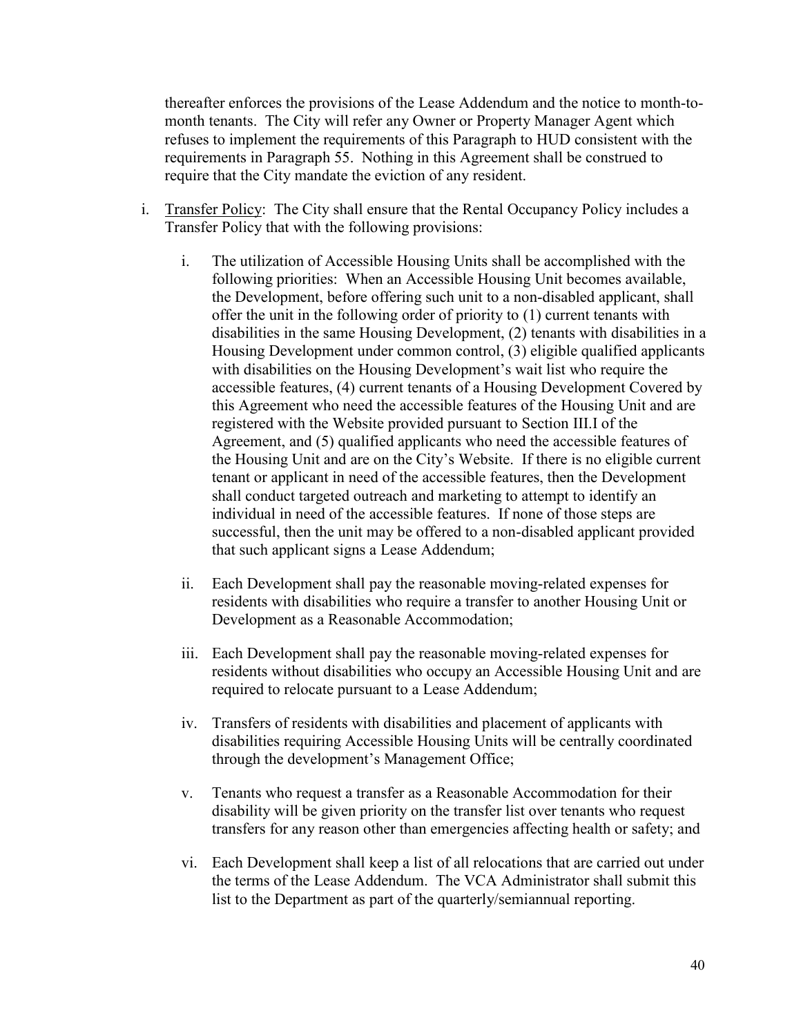thereafter enforces the provisions of the Lease Addendum and the notice to month-to-month tenants. The City will refer any Owner or Property Manager Agent which refuses to implement the requirements of this Paragraph to HUD consistent with the requirements in Paragraph 55. Nothing in this Agreement shall be construed to require that the City mandate the eviction of any resident.

i. Transfer Policy: The City shall ensure that the Rental Occupancy Policy includes a Transfer Policy that with the following provisions:

   i. The utilization of Accessible Housing Units shall be accomplished with the following priorities: When an Accessible Housing Unit becomes available, the Development, before offering such unit to a non-disabled applicant, shall offer the unit in the following order of priority to (1) current tenants with disabilities in the same Housing Development, (2) tenants with disabilities in a Housing Development under common control, (3) eligible qualified applicants with disabilities on the Housing Development's wait list who require the accessible features, (4) current tenants of a Housing Development Covered by this Agreement who need the accessible features of the Housing Unit and are registered with the Website provided pursuant to Section III.I of the Agreement, and (5) qualified applicants who need the accessible features of the Housing Unit and are on the City's Website. If there is no eligible current tenant or applicant in need of the accessible features, then the Development shall conduct targeted outreach and marketing to attempt to identify an individual in need of the accessible features. If none of those steps are successful, then the unit may be offered to a non-disabled applicant provided that such applicant signs a Lease Addendum;

   ii. Each Development shall pay the reasonable moving-related expenses for residents with disabilities who require a transfer to another Housing Unit or Development as a Reasonable Accommodation;

   iii. Each Development shall pay the reasonable moving-related expenses for residents without disabilities who occupy an Accessible Housing Unit and are required to relocate pursuant to a Lease Addendum;

   iv. Transfers of residents with disabilities and placement of applicants with disabilities requiring Accessible Housing Units will be centrally coordinated through the development's Management Office;

   v. Tenants who request a transfer as a Reasonable Accommodation for their disability will be given priority on the transfer list over tenants who request transfers for any reason other than emergencies affecting health or safety; and

   vi. Each Development shall keep a list of all relocations that are carried out under the terms of the Lease Addendum. The VCA Administrator shall submit this list to the Department as part of the quarterly/semiannual reporting.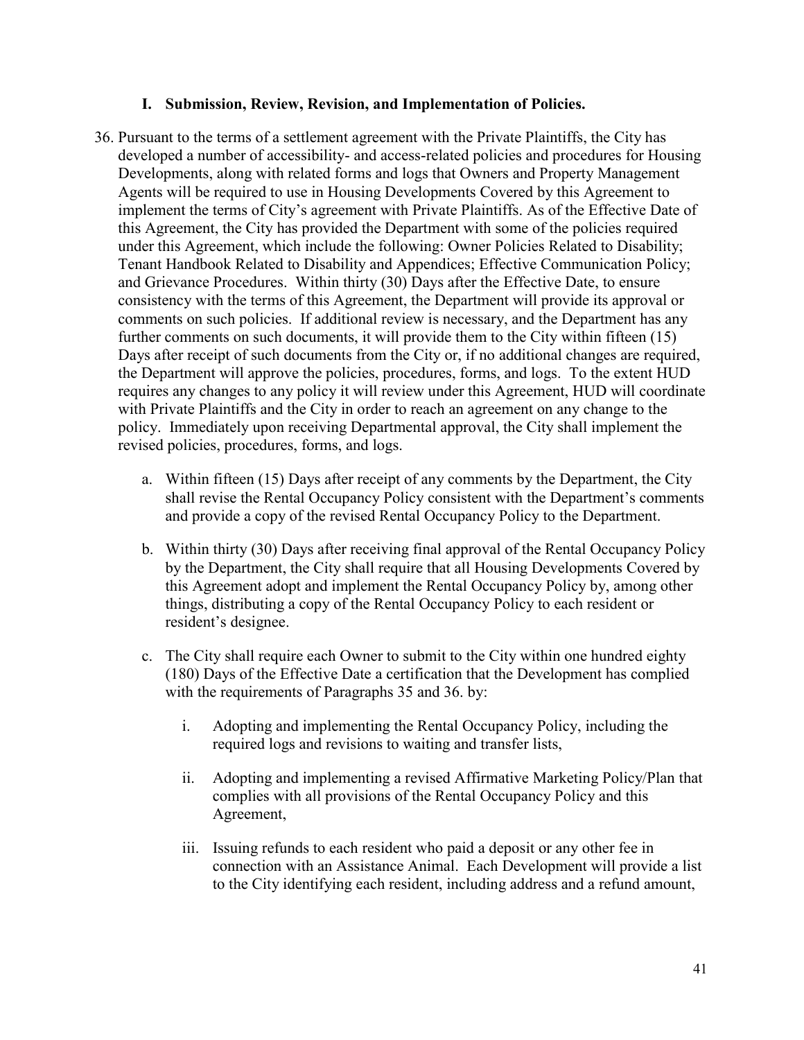### I. Submission, Review, Revision, and Implementation of Policies.

36. Pursuant to the terms of a settlement agreement with the Private Plaintiffs, the City has developed a number of accessibility- and access-related policies and procedures for Housing Developments, along with related forms and logs that Owners and Property Management Agents will be required to use in Housing Developments Covered by this Agreement to implement the terms of City's agreement with Private Plaintiffs. As of the Effective Date of this Agreement, the City has provided the Department with some of the policies required under this Agreement, which include the following: Owner Policies Related to Disability; Tenant Handbook Related to Disability and Appendices; Effective Communication Policy; and Grievance Procedures. Within thirty (30) Days after the Effective Date, to ensure consistency with the terms of this Agreement, the Department will provide its approval or comments on such policies. If additional review is necessary, and the Department has any further comments on such documents, it will provide them to the City within fifteen (15) Days after receipt of such documents from the City or, if no additional changes are required, the Department will approve the policies, procedures, forms, and logs. To the extent HUD requires any changes to any policy it will review under this Agreement, HUD will coordinate with Private Plaintiffs and the City in order to reach an agreement on any change to the policy. Immediately upon receiving Departmental approval, the City shall implement the revised policies, procedures, forms, and logs.

    a. Within fifteen (15) Days after receipt of any comments by the Department, the City shall revise the Rental Occupancy Policy consistent with the Department's comments and provide a copy of the revised Rental Occupancy Policy to the Department.

    b. Within thirty (30) Days after receiving final approval of the Rental Occupancy Policy by the Department, the City shall require that all Housing Developments Covered by this Agreement adopt and implement the Rental Occupancy Policy by, among other things, distributing a copy of the Rental Occupancy Policy to each resident or resident's designee.

    c. The City shall require each Owner to submit to the City within one hundred eighty (180) Days of the Effective Date a certification that the Development has complied with the requirements of Paragraphs 35 and 36. by:

        i. Adopting and implementing the Rental Occupancy Policy, including the required logs and revisions to waiting and transfer lists,

        ii. Adopting and implementing a revised Affirmative Marketing Policy/Plan that complies with all provisions of the Rental Occupancy Policy and this Agreement,

        iii. Issuing refunds to each resident who paid a deposit or any other fee in connection with an Assistance Animal. Each Development will provide a list to the City identifying each resident, including address and a refund amount,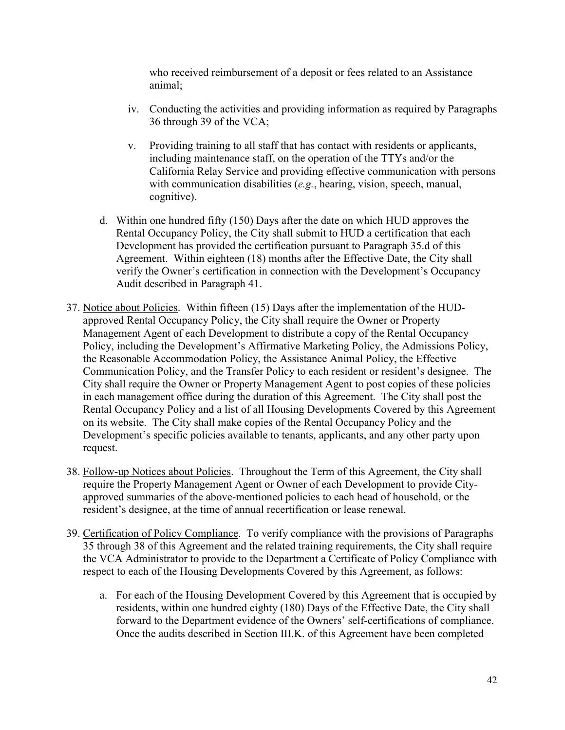who received reimbursement of a deposit or fees related to an Assistance animal;

iv. Conducting the activities and providing information as required by Paragraphs 36 through 39 of the VCA;

v. Providing training to all staff that has contact with residents or applicants, including maintenance staff, on the operation of the TTYs and/or the California Relay Service and providing effective communication with persons with communication disabilities (*e.g.*, hearing, vision, speech, manual, cognitive).

d. Within one hundred fifty (150) Days after the date on which HUD approves the Rental Occupancy Policy, the City shall submit to HUD a certification that each Development has provided the certification pursuant to Paragraph 35.d of this Agreement. Within eighteen (18) months after the Effective Date, the City shall verify the Owner's certification in connection with the Development's Occupancy Audit described in Paragraph 41.

37. <u>Notice about Policies</u>. Within fifteen (15) Days after the implementation of the HUD-approved Rental Occupancy Policy, the City shall require the Owner or Property Management Agent of each Development to distribute a copy of the Rental Occupancy Policy, including the Development's Affirmative Marketing Policy, the Admissions Policy, the Reasonable Accommodation Policy, the Assistance Animal Policy, the Effective Communication Policy, and the Transfer Policy to each resident or resident's designee. The City shall require the Owner or Property Management Agent to post copies of these policies in each management office during the duration of this Agreement. The City shall post the Rental Occupancy Policy and a list of all Housing Developments Covered by this Agreement on its website. The City shall make copies of the Rental Occupancy Policy and the Development's specific policies available to tenants, applicants, and any other party upon request.

38. <u>Follow-up Notices about Policies</u>. Throughout the Term of this Agreement, the City shall require the Property Management Agent or Owner of each Development to provide City-approved summaries of the above-mentioned policies to each head of household, or the resident's designee, at the time of annual recertification or lease renewal.

39. <u>Certification of Policy Compliance</u>. To verify compliance with the provisions of Paragraphs 35 through 38 of this Agreement and the related training requirements, the City shall require the VCA Administrator to provide to the Department a Certificate of Policy Compliance with respect to each of the Housing Developments Covered by this Agreement, as follows:

a. For each of the Housing Development Covered by this Agreement that is occupied by residents, within one hundred eighty (180) Days of the Effective Date, the City shall forward to the Department evidence of the Owners' self-certifications of compliance. Once the audits described in Section III.K. of this Agreement have been completed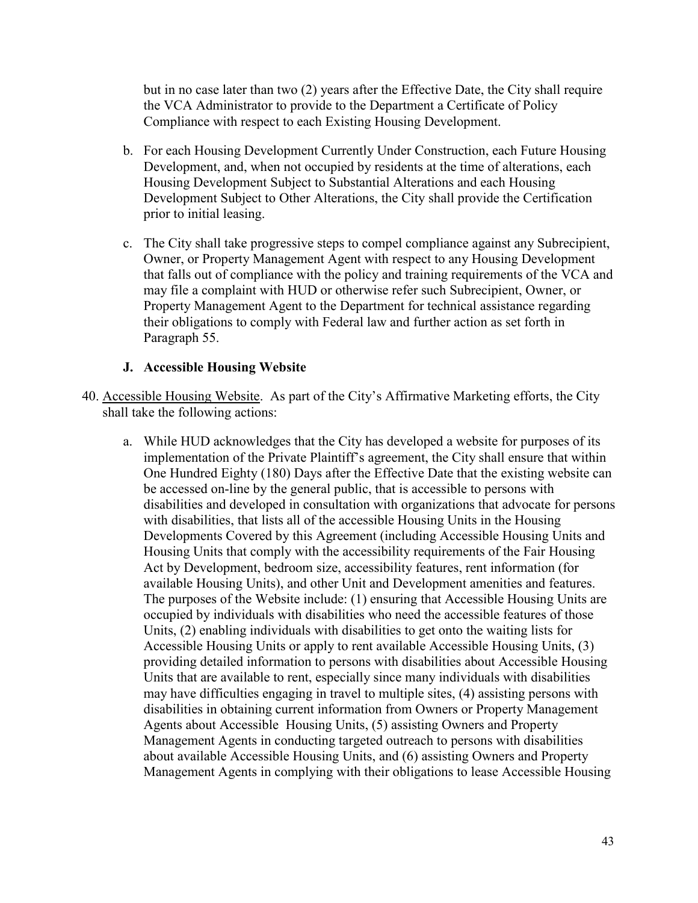but in no case later than two (2) years after the Effective Date, the City shall require the VCA Administrator to provide to the Department a Certificate of Policy Compliance with respect to each Existing Housing Development.

b. For each Housing Development Currently Under Construction, each Future Housing Development, and, when not occupied by residents at the time of alterations, each Housing Development Subject to Substantial Alterations and each Housing Development Subject to Other Alterations, the City shall provide the Certification prior to initial leasing.

c. The City shall take progressive steps to compel compliance against any Subrecipient, Owner, or Property Management Agent with respect to any Housing Development that falls out of compliance with the policy and training requirements of the VCA and may file a complaint with HUD or otherwise refer such Subrecipient, Owner, or Property Management Agent to the Department for technical assistance regarding their obligations to comply with Federal law and further action as set forth in Paragraph 55.

### J. Accessible Housing Website

40. Accessible Housing Website. As part of the City's Affirmative Marketing efforts, the City shall take the following actions:

a. While HUD acknowledges that the City has developed a website for purposes of its implementation of the Private Plaintiff's agreement, the City shall ensure that within One Hundred Eighty (180) Days after the Effective Date that the existing website can be accessed on-line by the general public, that is accessible to persons with disabilities and developed in consultation with organizations that advocate for persons with disabilities, that lists all of the accessible Housing Units in the Housing Developments Covered by this Agreement (including Accessible Housing Units and Housing Units that comply with the accessibility requirements of the Fair Housing Act by Development, bedroom size, accessibility features, rent information (for available Housing Units), and other Unit and Development amenities and features. The purposes of the Website include: (1) ensuring that Accessible Housing Units are occupied by individuals with disabilities who need the accessible features of those Units, (2) enabling individuals with disabilities to get onto the waiting lists for Accessible Housing Units or apply to rent available Accessible Housing Units, (3) providing detailed information to persons with disabilities about Accessible Housing Units that are available to rent, especially since many individuals with disabilities may have difficulties engaging in travel to multiple sites, (4) assisting persons with disabilities in obtaining current information from Owners or Property Management Agents about Accessible Housing Units, (5) assisting Owners and Property Management Agents in conducting targeted outreach to persons with disabilities about available Accessible Housing Units, and (6) assisting Owners and Property Management Agents in complying with their obligations to lease Accessible Housing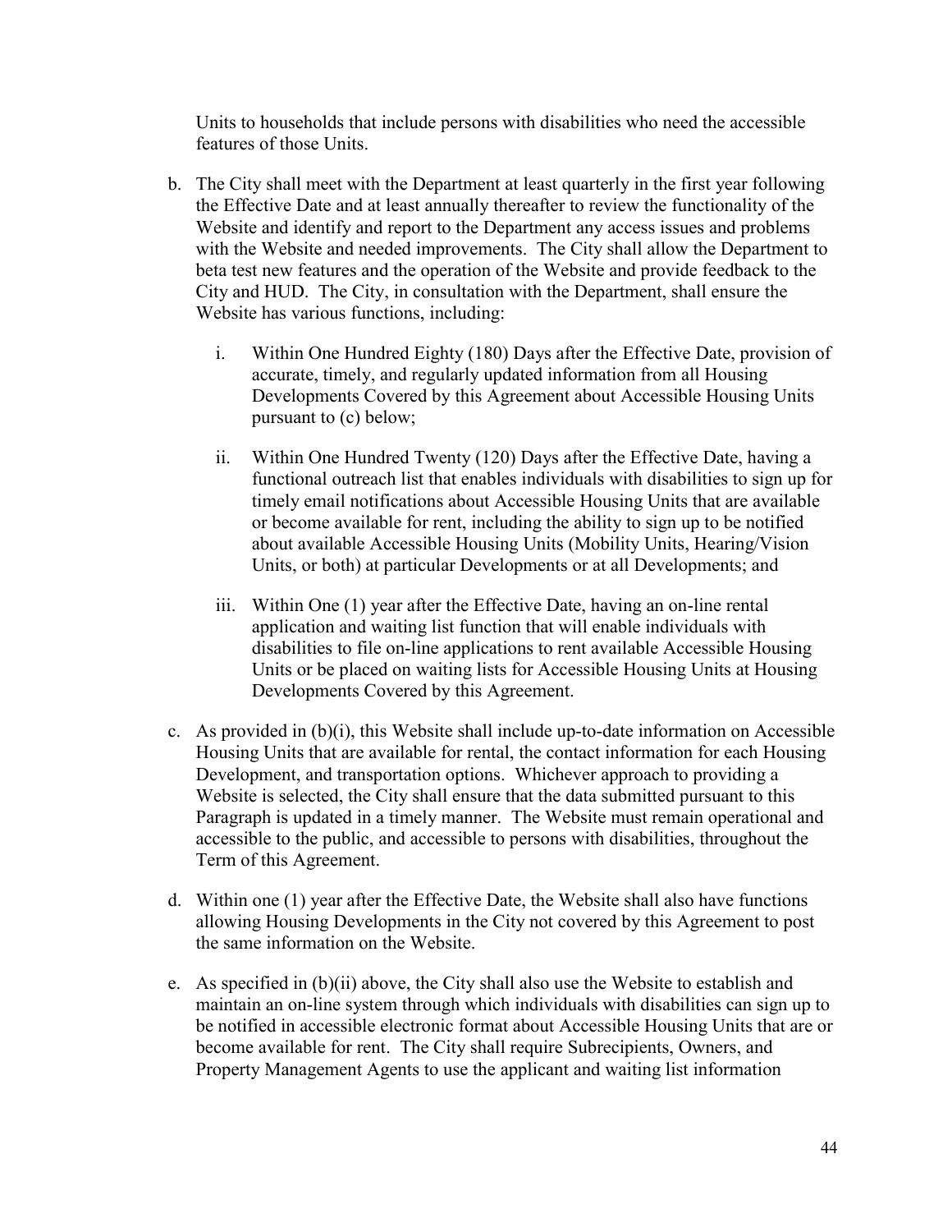Units to households that include persons with disabilities who need the accessible features of those Units.

b. The City shall meet with the Department at least quarterly in the first year following the Effective Date and at least annually thereafter to review the functionality of the Website and identify and report to the Department any access issues and problems with the Website and needed improvements. The City shall allow the Department to beta test new features and the operation of the Website and provide feedback to the City and HUD. The City, in consultation with the Department, shall ensure the Website has various functions, including:

   i. Within One Hundred Eighty (180) Days after the Effective Date, provision of accurate, timely, and regularly updated information from all Housing Developments Covered by this Agreement about Accessible Housing Units pursuant to (c) below;

   ii. Within One Hundred Twenty (120) Days after the Effective Date, having a functional outreach list that enables individuals with disabilities to sign up for timely email notifications about Accessible Housing Units that are available or become available for rent, including the ability to sign up to be notified about available Accessible Housing Units (Mobility Units, Hearing/Vision Units, or both) at particular Developments or at all Developments; and

   iii. Within One (1) year after the Effective Date, having an on-line rental application and waiting list function that will enable individuals with disabilities to file on-line applications to rent available Accessible Housing Units or be placed on waiting lists for Accessible Housing Units at Housing Developments Covered by this Agreement.

c. As provided in (b)(i), this Website shall include up-to-date information on Accessible Housing Units that are available for rental, the contact information for each Housing Development, and transportation options. Whichever approach to providing a Website is selected, the City shall ensure that the data submitted pursuant to this Paragraph is updated in a timely manner. The Website must remain operational and accessible to the public, and accessible to persons with disabilities, throughout the Term of this Agreement.

d. Within one (1) year after the Effective Date, the Website shall also have functions allowing Housing Developments in the City not covered by this Agreement to post the same information on the Website.

e. As specified in (b)(ii) above, the City shall also use the Website to establish and maintain an on-line system through which individuals with disabilities can sign up to be notified in accessible electronic format about Accessible Housing Units that are or become available for rent. The City shall require Subrecipients, Owners, and Property Management Agents to use the applicant and waiting list information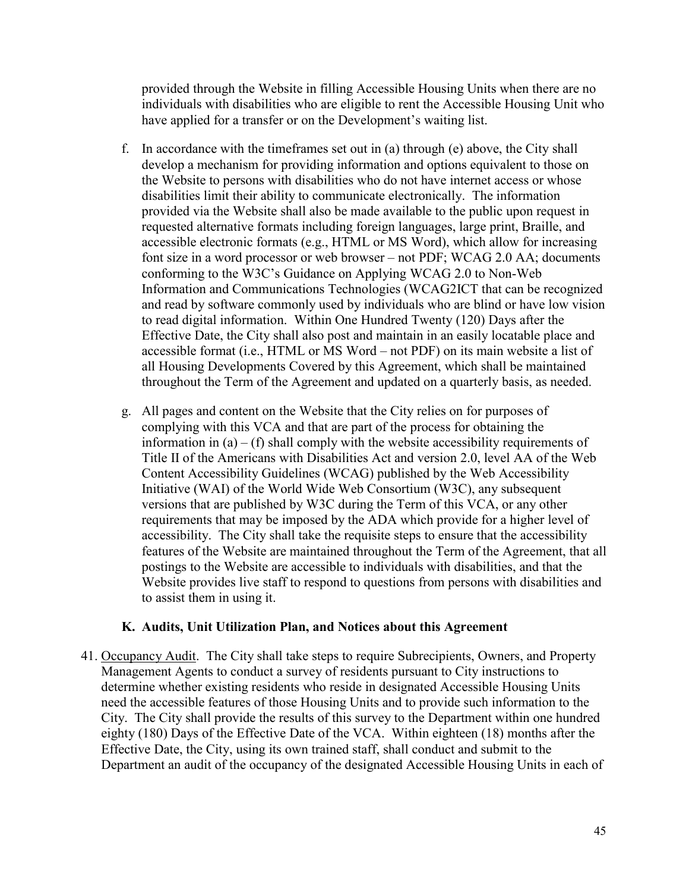provided through the Website in filling Accessible Housing Units when there are no individuals with disabilities who are eligible to rent the Accessible Housing Unit who have applied for a transfer or on the Development's waiting list.

f. In accordance with the timeframes set out in (a) through (e) above, the City shall develop a mechanism for providing information and options equivalent to those on the Website to persons with disabilities who do not have internet access or whose disabilities limit their ability to communicate electronically. The information provided via the Website shall also be made available to the public upon request in requested alternative formats including foreign languages, large print, Braille, and accessible electronic formats (e.g., HTML or MS Word), which allow for increasing font size in a word processor or web browser – not PDF; WCAG 2.0 AA; documents conforming to the W3C's Guidance on Applying WCAG 2.0 to Non-Web Information and Communications Technologies (WCAG2ICT that can be recognized and read by software commonly used by individuals who are blind or have low vision to read digital information. Within One Hundred Twenty (120) Days after the Effective Date, the City shall also post and maintain in an easily locatable place and accessible format (i.e., HTML or MS Word – not PDF) on its main website a list of all Housing Developments Covered by this Agreement, which shall be maintained throughout the Term of the Agreement and updated on a quarterly basis, as needed.

g. All pages and content on the Website that the City relies on for purposes of complying with this VCA and that are part of the process for obtaining the information in (a) – (f) shall comply with the website accessibility requirements of Title II of the Americans with Disabilities Act and version 2.0, level AA of the Web Content Accessibility Guidelines (WCAG) published by the Web Accessibility Initiative (WAI) of the World Wide Web Consortium (W3C), any subsequent versions that are published by W3C during the Term of this VCA, or any other requirements that may be imposed by the ADA which provide for a higher level of accessibility. The City shall take the requisite steps to ensure that the accessibility features of the Website are maintained throughout the Term of the Agreement, that all postings to the Website are accessible to individuals with disabilities, and that the Website provides live staff to respond to questions from persons with disabilities and to assist them in using it.

### K. Audits, Unit Utilization Plan, and Notices about this Agreement

41. Occupancy Audit. The City shall take steps to require Subrecipients, Owners, and Property Management Agents to conduct a survey of residents pursuant to City instructions to determine whether existing residents who reside in designated Accessible Housing Units need the accessible features of those Housing Units and to provide such information to the City. The City shall provide the results of this survey to the Department within one hundred eighty (180) Days of the Effective Date of the VCA. Within eighteen (18) months after the Effective Date, the City, using its own trained staff, shall conduct and submit to the Department an audit of the occupancy of the designated Accessible Housing Units in each of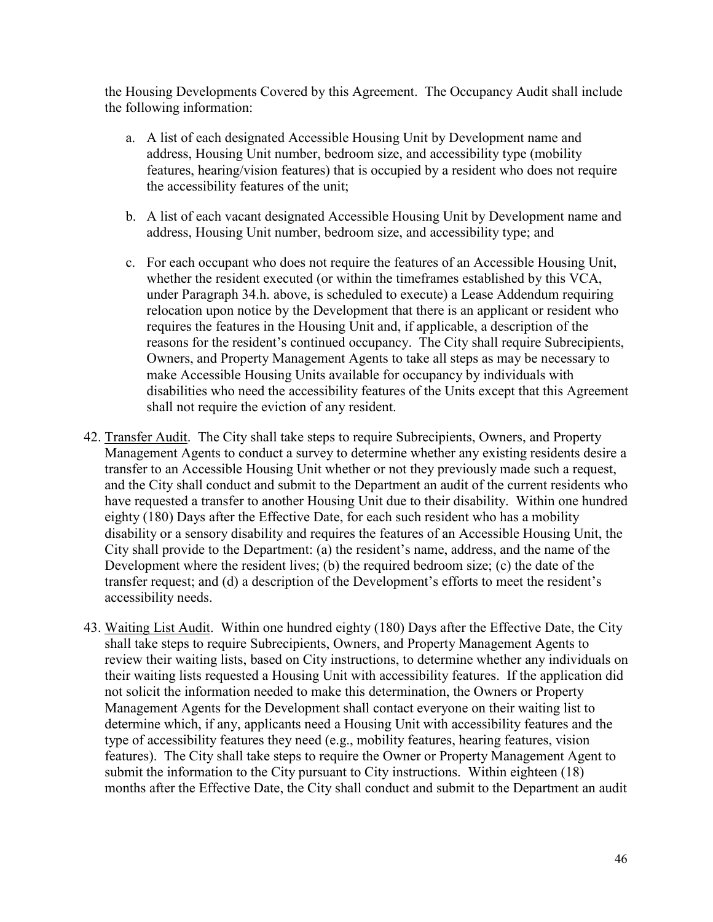the Housing Developments Covered by this Agreement. The Occupancy Audit shall include the following information:

a. A list of each designated Accessible Housing Unit by Development name and address, Housing Unit number, bedroom size, and accessibility type (mobility features, hearing/vision features) that is occupied by a resident who does not require the accessibility features of the unit;

b. A list of each vacant designated Accessible Housing Unit by Development name and address, Housing Unit number, bedroom size, and accessibility type; and

c. For each occupant who does not require the features of an Accessible Housing Unit, whether the resident executed (or within the timeframes established by this VCA, under Paragraph 34.h. above, is scheduled to execute) a Lease Addendum requiring relocation upon notice by the Development that there is an applicant or resident who requires the features in the Housing Unit and, if applicable, a description of the reasons for the resident's continued occupancy. The City shall require Subrecipients, Owners, and Property Management Agents to take all steps as may be necessary to make Accessible Housing Units available for occupancy by individuals with disabilities who need the accessibility features of the Units except that this Agreement shall not require the eviction of any resident.

42. Transfer Audit. The City shall take steps to require Subrecipients, Owners, and Property Management Agents to conduct a survey to determine whether any existing residents desire a transfer to an Accessible Housing Unit whether or not they previously made such a request, and the City shall conduct and submit to the Department an audit of the current residents who have requested a transfer to another Housing Unit due to their disability. Within one hundred eighty (180) Days after the Effective Date, for each such resident who has a mobility disability or a sensory disability and requires the features of an Accessible Housing Unit, the City shall provide to the Department: (a) the resident's name, address, and the name of the Development where the resident lives; (b) the required bedroom size; (c) the date of the transfer request; and (d) a description of the Development's efforts to meet the resident's accessibility needs.

43. Waiting List Audit. Within one hundred eighty (180) Days after the Effective Date, the City shall take steps to require Subrecipients, Owners, and Property Management Agents to review their waiting lists, based on City instructions, to determine whether any individuals on their waiting lists requested a Housing Unit with accessibility features. If the application did not solicit the information needed to make this determination, the Owners or Property Management Agents for the Development shall contact everyone on their waiting list to determine which, if any, applicants need a Housing Unit with accessibility features and the type of accessibility features they need (e.g., mobility features, hearing features, vision features). The City shall take steps to require the Owner or Property Management Agent to submit the information to the City pursuant to City instructions. Within eighteen (18) months after the Effective Date, the City shall conduct and submit to the Department an audit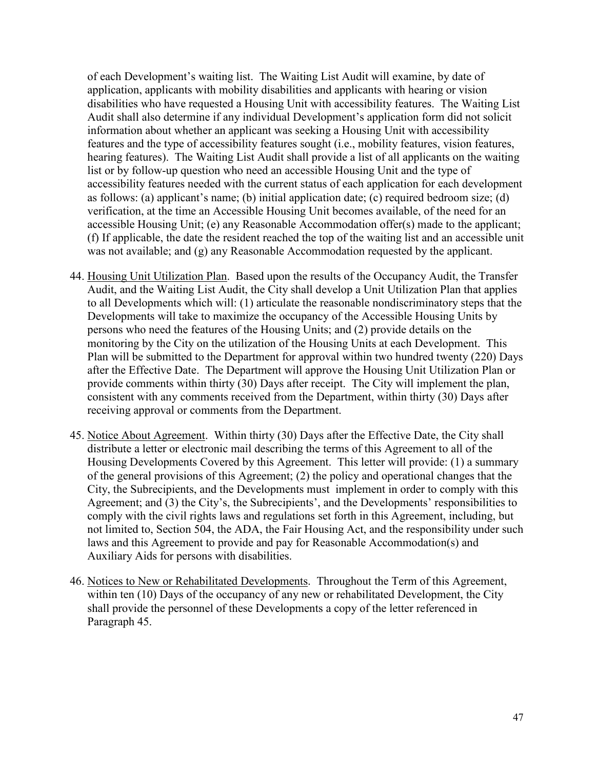of each Development's waiting list. The Waiting List Audit will examine, by date of application, applicants with mobility disabilities and applicants with hearing or vision disabilities who have requested a Housing Unit with accessibility features. The Waiting List Audit shall also determine if any individual Development's application form did not solicit information about whether an applicant was seeking a Housing Unit with accessibility features and the type of accessibility features sought (i.e., mobility features, vision features, hearing features). The Waiting List Audit shall provide a list of all applicants on the waiting list or by follow-up question who need an accessible Housing Unit and the type of accessibility features needed with the current status of each application for each development as follows: (a) applicant's name; (b) initial application date; (c) required bedroom size; (d) verification, at the time an Accessible Housing Unit becomes available, of the need for an accessible Housing Unit; (e) any Reasonable Accommodation offer(s) made to the applicant; (f) If applicable, the date the resident reached the top of the waiting list and an accessible unit was not available; and (g) any Reasonable Accommodation requested by the applicant.

44. <u>Housing Unit Utilization Plan</u>. Based upon the results of the Occupancy Audit, the Transfer Audit, and the Waiting List Audit, the City shall develop a Unit Utilization Plan that applies to all Developments which will: (1) articulate the reasonable nondiscriminatory steps that the Developments will take to maximize the occupancy of the Accessible Housing Units by persons who need the features of the Housing Units; and (2) provide details on the monitoring by the City on the utilization of the Housing Units at each Development. This Plan will be submitted to the Department for approval within two hundred twenty (220) Days after the Effective Date. The Department will approve the Housing Unit Utilization Plan or provide comments within thirty (30) Days after receipt. The City will implement the plan, consistent with any comments received from the Department, within thirty (30) Days after receiving approval or comments from the Department.

45. <u>Notice About Agreement</u>. Within thirty (30) Days after the Effective Date, the City shall distribute a letter or electronic mail describing the terms of this Agreement to all of the Housing Developments Covered by this Agreement. This letter will provide: (1) a summary of the general provisions of this Agreement; (2) the policy and operational changes that the City, the Subrecipients, and the Developments must implement in order to comply with this Agreement; and (3) the City's, the Subrecipients', and the Developments' responsibilities to comply with the civil rights laws and regulations set forth in this Agreement, including, but not limited to, Section 504, the ADA, the Fair Housing Act, and the responsibility under such laws and this Agreement to provide and pay for Reasonable Accommodation(s) and Auxiliary Aids for persons with disabilities.

46. <u>Notices to New or Rehabilitated Developments</u>. Throughout the Term of this Agreement, within ten (10) Days of the occupancy of any new or rehabilitated Development, the City shall provide the personnel of these Developments a copy of the letter referenced in Paragraph 45.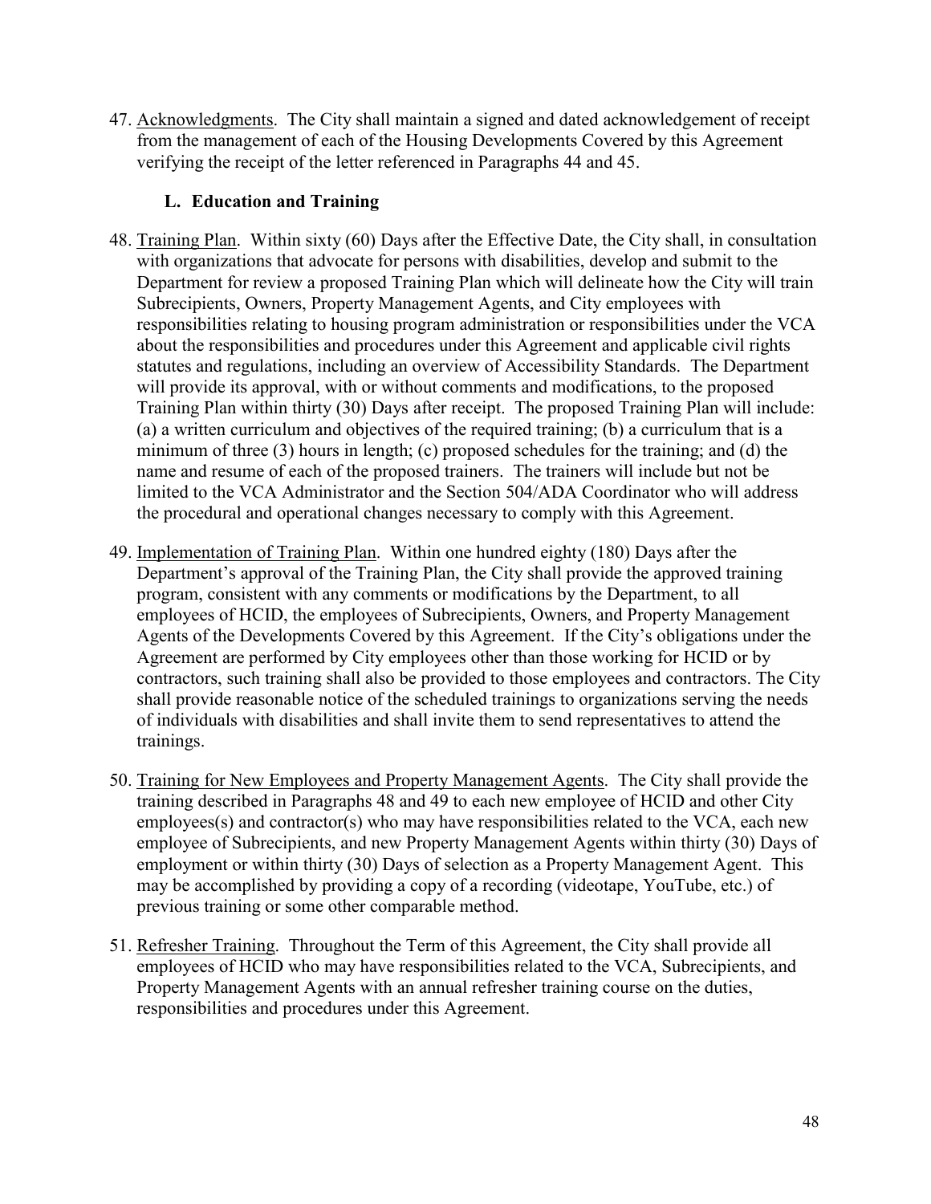47. Acknowledgments. The City shall maintain a signed and dated acknowledgement of receipt from the management of each of the Housing Developments Covered by this Agreement verifying the receipt of the letter referenced in Paragraphs 44 and 45.

### L. Education and Training

48. Training Plan. Within sixty (60) Days after the Effective Date, the City shall, in consultation with organizations that advocate for persons with disabilities, develop and submit to the Department for review a proposed Training Plan which will delineate how the City will train Subrecipients, Owners, Property Management Agents, and City employees with responsibilities relating to housing program administration or responsibilities under the VCA about the responsibilities and procedures under this Agreement and applicable civil rights statutes and regulations, including an overview of Accessibility Standards. The Department will provide its approval, with or without comments and modifications, to the proposed Training Plan within thirty (30) Days after receipt. The proposed Training Plan will include: (a) a written curriculum and objectives of the required training; (b) a curriculum that is a minimum of three (3) hours in length; (c) proposed schedules for the training; and (d) the name and resume of each of the proposed trainers. The trainers will include but not be limited to the VCA Administrator and the Section 504/ADA Coordinator who will address the procedural and operational changes necessary to comply with this Agreement.

49. Implementation of Training Plan. Within one hundred eighty (180) Days after the Department's approval of the Training Plan, the City shall provide the approved training program, consistent with any comments or modifications by the Department, to all employees of HCID, the employees of Subrecipients, Owners, and Property Management Agents of the Developments Covered by this Agreement. If the City's obligations under the Agreement are performed by City employees other than those working for HCID or by contractors, such training shall also be provided to those employees and contractors. The City shall provide reasonable notice of the scheduled trainings to organizations serving the needs of individuals with disabilities and shall invite them to send representatives to attend the trainings.

50. Training for New Employees and Property Management Agents. The City shall provide the training described in Paragraphs 48 and 49 to each new employee of HCID and other City employees(s) and contractor(s) who may have responsibilities related to the VCA, each new employee of Subrecipients, and new Property Management Agents within thirty (30) Days of employment or within thirty (30) Days of selection as a Property Management Agent. This may be accomplished by providing a copy of a recording (videotape, YouTube, etc.) of previous training or some other comparable method.

51. Refresher Training. Throughout the Term of this Agreement, the City shall provide all employees of HCID who may have responsibilities related to the VCA, Subrecipients, and Property Management Agents with an annual refresher training course on the duties, responsibilities and procedures under this Agreement.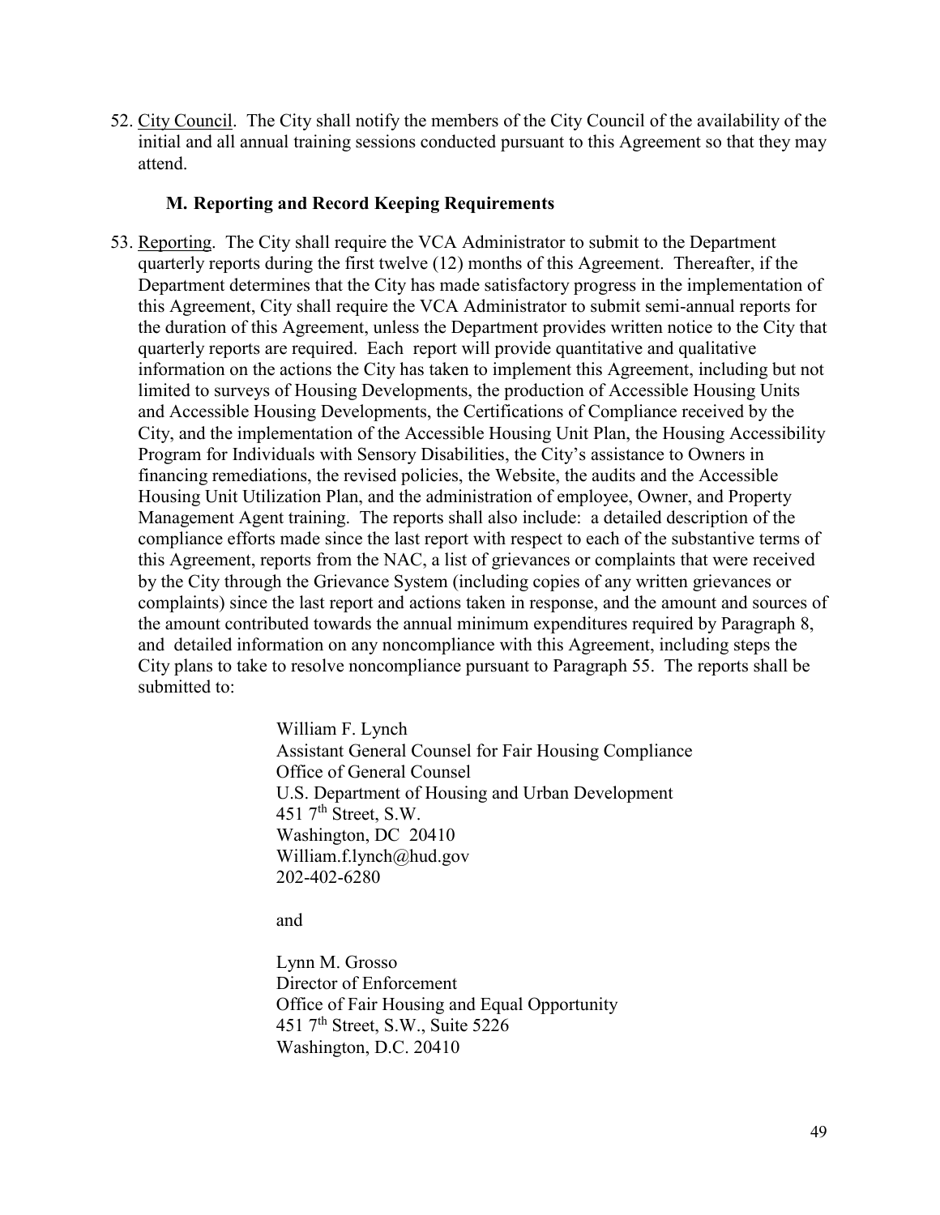52. City Council. The City shall notify the members of the City Council of the availability of the initial and all annual training sessions conducted pursuant to this Agreement so that they may attend.

### M. Reporting and Record Keeping Requirements

53. Reporting. The City shall require the VCA Administrator to submit to the Department quarterly reports during the first twelve (12) months of this Agreement. Thereafter, if the Department determines that the City has made satisfactory progress in the implementation of this Agreement, City shall require the VCA Administrator to submit semi-annual reports for the duration of this Agreement, unless the Department provides written notice to the City that quarterly reports are required. Each report will provide quantitative and qualitative information on the actions the City has taken to implement this Agreement, including but not limited to surveys of Housing Developments, the production of Accessible Housing Units and Accessible Housing Developments, the Certifications of Compliance received by the City, and the implementation of the Accessible Housing Unit Plan, the Housing Accessibility Program for Individuals with Sensory Disabilities, the City's assistance to Owners in financing remediations, the revised policies, the Website, the audits and the Accessible Housing Unit Utilization Plan, and the administration of employee, Owner, and Property Management Agent training. The reports shall also include: a detailed description of the compliance efforts made since the last report with respect to each of the substantive terms of this Agreement, reports from the NAC, a list of grievances or complaints that were received by the City through the Grievance System (including copies of any written grievances or complaints) since the last report and actions taken in response, and the amount and sources of the amount contributed towards the annual minimum expenditures required by Paragraph 8, and detailed information on any noncompliance with this Agreement, including steps the City plans to take to resolve noncompliance pursuant to Paragraph 55. The reports shall be submitted to:

   William F. Lynch
   Assistant General Counsel for Fair Housing Compliance
   Office of General Counsel
   U.S. Department of Housing and Urban Development
   451 7th Street, S.W.
   Washington, DC 20410
   William.f.lynch@hud.gov
   202-402-6280

   and

   Lynn M. Grosso
   Director of Enforcement
   Office of Fair Housing and Equal Opportunity
   451 7th Street, S.W., Suite 5226
   Washington, D.C. 20410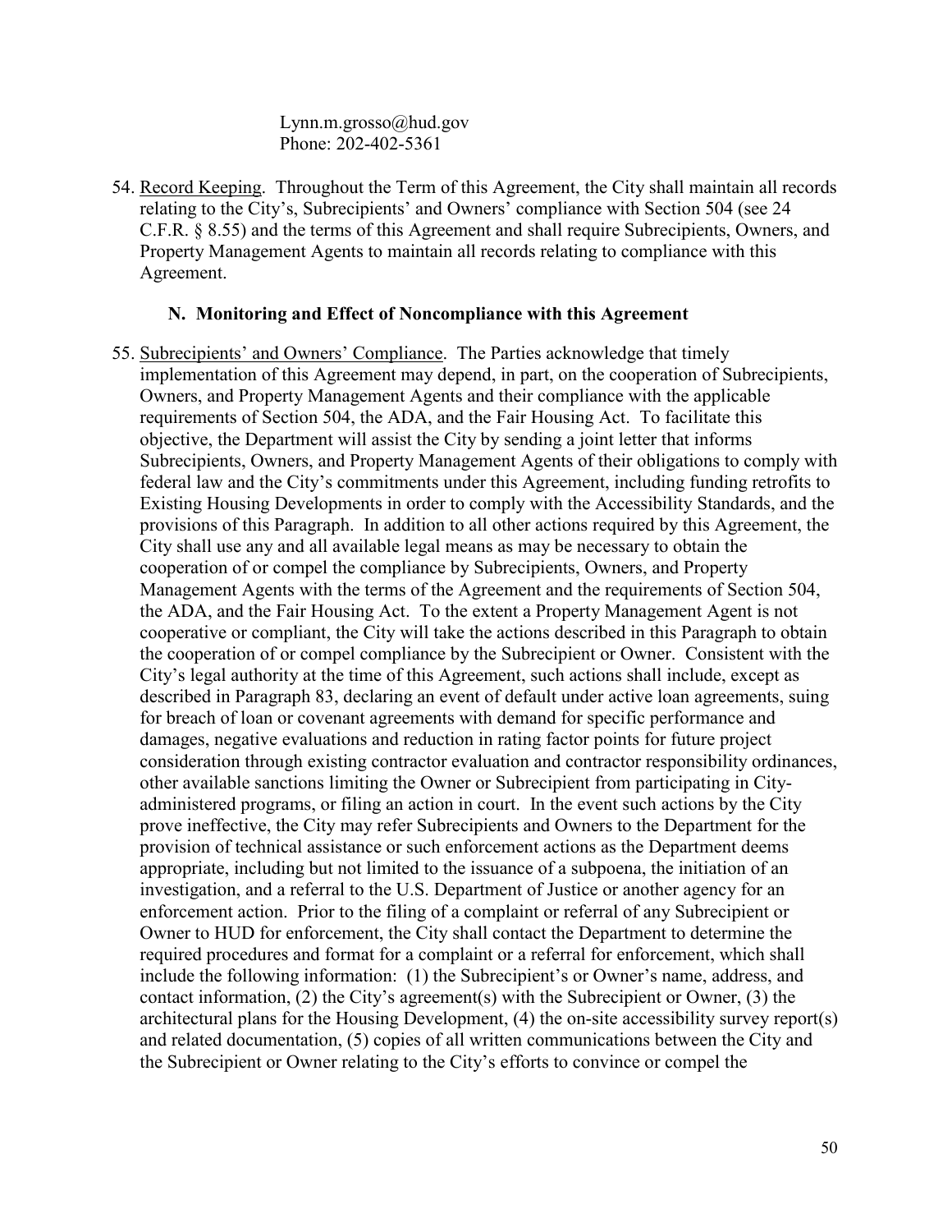Lynn.m.grosso@hud.gov
Phone: 202-402-5361

54. Record Keeping. Throughout the Term of this Agreement, the City shall maintain all records relating to the City's, Subrecipients' and Owners' compliance with Section 504 (see 24 C.F.R. § 8.55) and the terms of this Agreement and shall require Subrecipients, Owners, and Property Management Agents to maintain all records relating to compliance with this Agreement.

### N. Monitoring and Effect of Noncompliance with this Agreement

55. Subrecipients' and Owners' Compliance. The Parties acknowledge that timely implementation of this Agreement may depend, in part, on the cooperation of Subrecipients, Owners, and Property Management Agents and their compliance with the applicable requirements of Section 504, the ADA, and the Fair Housing Act. To facilitate this objective, the Department will assist the City by sending a joint letter that informs Subrecipients, Owners, and Property Management Agents of their obligations to comply with federal law and the City's commitments under this Agreement, including funding retrofits to Existing Housing Developments in order to comply with the Accessibility Standards, and the provisions of this Paragraph. In addition to all other actions required by this Agreement, the City shall use any and all available legal means as may be necessary to obtain the cooperation of or compel the compliance by Subrecipients, Owners, and Property Management Agents with the terms of the Agreement and the requirements of Section 504, the ADA, and the Fair Housing Act. To the extent a Property Management Agent is not cooperative or compliant, the City will take the actions described in this Paragraph to obtain the cooperation of or compel compliance by the Subrecipient or Owner. Consistent with the City's legal authority at the time of this Agreement, such actions shall include, except as described in Paragraph 83, declaring an event of default under active loan agreements, suing for breach of loan or covenant agreements with demand for specific performance and damages, negative evaluations and reduction in rating factor points for future project consideration through existing contractor evaluation and contractor responsibility ordinances, other available sanctions limiting the Owner or Subrecipient from participating in City-administered programs, or filing an action in court. In the event such actions by the City prove ineffective, the City may refer Subrecipients and Owners to the Department for the provision of technical assistance or such enforcement actions as the Department deems appropriate, including but not limited to the issuance of a subpoena, the initiation of an investigation, and a referral to the U.S. Department of Justice or another agency for an enforcement action. Prior to the filing of a complaint or referral of any Subrecipient or Owner to HUD for enforcement, the City shall contact the Department to determine the required procedures and format for a complaint or a referral for enforcement, which shall include the following information: (1) the Subrecipient's or Owner's name, address, and contact information, (2) the City's agreement(s) with the Subrecipient or Owner, (3) the architectural plans for the Housing Development, (4) the on-site accessibility survey report(s) and related documentation, (5) copies of all written communications between the City and the Subrecipient or Owner relating to the City's efforts to convince or compel the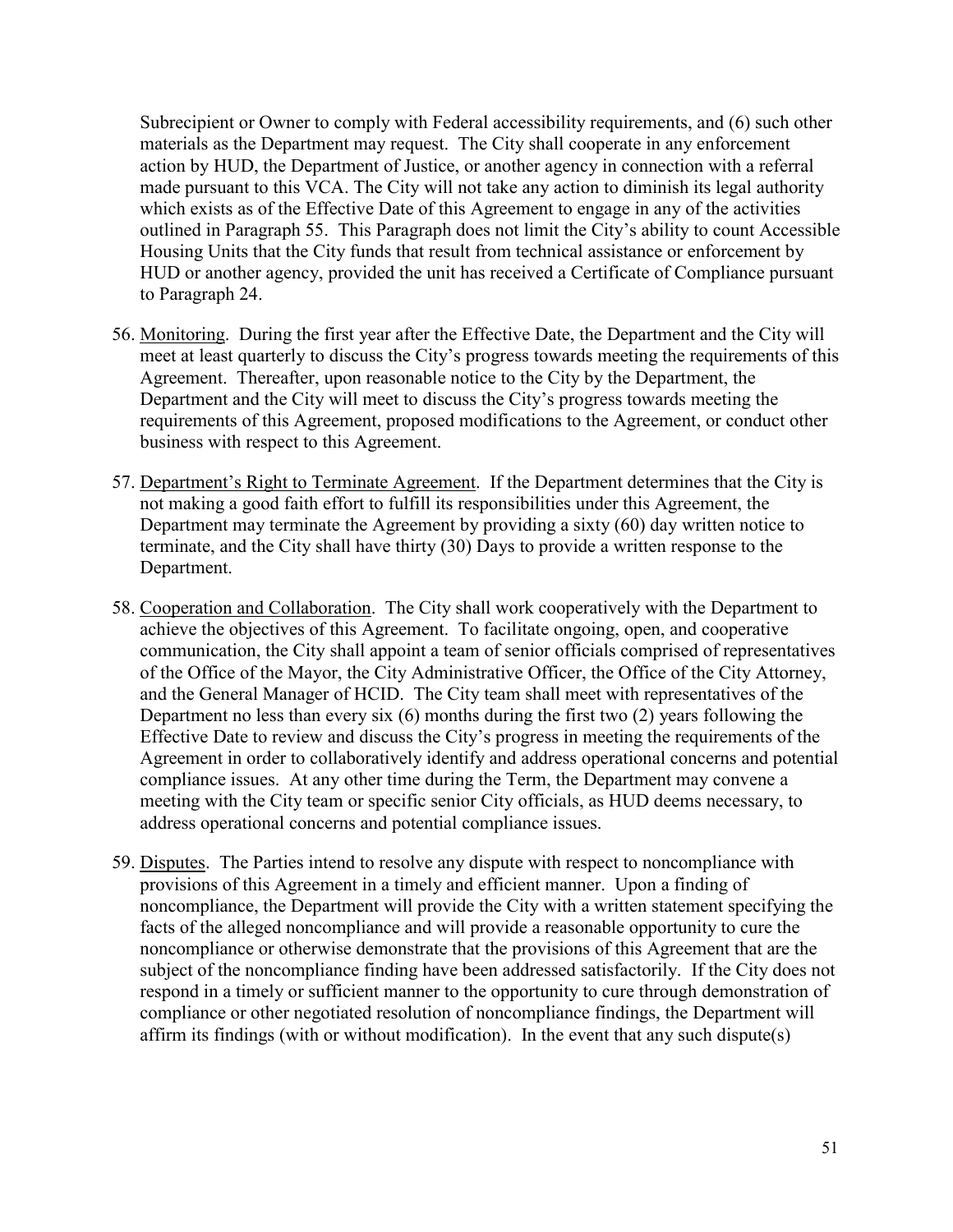Subrecipient or Owner to comply with Federal accessibility requirements, and (6) such other materials as the Department may request. The City shall cooperate in any enforcement action by HUD, the Department of Justice, or another agency in connection with a referral made pursuant to this VCA. The City will not take any action to diminish its legal authority which exists as of the Effective Date of this Agreement to engage in any of the activities outlined in Paragraph 55. This Paragraph does not limit the City's ability to count Accessible Housing Units that the City funds that result from technical assistance or enforcement by HUD or another agency, provided the unit has received a Certificate of Compliance pursuant to Paragraph 24.

56. Monitoring. During the first year after the Effective Date, the Department and the City will meet at least quarterly to discuss the City's progress towards meeting the requirements of this Agreement. Thereafter, upon reasonable notice to the City by the Department, the Department and the City will meet to discuss the City's progress towards meeting the requirements of this Agreement, proposed modifications to the Agreement, or conduct other business with respect to this Agreement.

57. Department's Right to Terminate Agreement. If the Department determines that the City is not making a good faith effort to fulfill its responsibilities under this Agreement, the Department may terminate the Agreement by providing a sixty (60) day written notice to terminate, and the City shall have thirty (30) Days to provide a written response to the Department.

58. Cooperation and Collaboration. The City shall work cooperatively with the Department to achieve the objectives of this Agreement. To facilitate ongoing, open, and cooperative communication, the City shall appoint a team of senior officials comprised of representatives of the Office of the Mayor, the City Administrative Officer, the Office of the City Attorney, and the General Manager of HCID. The City team shall meet with representatives of the Department no less than every six (6) months during the first two (2) years following the Effective Date to review and discuss the City's progress in meeting the requirements of the Agreement in order to collaboratively identify and address operational concerns and potential compliance issues. At any other time during the Term, the Department may convene a meeting with the City team or specific senior City officials, as HUD deems necessary, to address operational concerns and potential compliance issues.

59. Disputes. The Parties intend to resolve any dispute with respect to noncompliance with provisions of this Agreement in a timely and efficient manner. Upon a finding of noncompliance, the Department will provide the City with a written statement specifying the facts of the alleged noncompliance and will provide a reasonable opportunity to cure the noncompliance or otherwise demonstrate that the provisions of this Agreement that are the subject of the noncompliance finding have been addressed satisfactorily. If the City does not respond in a timely or sufficient manner to the opportunity to cure through demonstration of compliance or other negotiated resolution of noncompliance findings, the Department will affirm its findings (with or without modification). In the event that any such dispute(s)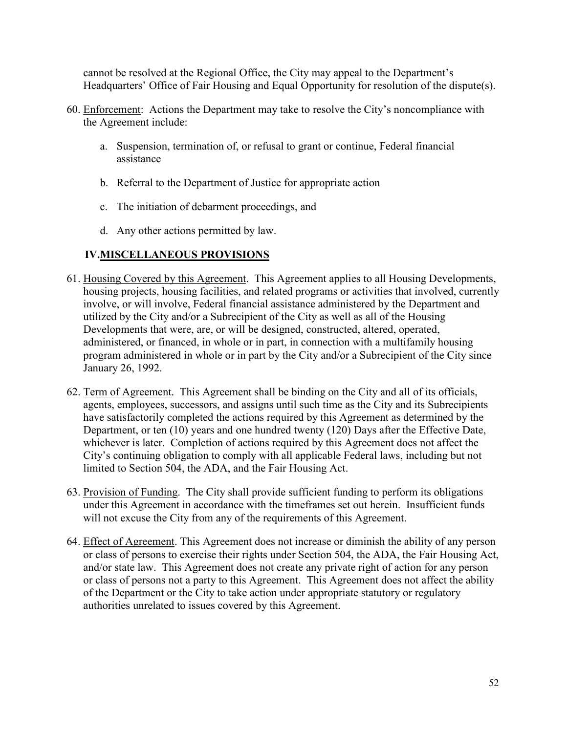cannot be resolved at the Regional Office, the City may appeal to the Department's Headquarters' Office of Fair Housing and Equal Opportunity for resolution of the dispute(s).

60. Enforcement: Actions the Department may take to resolve the City's noncompliance with the Agreement include:

    a. Suspension, termination of, or refusal to grant or continue, Federal financial assistance

    b. Referral to the Department of Justice for appropriate action

    c. The initiation of debarment proceedings, and

    d. Any other actions permitted by law.

## IV. MISCELLANEOUS PROVISIONS

61. Housing Covered by this Agreement. This Agreement applies to all Housing Developments, housing projects, housing facilities, and related programs or activities that involved, currently involve, or will involve, Federal financial assistance administered by the Department and utilized by the City and/or a Subrecipient of the City as well as all of the Housing Developments that were, are, or will be designed, constructed, altered, operated, administered, or financed, in whole or in part, in connection with a multifamily housing program administered in whole or in part by the City and/or a Subrecipient of the City since January 26, 1992.

62. Term of Agreement. This Agreement shall be binding on the City and all of its officials, agents, employees, successors, and assigns until such time as the City and its Subrecipients have satisfactorily completed the actions required by this Agreement as determined by the Department, or ten (10) years and one hundred twenty (120) Days after the Effective Date, whichever is later. Completion of actions required by this Agreement does not affect the City's continuing obligation to comply with all applicable Federal laws, including but not limited to Section 504, the ADA, and the Fair Housing Act.

63. Provision of Funding. The City shall provide sufficient funding to perform its obligations under this Agreement in accordance with the timeframes set out herein. Insufficient funds will not excuse the City from any of the requirements of this Agreement.

64. Effect of Agreement. This Agreement does not increase or diminish the ability of any person or class of persons to exercise their rights under Section 504, the ADA, the Fair Housing Act, and/or state law. This Agreement does not create any private right of action for any person or class of persons not a party to this Agreement. This Agreement does not affect the ability of the Department or the City to take action under appropriate statutory or regulatory authorities unrelated to issues covered by this Agreement.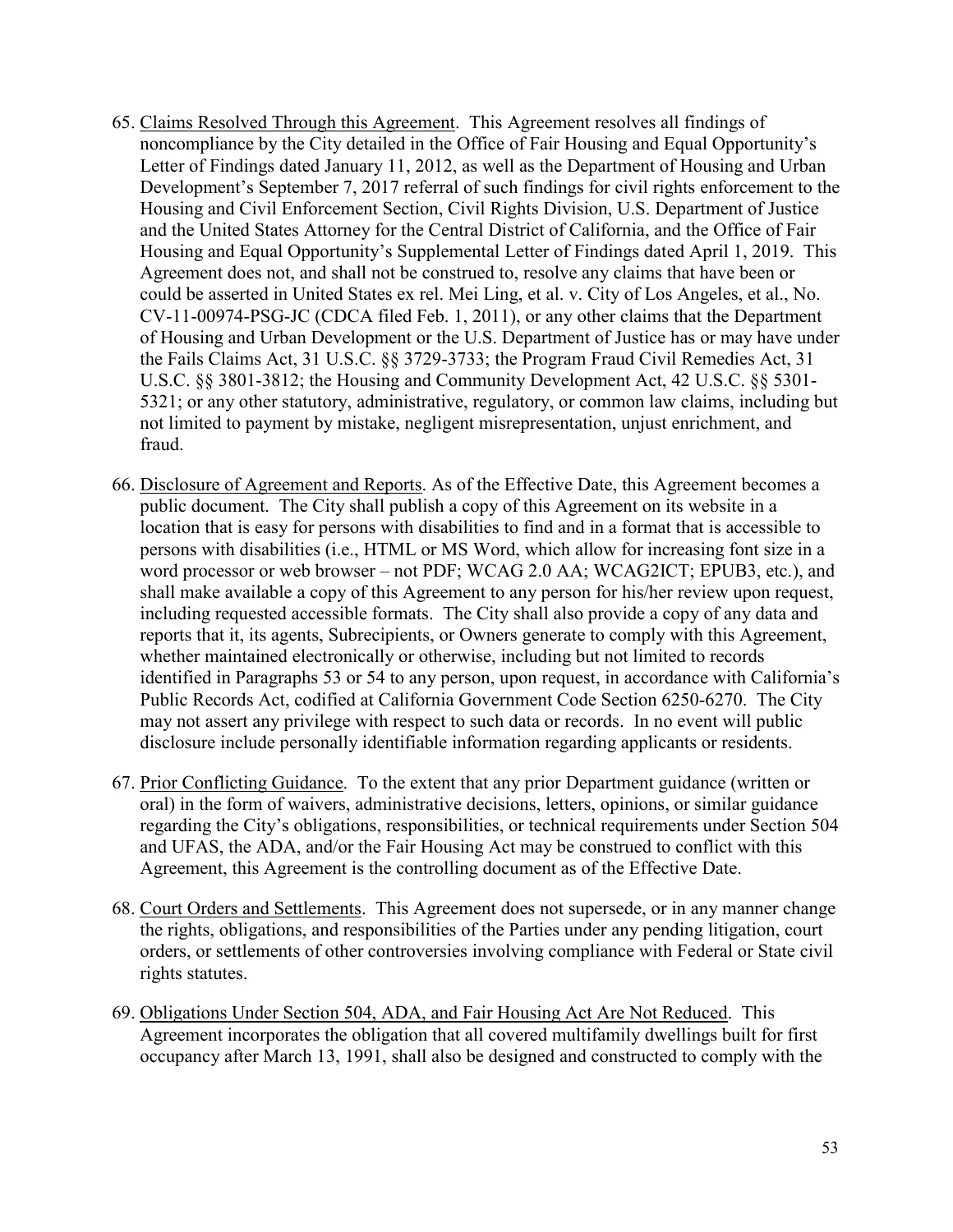65. Claims Resolved Through this Agreement. This Agreement resolves all findings of noncompliance by the City detailed in the Office of Fair Housing and Equal Opportunity's Letter of Findings dated January 11, 2012, as well as the Department of Housing and Urban Development's September 7, 2017 referral of such findings for civil rights enforcement to the Housing and Civil Enforcement Section, Civil Rights Division, U.S. Department of Justice and the United States Attorney for the Central District of California, and the Office of Fair Housing and Equal Opportunity's Supplemental Letter of Findings dated April 1, 2019. This Agreement does not, and shall not be construed to, resolve any claims that have been or could be asserted in United States ex rel. Mei Ling, et al. v. City of Los Angeles, et al., No. CV-11-00974-PSG-JC (CDCA filed Feb. 1, 2011), or any other claims that the Department of Housing and Urban Development or the U.S. Department of Justice has or may have under the Fails Claims Act, 31 U.S.C. §§ 3729-3733; the Program Fraud Civil Remedies Act, 31 U.S.C. §§ 3801-3812; the Housing and Community Development Act, 42 U.S.C. §§ 5301-5321; or any other statutory, administrative, regulatory, or common law claims, including but not limited to payment by mistake, negligent misrepresentation, unjust enrichment, and fraud.

66. Disclosure of Agreement and Reports. As of the Effective Date, this Agreement becomes a public document. The City shall publish a copy of this Agreement on its website in a location that is easy for persons with disabilities to find and in a format that is accessible to persons with disabilities (i.e., HTML or MS Word, which allow for increasing font size in a word processor or web browser – not PDF; WCAG 2.0 AA; WCAG2ICT; EPUB3, etc.), and shall make available a copy of this Agreement to any person for his/her review upon request, including requested accessible formats. The City shall also provide a copy of any data and reports that it, its agents, Subrecipients, or Owners generate to comply with this Agreement, whether maintained electronically or otherwise, including but not limited to records identified in Paragraphs 53 or 54 to any person, upon request, in accordance with California's Public Records Act, codified at California Government Code Section 6250-6270. The City may not assert any privilege with respect to such data or records. In no event will public disclosure include personally identifiable information regarding applicants or residents.

67. Prior Conflicting Guidance. To the extent that any prior Department guidance (written or oral) in the form of waivers, administrative decisions, letters, opinions, or similar guidance regarding the City's obligations, responsibilities, or technical requirements under Section 504 and UFAS, the ADA, and/or the Fair Housing Act may be construed to conflict with this Agreement, this Agreement is the controlling document as of the Effective Date.

68. Court Orders and Settlements. This Agreement does not supersede, or in any manner change the rights, obligations, and responsibilities of the Parties under any pending litigation, court orders, or settlements of other controversies involving compliance with Federal or State civil rights statutes.

69. Obligations Under Section 504, ADA, and Fair Housing Act Are Not Reduced. This Agreement incorporates the obligation that all covered multifamily dwellings built for first occupancy after March 13, 1991, shall also be designed and constructed to comply with the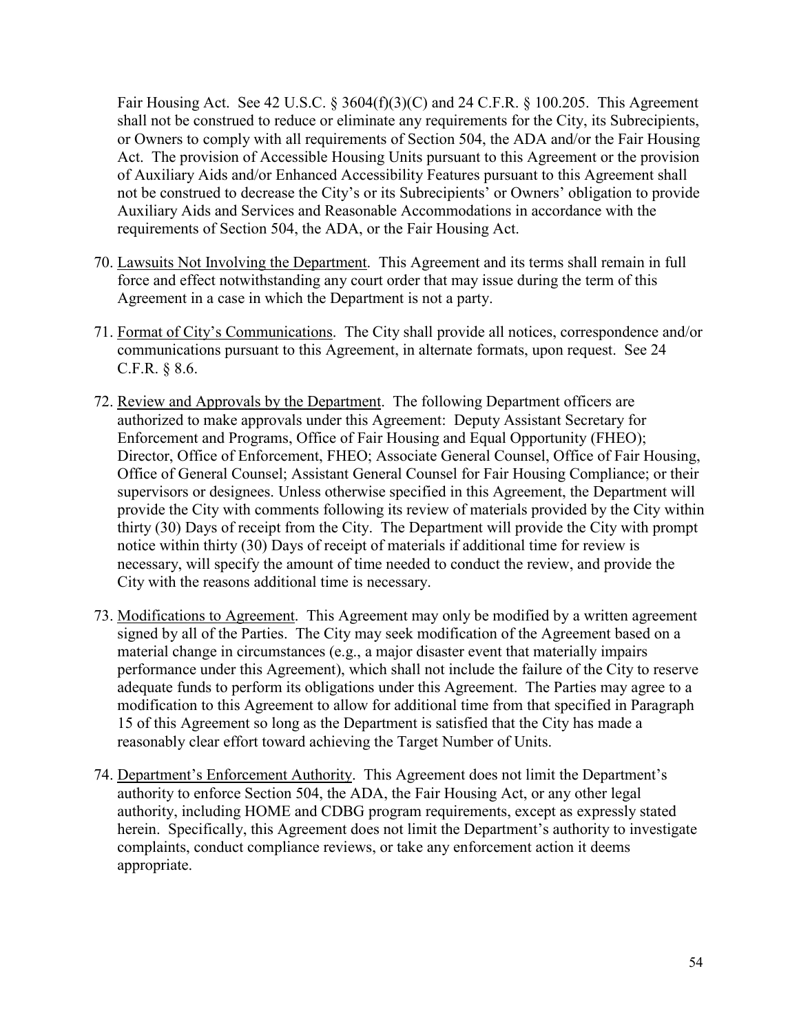Fair Housing Act. See 42 U.S.C. § 3604(f)(3)(C) and 24 C.F.R. § 100.205. This Agreement shall not be construed to reduce or eliminate any requirements for the City, its Subrecipients, or Owners to comply with all requirements of Section 504, the ADA and/or the Fair Housing Act. The provision of Accessible Housing Units pursuant to this Agreement or the provision of Auxiliary Aids and/or Enhanced Accessibility Features pursuant to this Agreement shall not be construed to decrease the City's or its Subrecipients' or Owners' obligation to provide Auxiliary Aids and Services and Reasonable Accommodations in accordance with the requirements of Section 504, the ADA, or the Fair Housing Act.

70. Lawsuits Not Involving the Department. This Agreement and its terms shall remain in full force and effect notwithstanding any court order that may issue during the term of this Agreement in a case in which the Department is not a party.

71. Format of City's Communications. The City shall provide all notices, correspondence and/or communications pursuant to this Agreement, in alternate formats, upon request. See 24 C.F.R. § 8.6.

72. Review and Approvals by the Department. The following Department officers are authorized to make approvals under this Agreement: Deputy Assistant Secretary for Enforcement and Programs, Office of Fair Housing and Equal Opportunity (FHEO); Director, Office of Enforcement, FHEO; Associate General Counsel, Office of Fair Housing, Office of General Counsel; Assistant General Counsel for Fair Housing Compliance; or their supervisors or designees. Unless otherwise specified in this Agreement, the Department will provide the City with comments following its review of materials provided by the City within thirty (30) Days of receipt from the City. The Department will provide the City with prompt notice within thirty (30) Days of receipt of materials if additional time for review is necessary, will specify the amount of time needed to conduct the review, and provide the City with the reasons additional time is necessary.

73. Modifications to Agreement. This Agreement may only be modified by a written agreement signed by all of the Parties. The City may seek modification of the Agreement based on a material change in circumstances (e.g., a major disaster event that materially impairs performance under this Agreement), which shall not include the failure of the City to reserve adequate funds to perform its obligations under this Agreement. The Parties may agree to a modification to this Agreement to allow for additional time from that specified in Paragraph 15 of this Agreement so long as the Department is satisfied that the City has made a reasonably clear effort toward achieving the Target Number of Units.

74. Department's Enforcement Authority. This Agreement does not limit the Department's authority to enforce Section 504, the ADA, the Fair Housing Act, or any other legal authority, including HOME and CDBG program requirements, except as expressly stated herein. Specifically, this Agreement does not limit the Department's authority to investigate complaints, conduct compliance reviews, or take any enforcement action it deems appropriate.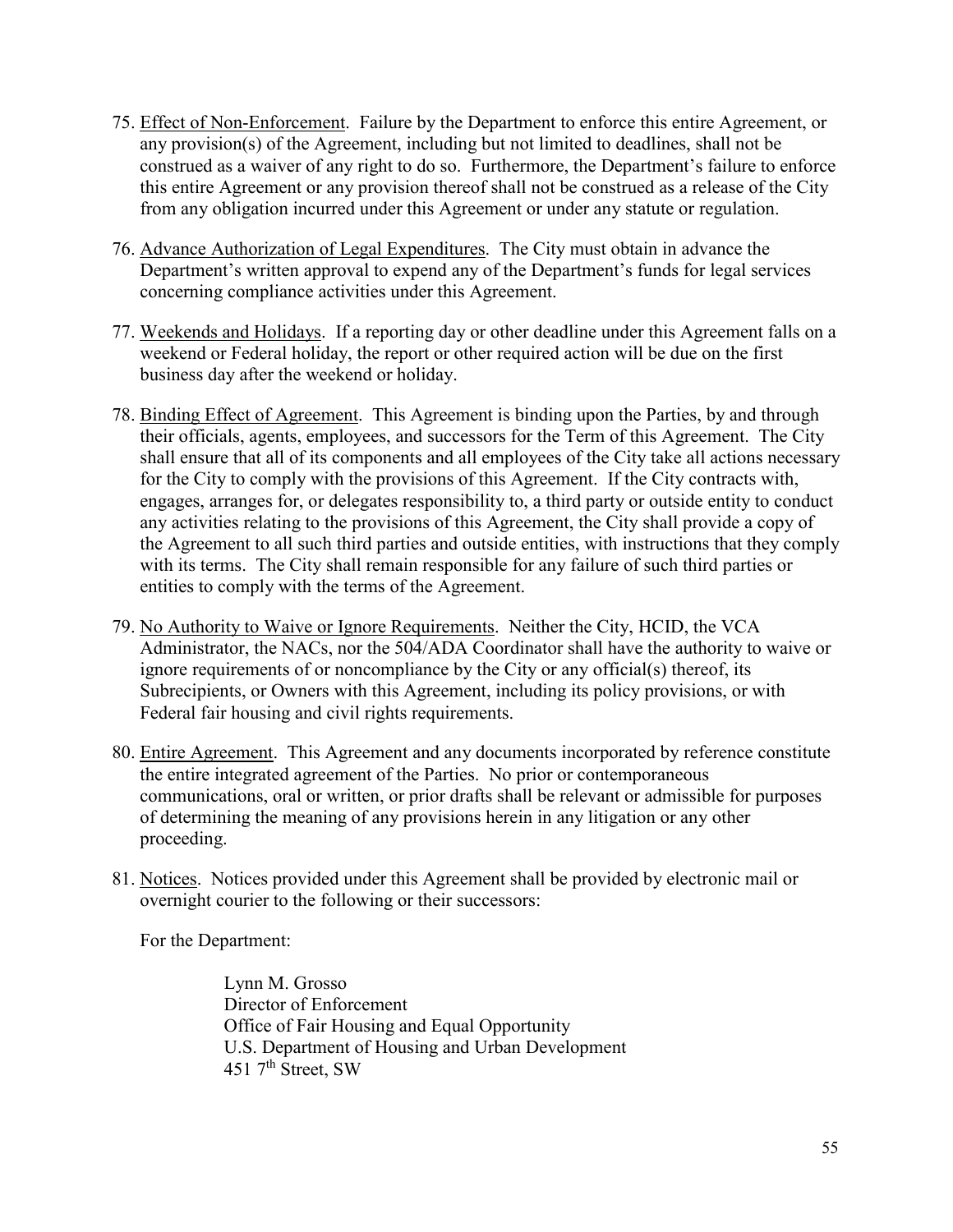75. Effect of Non-Enforcement. Failure by the Department to enforce this entire Agreement, or any provision(s) of the Agreement, including but not limited to deadlines, shall not be construed as a waiver of any right to do so. Furthermore, the Department's failure to enforce this entire Agreement or any provision thereof shall not be construed as a release of the City from any obligation incurred under this Agreement or under any statute or regulation.

76. Advance Authorization of Legal Expenditures. The City must obtain in advance the Department's written approval to expend any of the Department's funds for legal services concerning compliance activities under this Agreement.

77. Weekends and Holidays. If a reporting day or other deadline under this Agreement falls on a weekend or Federal holiday, the report or other required action will be due on the first business day after the weekend or holiday.

78. Binding Effect of Agreement. This Agreement is binding upon the Parties, by and through their officials, agents, employees, and successors for the Term of this Agreement. The City shall ensure that all of its components and all employees of the City take all actions necessary for the City to comply with the provisions of this Agreement. If the City contracts with, engages, arranges for, or delegates responsibility to, a third party or outside entity to conduct any activities relating to the provisions of this Agreement, the City shall provide a copy of the Agreement to all such third parties and outside entities, with instructions that they comply with its terms. The City shall remain responsible for any failure of such third parties or entities to comply with the terms of the Agreement.

79. No Authority to Waive or Ignore Requirements. Neither the City, HCID, the VCA Administrator, the NACs, nor the 504/ADA Coordinator shall have the authority to waive or ignore requirements of or noncompliance by the City or any official(s) thereof, its Subrecipients, or Owners with this Agreement, including its policy provisions, or with Federal fair housing and civil rights requirements.

80. Entire Agreement. This Agreement and any documents incorporated by reference constitute the entire integrated agreement of the Parties. No prior or contemporaneous communications, oral or written, or prior drafts shall be relevant or admissible for purposes of determining the meaning of any provisions herein in any litigation or any other proceeding.

81. Notices. Notices provided under this Agreement shall be provided by electronic mail or overnight courier to the following or their successors:

    For the Department:

    Lynn M. Grosso
    Director of Enforcement
    Office of Fair Housing and Equal Opportunity
    U.S. Department of Housing and Urban Development
    451 7th Street, SW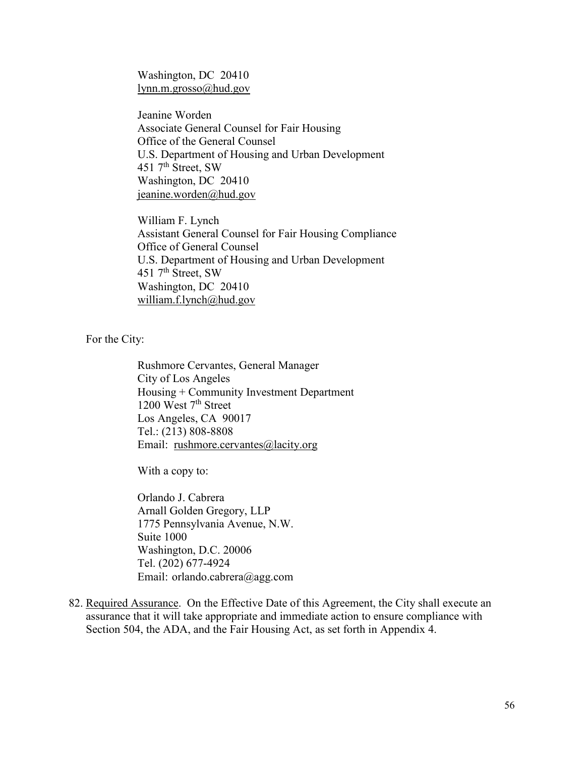Washington, DC 20410
lynn.m.grosso@hud.gov

Jeanine Worden
Associate General Counsel for Fair Housing
Office of the General Counsel
U.S. Department of Housing and Urban Development
451 7th Street, SW
Washington, DC 20410
jeanine.worden@hud.gov

William F. Lynch
Assistant General Counsel for Fair Housing Compliance
Office of General Counsel
U.S. Department of Housing and Urban Development
451 7th Street, SW
Washington, DC 20410
william.f.lynch@hud.gov

For the City:

Rushmore Cervantes, General Manager
City of Los Angeles
Housing + Community Investment Department
1200 West 7th Street
Los Angeles, CA 90017
Tel.: (213) 808-8808
Email: rushmore.cervantes@lacity.org

With a copy to:

Orlando J. Cabrera
Arnall Golden Gregory, LLP
1775 Pennsylvania Avenue, N.W.
Suite 1000
Washington, D.C. 20006
Tel. (202) 677-4924
Email: orlando.cabrera@agg.com

82. Required Assurance. On the Effective Date of this Agreement, the City shall execute an assurance that it will take appropriate and immediate action to ensure compliance with Section 504, the ADA, and the Fair Housing Act, as set forth in Appendix 4.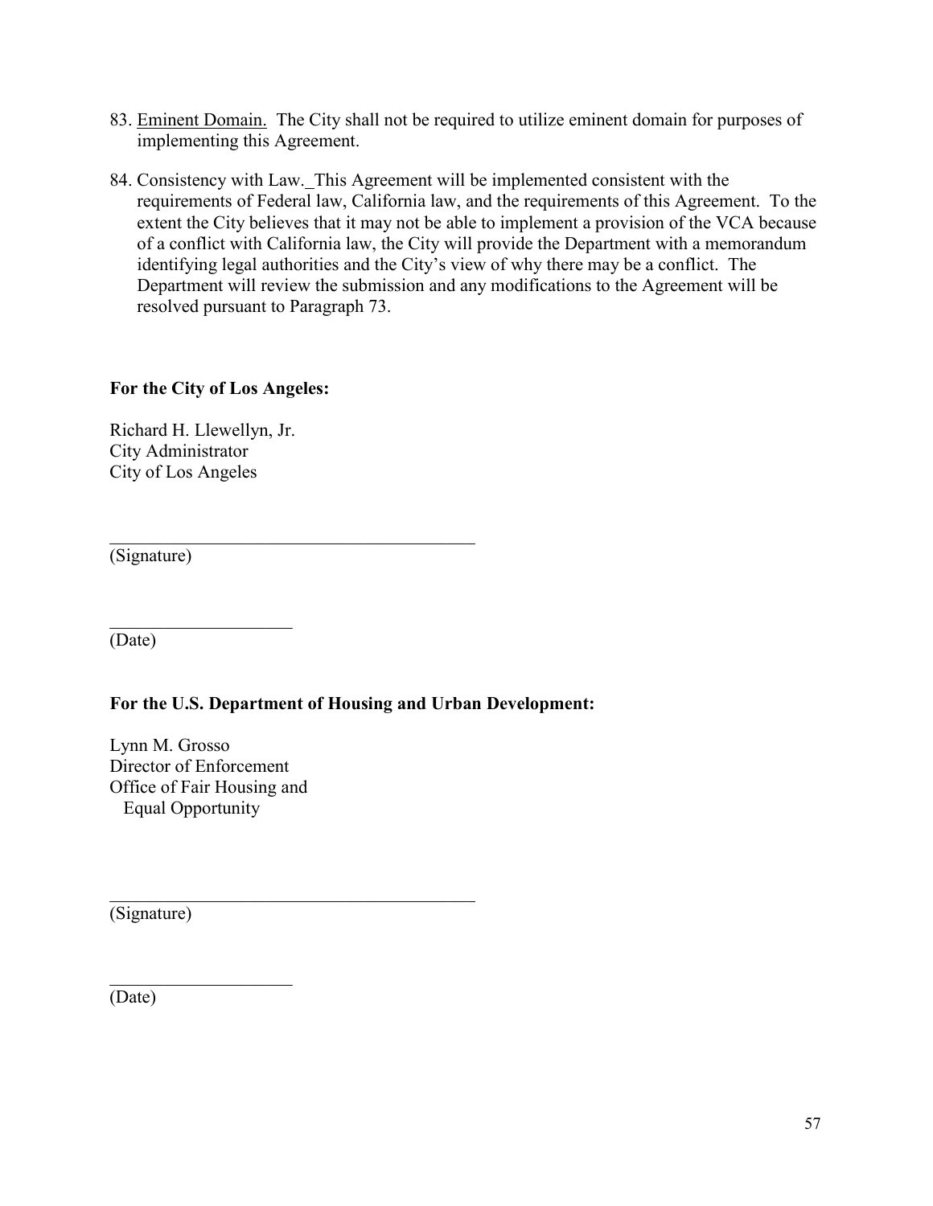83. Eminent Domain. The City shall not be required to utilize eminent domain for purposes of implementing this Agreement.

84. Consistency with Law._This Agreement will be implemented consistent with the requirements of Federal law, California law, and the requirements of this Agreement. To the extent the City believes that it may not be able to implement a provision of the VCA because of a conflict with California law, the City will provide the Department with a memorandum identifying legal authorities and the City's view of why there may be a conflict. The Department will review the submission and any modifications to the Agreement will be resolved pursuant to Paragraph 73.

**For the City of Los Angeles:**

Richard H. Llewellyn, Jr.
City Administrator
City of Los Angeles

\_\_\_\_\_\_\_\_\_\_\_\_\_\_\_\_\_\_\_\_\_\_\_\_\_\_\_\_\_\_\_\_\_\_\_\_\_\_\_\_
(Signature)

\_\_\_\_\_\_\_\_\_\_\_\_\_\_\_\_\_\_\_\_
(Date)

**For the U.S. Department of Housing and Urban Development:**

Lynn M. Grosso
Director of Enforcement
Office of Fair Housing and
Equal Opportunity

\_\_\_\_\_\_\_\_\_\_\_\_\_\_\_\_\_\_\_\_\_\_\_\_\_\_\_\_\_\_\_\_\_\_\_\_\_\_\_\_
(Signature)

\_\_\_\_\_\_\_\_\_\_\_\_\_\_\_\_\_\_\_\_
(Date)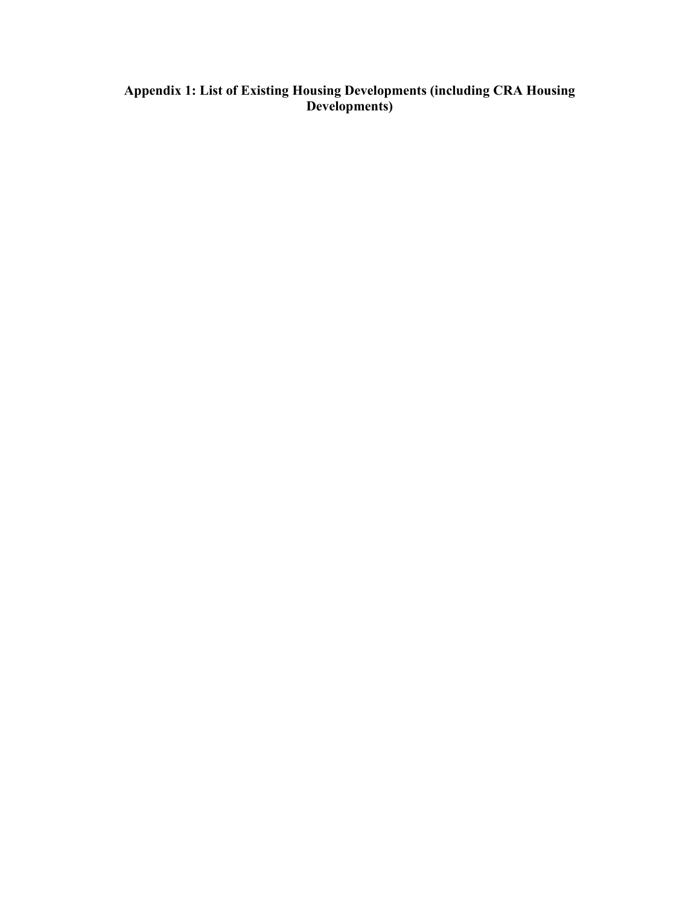# Appendix 1: List of Existing Housing Developments (including CRA Housing Developments)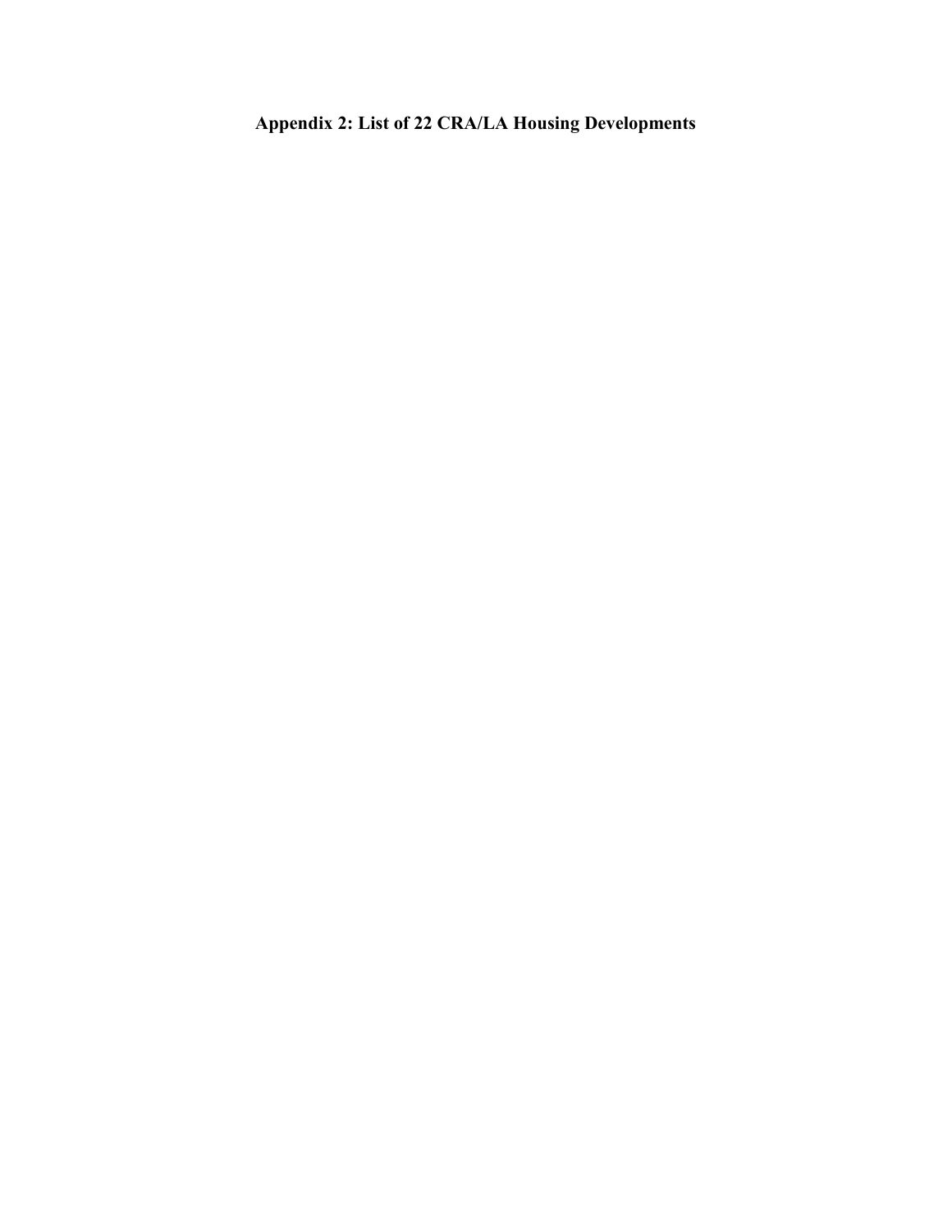# Appendix 2: List of 22 CRA/LA Housing Developments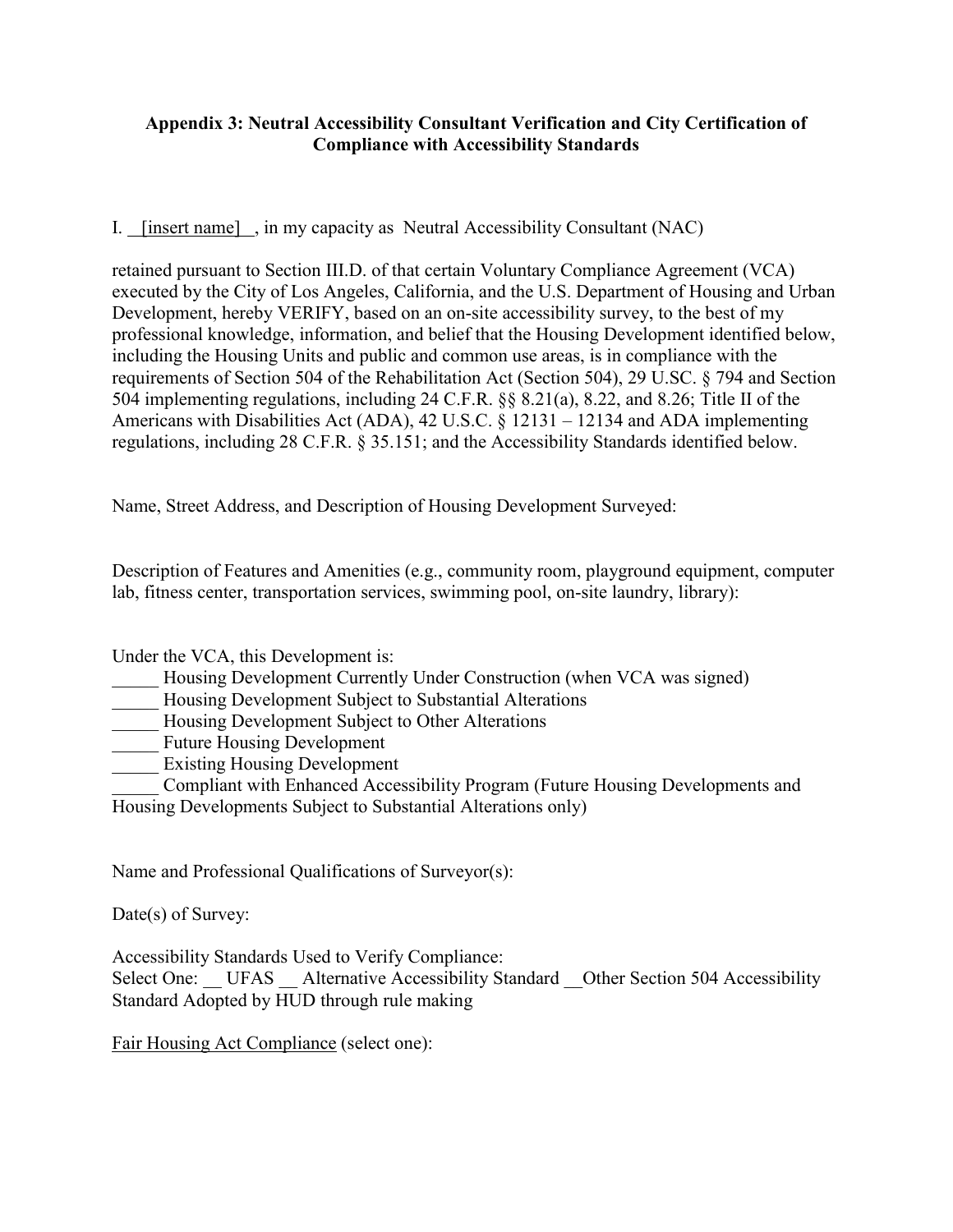**Appendix 3: Neutral Accessibility Consultant Verification and City Certification of Compliance with Accessibility Standards**

I. [insert name] , in my capacity as Neutral Accessibility Consultant (NAC)

retained pursuant to Section III.D. of that certain Voluntary Compliance Agreement (VCA) executed by the City of Los Angeles, California, and the U.S. Department of Housing and Urban Development, hereby VERIFY, based on an on-site accessibility survey, to the best of my professional knowledge, information, and belief that the Housing Development identified below, including the Housing Units and public and common use areas, is in compliance with the requirements of Section 504 of the Rehabilitation Act (Section 504), 29 U.SC. § 794 and Section 504 implementing regulations, including 24 C.F.R. §§ 8.21(a), 8.22, and 8.26; Title II of the Americans with Disabilities Act (ADA), 42 U.S.C. § 12131 – 12134 and ADA implementing regulations, including 28 C.F.R. § 35.151; and the Accessibility Standards identified below.

Name, Street Address, and Description of Housing Development Surveyed:

Description of Features and Amenities (e.g., community room, playground equipment, computer lab, fitness center, transportation services, swimming pool, on-site laundry, library):

Under the VCA, this Development is:

_____ Housing Development Currently Under Construction (when VCA was signed)
_____ Housing Development Subject to Substantial Alterations
_____ Housing Development Subject to Other Alterations
_____ Future Housing Development
_____ Existing Housing Development
_____ Compliant with Enhanced Accessibility Program (Future Housing Developments and Housing Developments Subject to Substantial Alterations only)

Name and Professional Qualifications of Surveyor(s):

Date(s) of Survey:

Accessibility Standards Used to Verify Compliance:
Select One: __ UFAS __ Alternative Accessibility Standard __Other Section 504 Accessibility Standard Adopted by HUD through rule making

<u>Fair Housing Act Compliance</u> (select one):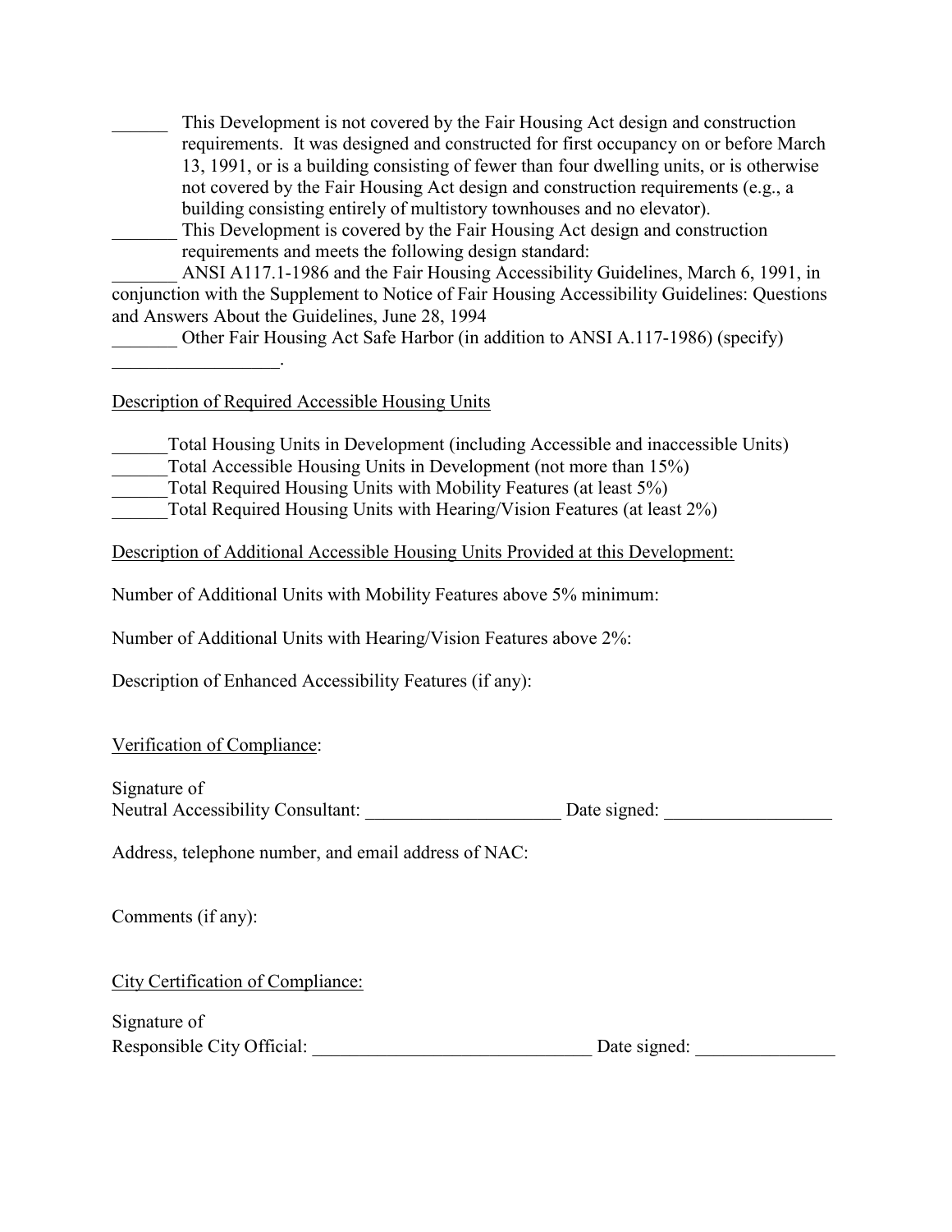______ This Development is not covered by the Fair Housing Act design and construction requirements. It was designed and constructed for first occupancy on or before March 13, 1991, or is a building consisting of fewer than four dwelling units, or is otherwise not covered by the Fair Housing Act design and construction requirements (e.g., a building consisting entirely of multistory townhouses and no elevator).

_______ This Development is covered by the Fair Housing Act design and construction requirements and meets the following design standard:

_______ ANSI A117.1-1986 and the Fair Housing Accessibility Guidelines, March 6, 1991, in conjunction with the Supplement to Notice of Fair Housing Accessibility Guidelines: Questions and Answers About the Guidelines, June 28, 1994

_______ Other Fair Housing Act Safe Harbor (in addition to ANSI A.117-1986) (specify) __________________.

<u>Description of Required Accessible Housing Units</u>

______Total Housing Units in Development (including Accessible and inaccessible Units)
______Total Accessible Housing Units in Development (not more than 15%)
______Total Required Housing Units with Mobility Features (at least 5%)
______Total Required Housing Units with Hearing/Vision Features (at least 2%)

<u>Description of Additional Accessible Housing Units Provided at this Development:</u>

Number of Additional Units with Mobility Features above 5% minimum:

Number of Additional Units with Hearing/Vision Features above 2%:

Description of Enhanced Accessibility Features (if any):

<u>Verification of Compliance</u>:

Signature of
Neutral Accessibility Consultant: _____________________ Date signed: __________________

Address, telephone number, and email address of NAC:

Comments (if any):

<u>City Certification of Compliance:</u>

Signature of
Responsible City Official: ______________________________ Date signed: _______________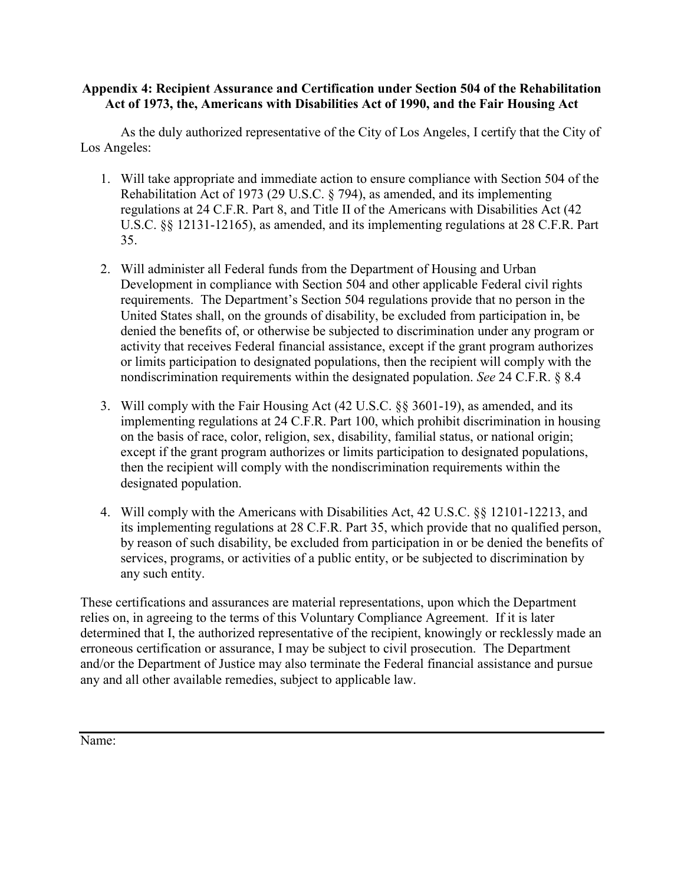**Appendix 4: Recipient Assurance and Certification under Section 504 of the Rehabilitation Act of 1973, the, Americans with Disabilities Act of 1990, and the Fair Housing Act**

As the duly authorized representative of the City of Los Angeles, I certify that the City of Los Angeles:

1. Will take appropriate and immediate action to ensure compliance with Section 504 of the Rehabilitation Act of 1973 (29 U.S.C. § 794), as amended, and its implementing regulations at 24 C.F.R. Part 8, and Title II of the Americans with Disabilities Act (42 U.S.C. §§ 12131-12165), as amended, and its implementing regulations at 28 C.F.R. Part 35.

2. Will administer all Federal funds from the Department of Housing and Urban Development in compliance with Section 504 and other applicable Federal civil rights requirements. The Department's Section 504 regulations provide that no person in the United States shall, on the grounds of disability, be excluded from participation in, be denied the benefits of, or otherwise be subjected to discrimination under any program or activity that receives Federal financial assistance, except if the grant program authorizes or limits participation to designated populations, then the recipient will comply with the nondiscrimination requirements within the designated population. *See* 24 C.F.R. § 8.4

3. Will comply with the Fair Housing Act (42 U.S.C. §§ 3601-19), as amended, and its implementing regulations at 24 C.F.R. Part 100, which prohibit discrimination in housing on the basis of race, color, religion, sex, disability, familial status, or national origin; except if the grant program authorizes or limits participation to designated populations, then the recipient will comply with the nondiscrimination requirements within the designated population.

4. Will comply with the Americans with Disabilities Act, 42 U.S.C. §§ 12101-12213, and its implementing regulations at 28 C.F.R. Part 35, which provide that no qualified person, by reason of such disability, be excluded from participation in or be denied the benefits of services, programs, or activities of a public entity, or be subjected to discrimination by any such entity.

These certifications and assurances are material representations, upon which the Department relies on, in agreeing to the terms of this Voluntary Compliance Agreement. If it is later determined that I, the authorized representative of the recipient, knowingly or recklessly made an erroneous certification or assurance, I may be subject to civil prosecution. The Department and/or the Department of Justice may also terminate the Federal financial assistance and pursue any and all other available remedies, subject to applicable law.

Name: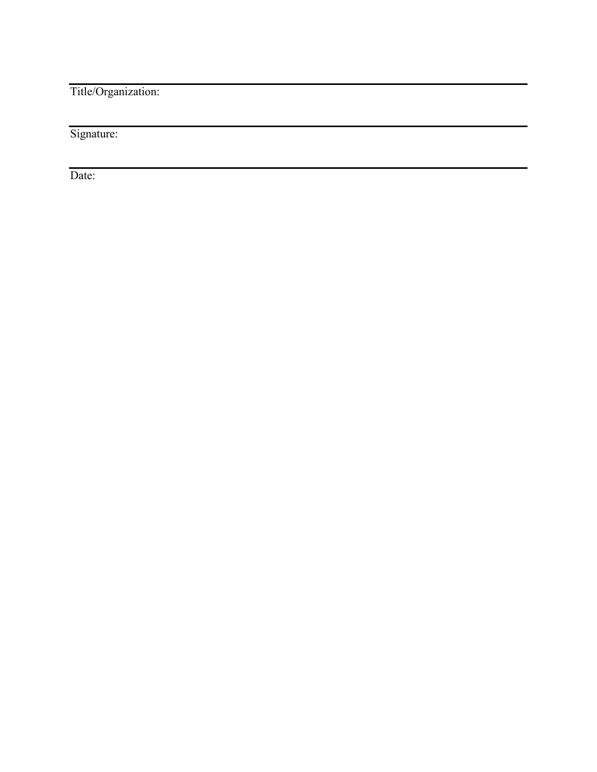Title/Organization:

Signature:

Date: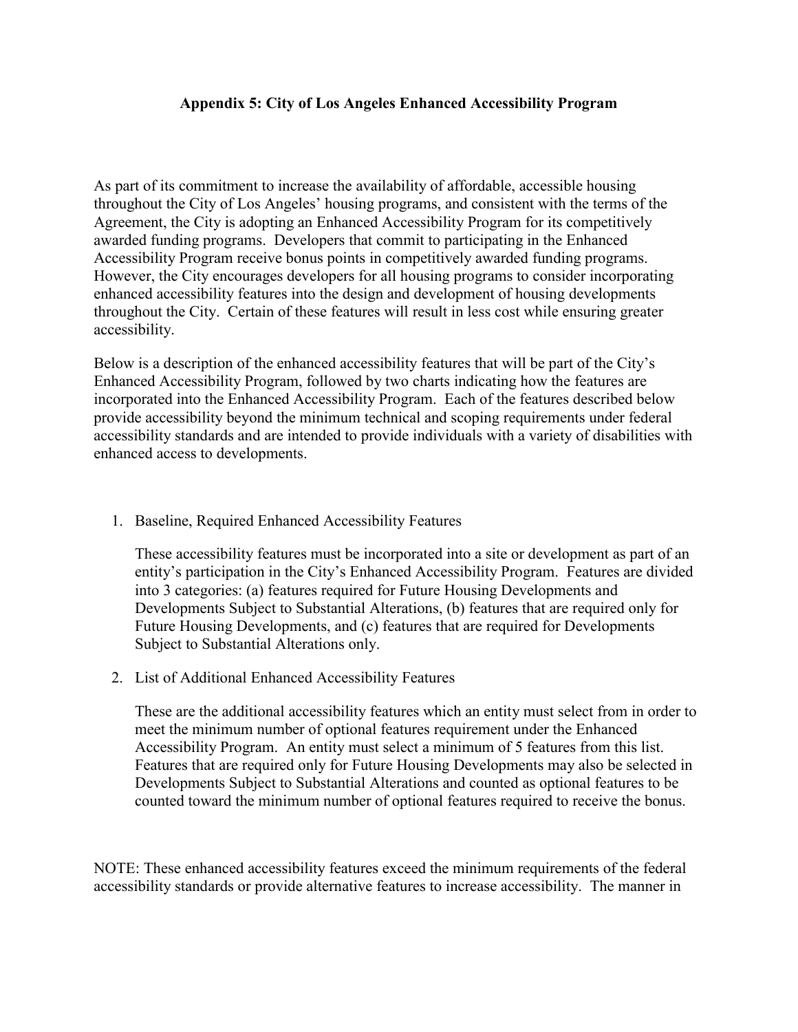# Appendix 5: City of Los Angeles Enhanced Accessibility Program

As part of its commitment to increase the availability of affordable, accessible housing throughout the City of Los Angeles' housing programs, and consistent with the terms of the Agreement, the City is adopting an Enhanced Accessibility Program for its competitively awarded funding programs. Developers that commit to participating in the Enhanced Accessibility Program receive bonus points in competitively awarded funding programs. However, the City encourages developers for all housing programs to consider incorporating enhanced accessibility features into the design and development of housing developments throughout the City. Certain of these features will result in less cost while ensuring greater accessibility.

Below is a description of the enhanced accessibility features that will be part of the City's Enhanced Accessibility Program, followed by two charts indicating how the features are incorporated into the Enhanced Accessibility Program. Each of the features described below provide accessibility beyond the minimum technical and scoping requirements under federal accessibility standards and are intended to provide individuals with a variety of disabilities with enhanced access to developments.

1. Baseline, Required Enhanced Accessibility Features

   These accessibility features must be incorporated into a site or development as part of an entity's participation in the City's Enhanced Accessibility Program. Features are divided into 3 categories: (a) features required for Future Housing Developments and Developments Subject to Substantial Alterations, (b) features that are required only for Future Housing Developments, and (c) features that are required for Developments Subject to Substantial Alterations only.

2. List of Additional Enhanced Accessibility Features

   These are the additional accessibility features which an entity must select from in order to meet the minimum number of optional features requirement under the Enhanced Accessibility Program. An entity must select a minimum of 5 features from this list. Features that are required only for Future Housing Developments may also be selected in Developments Subject to Substantial Alterations and counted as optional features to be counted toward the minimum number of optional features required to receive the bonus.

NOTE: These enhanced accessibility features exceed the minimum requirements of the federal accessibility standards or provide alternative features to increase accessibility. The manner in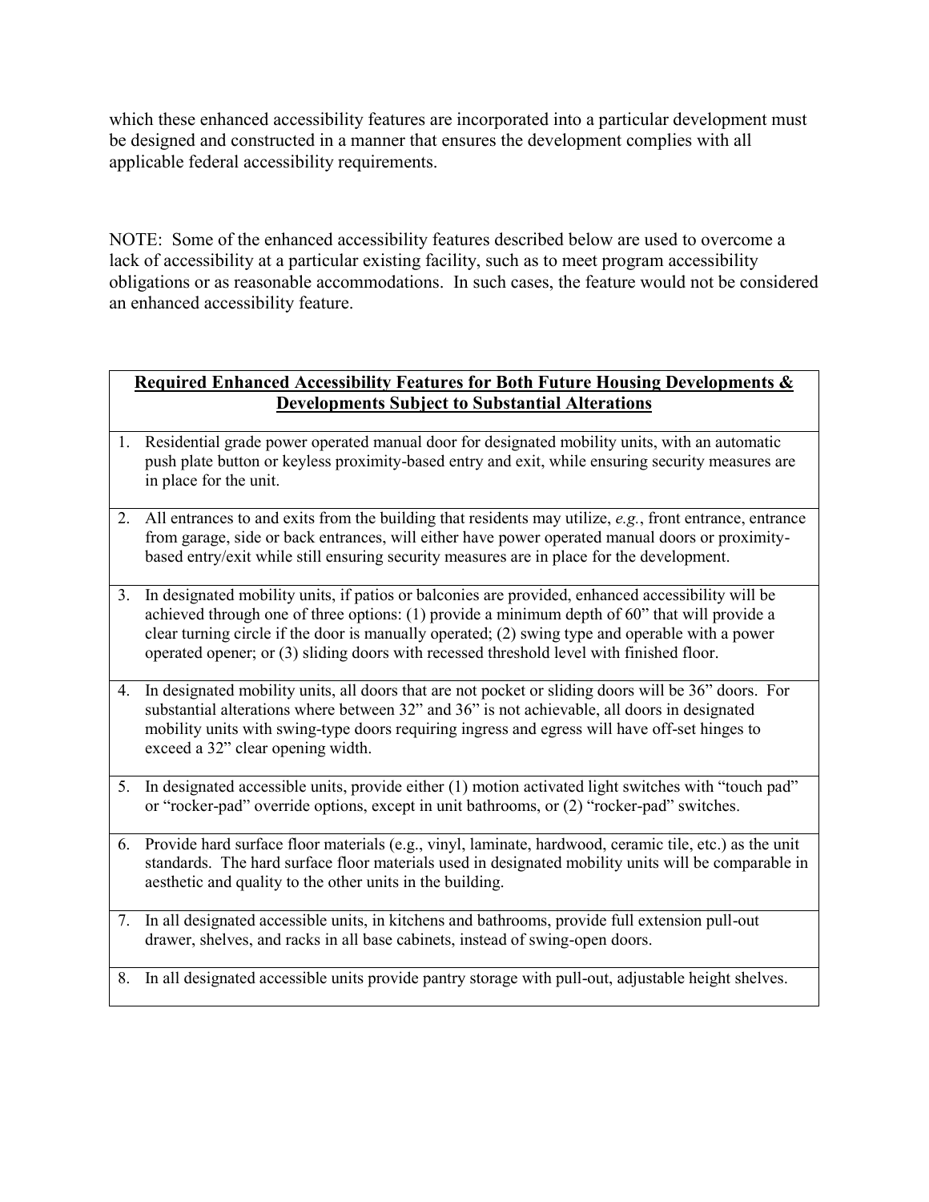which these enhanced accessibility features are incorporated into a particular development must be designed and constructed in a manner that ensures the development complies with all applicable federal accessibility requirements.

NOTE: Some of the enhanced accessibility features described below are used to overcome a lack of accessibility at a particular existing facility, such as to meet program accessibility obligations or as reasonable accommodations. In such cases, the feature would not be considered an enhanced accessibility feature.

| **Required Enhanced Accessibility Features for Both Future Housing Developments & Developments Subject to Substantial Alterations** |
|---|
| 1. Residential grade power operated manual door for designated mobility units, with an automatic push plate button or keyless proximity-based entry and exit, while ensuring security measures are in place for the unit. |
| 2. All entrances to and exits from the building that residents may utilize, *e.g.*, front entrance, entrance from garage, side or back entrances, will either have power operated manual doors or proximity-based entry/exit while still ensuring security measures are in place for the development. |
| 3. In designated mobility units, if patios or balconies are provided, enhanced accessibility will be achieved through one of three options: (1) provide a minimum depth of 60" that will provide a clear turning circle if the door is manually operated; (2) swing type and operable with a power operated opener; or (3) sliding doors with recessed threshold level with finished floor. |
| 4. In designated mobility units, all doors that are not pocket or sliding doors will be 36" doors. For substantial alterations where between 32" and 36" is not achievable, all doors in designated mobility units with swing-type doors requiring ingress and egress will have off-set hinges to exceed a 32" clear opening width. |
| 5. In designated accessible units, provide either (1) motion activated light switches with "touch pad" or "rocker-pad" override options, except in unit bathrooms, or (2) "rocker-pad" switches. |
| 6. Provide hard surface floor materials (e.g., vinyl, laminate, hardwood, ceramic tile, etc.) as the unit standards. The hard surface floor materials used in designated mobility units will be comparable in aesthetic and quality to the other units in the building. |
| 7. In all designated accessible units, in kitchens and bathrooms, provide full extension pull-out drawer, shelves, and racks in all base cabinets, instead of swing-open doors. |
| 8. In all designated accessible units provide pantry storage with pull-out, adjustable height shelves. |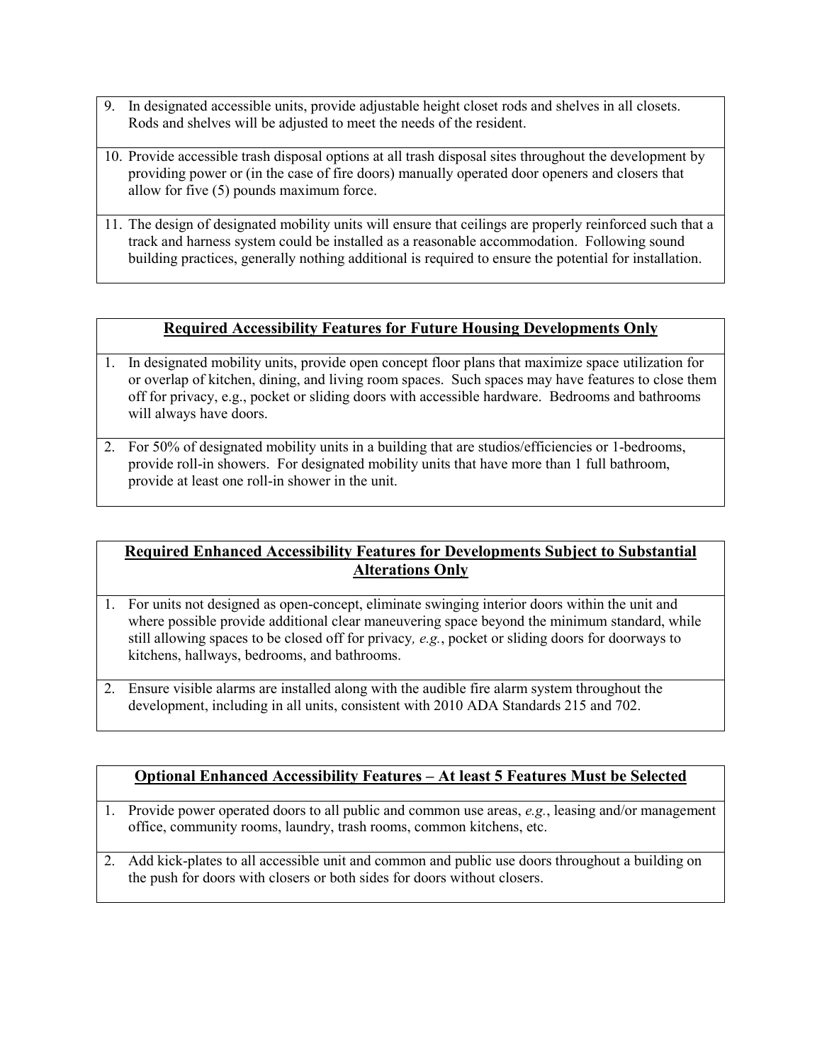9. In designated accessible units, provide adjustable height closet rods and shelves in all closets. Rods and shelves will be adjusted to meet the needs of the resident.

10. Provide accessible trash disposal options at all trash disposal sites throughout the development by providing power or (in the case of fire doors) manually operated door openers and closers that allow for five (5) pounds maximum force.

11. The design of designated mobility units will ensure that ceilings are properly reinforced such that a track and harness system could be installed as a reasonable accommodation. Following sound building practices, generally nothing additional is required to ensure the potential for installation.

**Required Accessibility Features for Future Housing Developments Only**

1. In designated mobility units, provide open concept floor plans that maximize space utilization for or overlap of kitchen, dining, and living room spaces. Such spaces may have features to close them off for privacy, e.g., pocket or sliding doors with accessible hardware. Bedrooms and bathrooms will always have doors.

2. For 50% of designated mobility units in a building that are studios/efficiencies or 1-bedrooms, provide roll-in showers. For designated mobility units that have more than 1 full bathroom, provide at least one roll-in shower in the unit.

**Required Enhanced Accessibility Features for Developments Subject to Substantial Alterations Only**

1. For units not designed as open-concept, eliminate swinging interior doors within the unit and where possible provide additional clear maneuvering space beyond the minimum standard, while still allowing spaces to be closed off for privacy*, e.g.*, pocket or sliding doors for doorways to kitchens, hallways, bedrooms, and bathrooms.

2. Ensure visible alarms are installed along with the audible fire alarm system throughout the development, including in all units, consistent with 2010 ADA Standards 215 and 702.

**Optional Enhanced Accessibility Features – At least 5 Features Must be Selected**

1. Provide power operated doors to all public and common use areas, *e.g.*, leasing and/or management office, community rooms, laundry, trash rooms, common kitchens, etc.

2. Add kick-plates to all accessible unit and common and public use doors throughout a building on the push for doors with closers or both sides for doors without closers.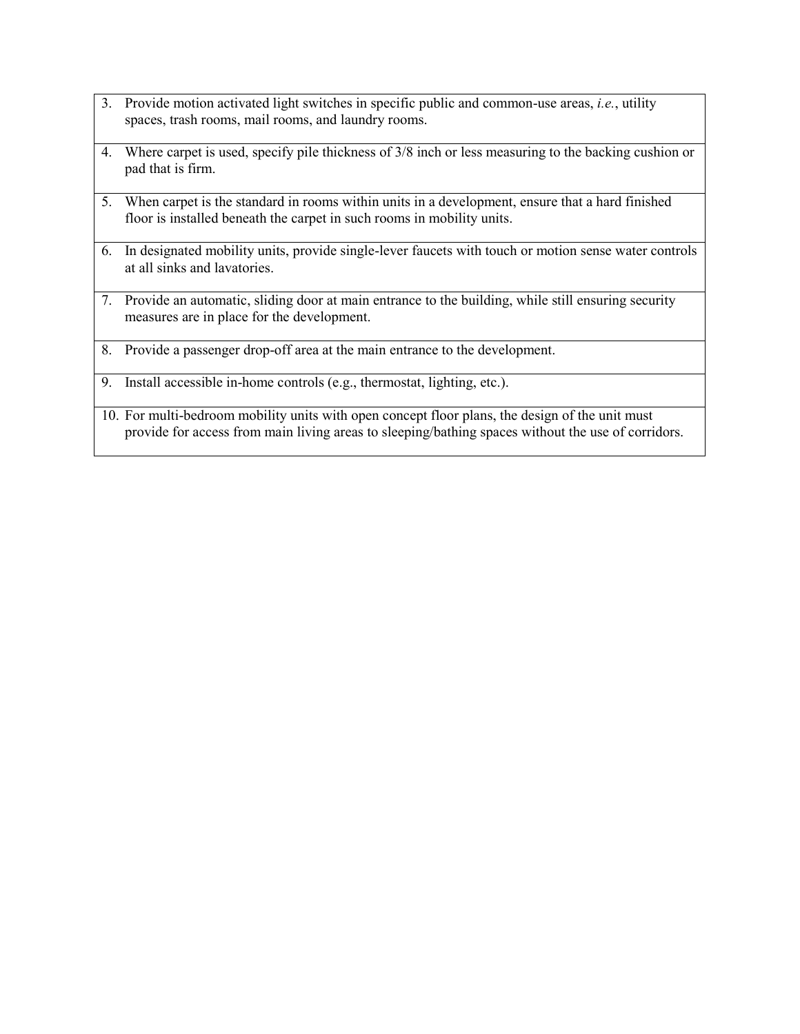| |
|---|
| 3. Provide motion activated light switches in specific public and common-use areas, *i.e.*, utility spaces, trash rooms, mail rooms, and laundry rooms. |
| 4. Where carpet is used, specify pile thickness of 3/8 inch or less measuring to the backing cushion or pad that is firm. |
| 5. When carpet is the standard in rooms within units in a development, ensure that a hard finished floor is installed beneath the carpet in such rooms in mobility units. |
| 6. In designated mobility units, provide single-lever faucets with touch or motion sense water controls at all sinks and lavatories. |
| 7. Provide an automatic, sliding door at main entrance to the building, while still ensuring security measures are in place for the development. |
| 8. Provide a passenger drop-off area at the main entrance to the development. |
| 9. Install accessible in-home controls (e.g., thermostat, lighting, etc.). |
| 10. For multi-bedroom mobility units with open concept floor plans, the design of the unit must provide for access from main living areas to sleeping/bathing spaces without the use of corridors. |